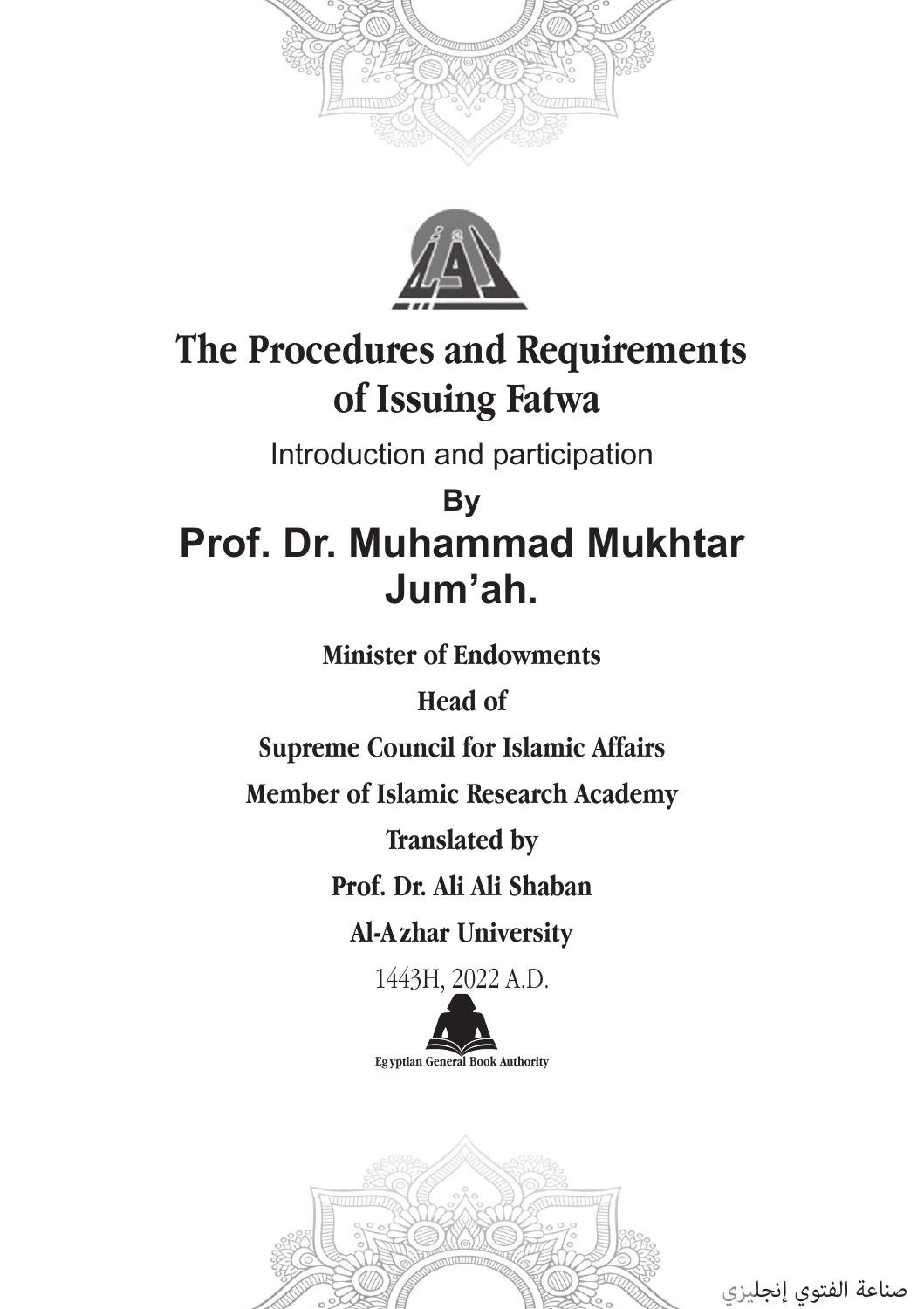# The Procedures and Requirements of Issuing Fatwa

Introduction and participation

**By**

## Prof. Dr. Muhammad Mukhtar Jum'ah.

**Minister of Endowments**

**Head of**

**Supreme Council for Islamic Affairs**

**Member of Islamic Research Academy**

**Translated by**

**Prof. Dr. Ali Ali Shaban**

**Al-Azhar University**

1443H, 2022 A.D.

Egyptian General Book Authority

صناعة الفتوي إنجليزي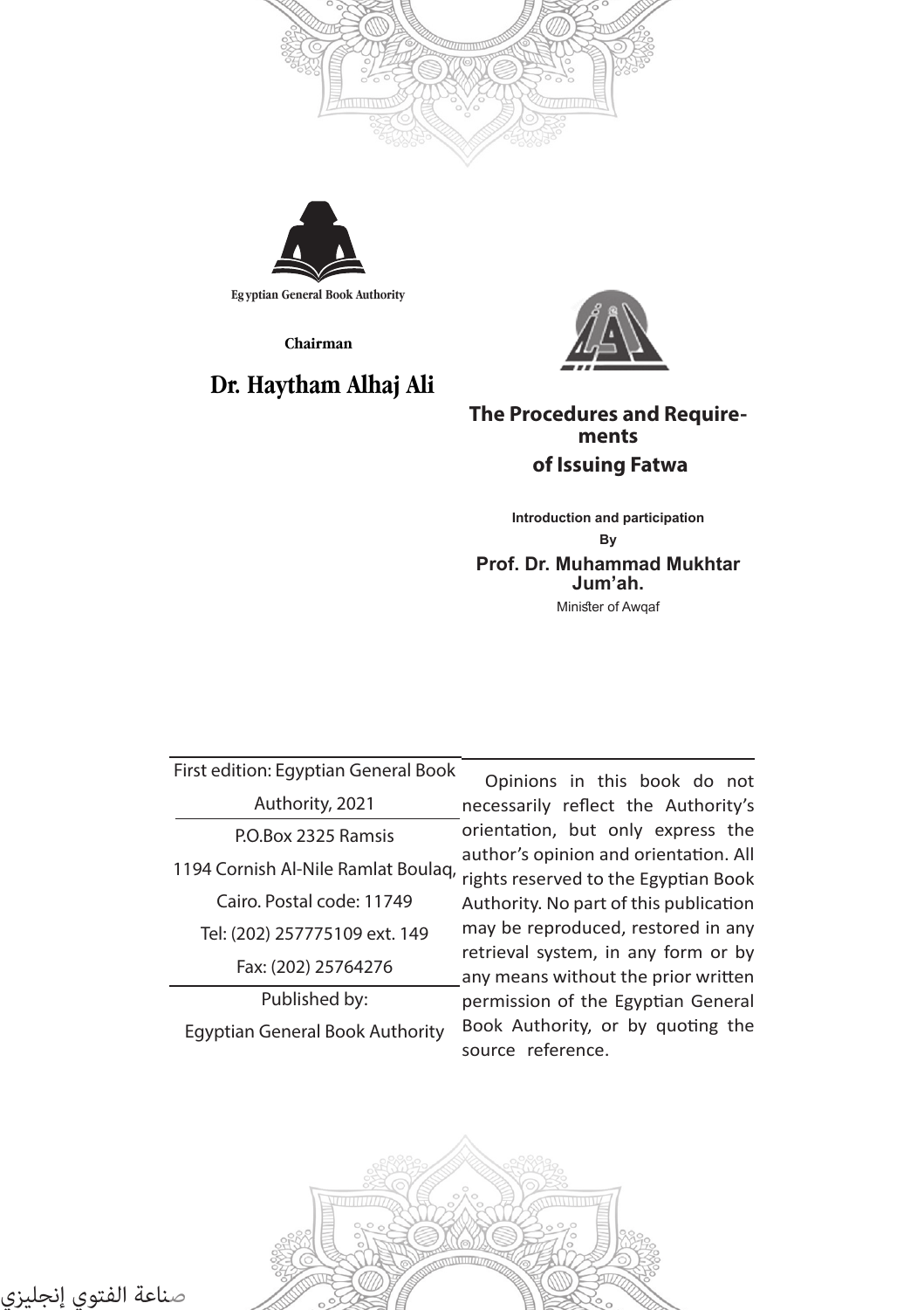Egyptian General Book Authority

**Chairman**

**Dr. Haytham Alhaj Ali**

# The Procedures and Requirements of Issuing Fatwa

**Introduction and participation**

**By**

**Prof. Dr. Muhammad Mukhtar Jum'ah.**

Minister of Awqaf

First edition: Egyptian General Book Authority, 2021

P.O.Box 2325 Ramsis

1194 Cornish Al-Nile Ramlat Boulaq,

Cairo. Postal code: 11749

Tel: (202) 257775109 ext. 149

Fax: (202) 25764276

Published by:

Egyptian General Book Authority

Opinions in this book do not necessarily reflect the Authority's orientation, but only express the author's opinion and orientation. All rights reserved to the Egyptian Book Authority. No part of this publication may be reproduced, restored in any retrieval system, in any form or by any means without the prior written permission of the Egyptian General Book Authority, or by quoting the source reference.

صناعة الفتوي إنجليزي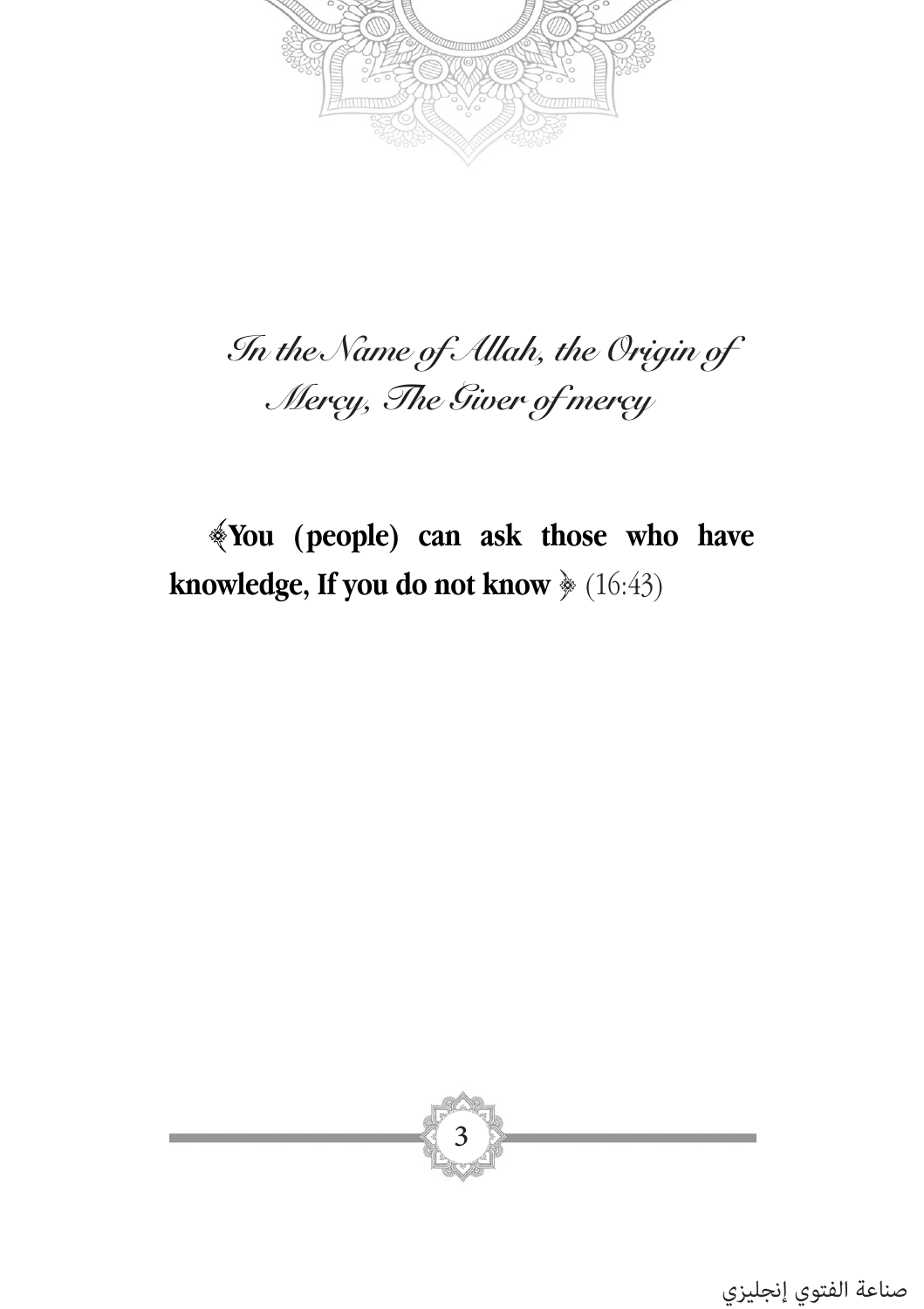*In the Name of Allah, the Origin of Mercy, The Giver of mercy*

﴿**You (people) can ask those who have knowledge, If you do not know**﴾ (16:43)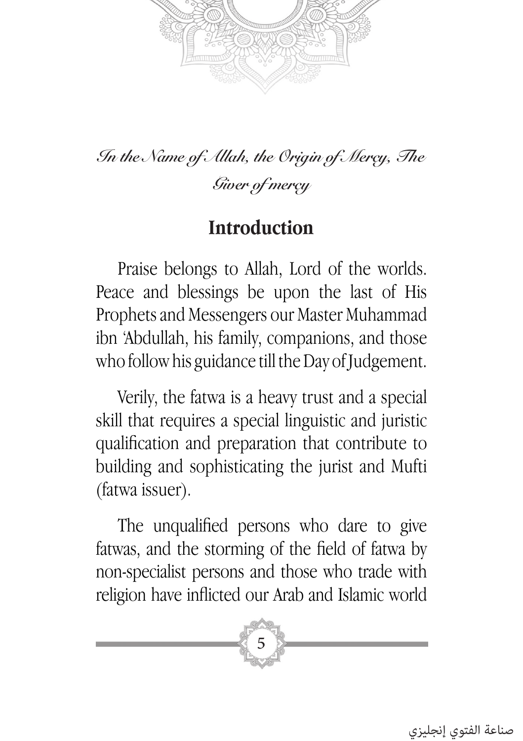*In the Name of Allah, the Origin of Mercy, The Giver of mercy*

## Introduction

Praise belongs to Allah, Lord of the worlds. Peace and blessings be upon the last of His Prophets and Messengers our Master Muhammad ibn 'Abdullah, his family, companions, and those who follow his guidance till the Day of Judgement.

Verily, the fatwa is a heavy trust and a special skill that requires a special linguistic and juristic qualification and preparation that contribute to building and sophisticating the jurist and Mufti (fatwa issuer).

The unqualified persons who dare to give fatwas, and the storming of the field of fatwa by non-specialist persons and those who trade with religion have inflicted our Arab and Islamic world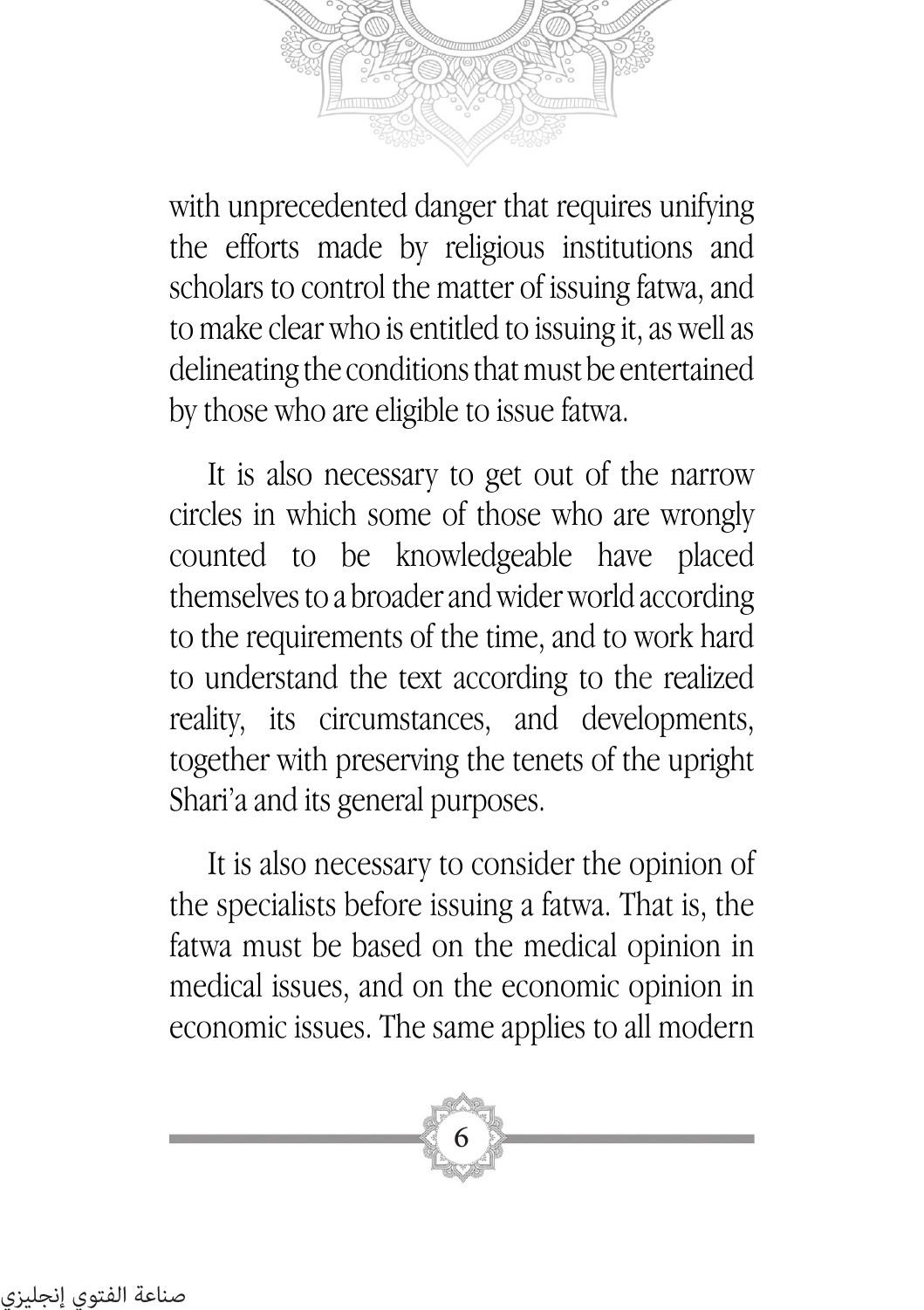with unprecedented danger that requires unifying the efforts made by religious institutions and scholars to control the matter of issuing fatwa, and to make clear who is entitled to issuing it, as well as delineating the conditions that must be entertained by those who are eligible to issue fatwa.

It is also necessary to get out of the narrow circles in which some of those who are wrongly counted to be knowledgeable have placed themselves to a broader and wider world according to the requirements of the time, and to work hard to understand the text according to the realized reality, its circumstances, and developments, together with preserving the tenets of the upright Shari'a and its general purposes.

It is also necessary to consider the opinion of the specialists before issuing a fatwa. That is, the fatwa must be based on the medical opinion in medical issues, and on the economic opinion in economic issues. The same applies to all modern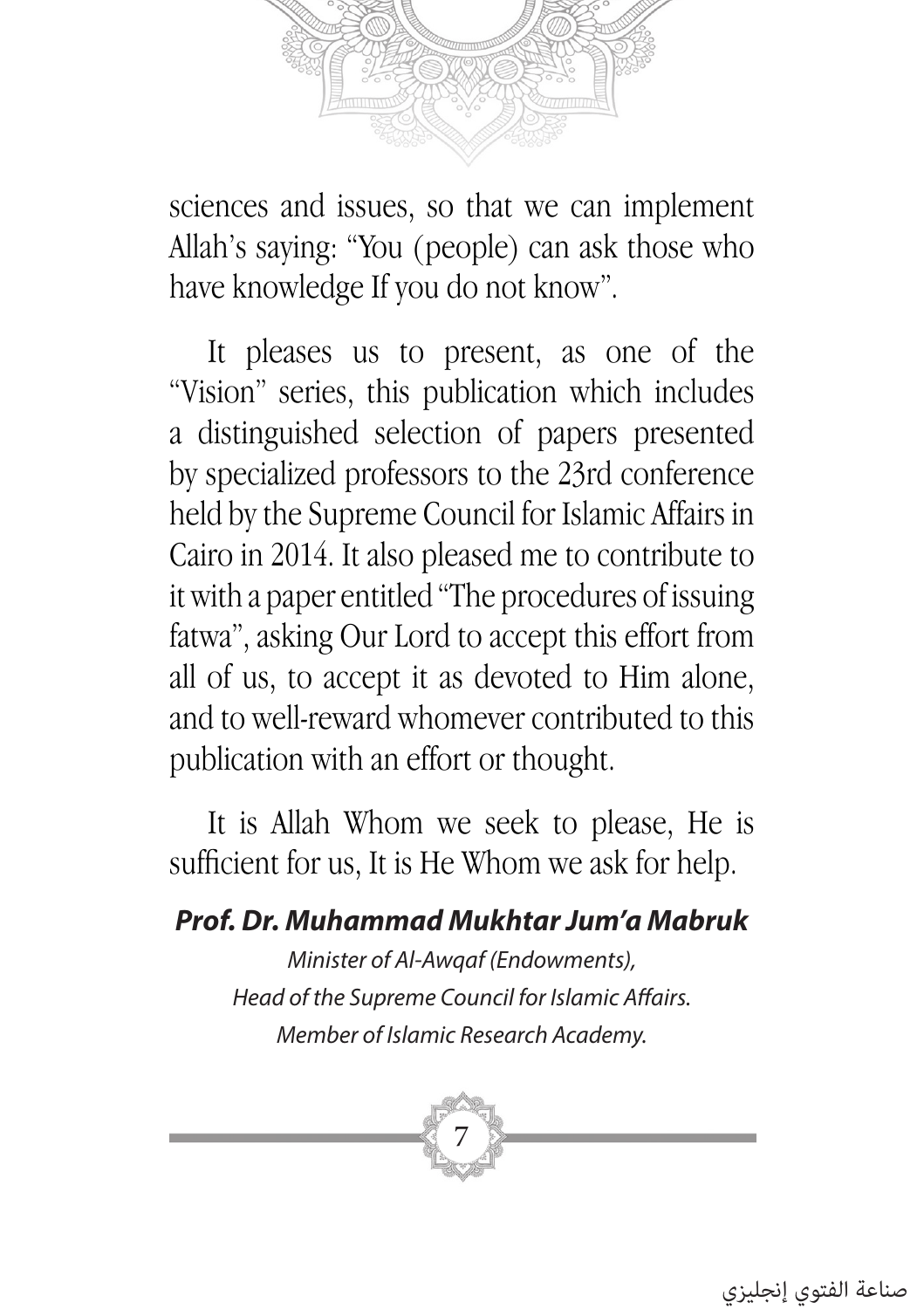sciences and issues, so that we can implement Allah's saying: "You (people) can ask those who have knowledge If you do not know".

It pleases us to present, as one of the "Vision" series, this publication which includes a distinguished selection of papers presented by specialized professors to the 23rd conference held by the Supreme Council for Islamic Affairs in Cairo in 2014. It also pleased me to contribute to it with a paper entitled "The procedures of issuing fatwa", asking Our Lord to accept this effort from all of us, to accept it as devoted to Him alone, and to well-reward whomever contributed to this publication with an effort or thought.

It is Allah Whom we seek to please, He is sufficient for us, It is He Whom we ask for help.

***Prof. Dr. Muhammad Mukhtar Jum'a Mabruk***

*Minister of Al-Awqaf (Endowments),*
*Head of the Supreme Council for Islamic Affairs.*
*Member of Islamic Research Academy.*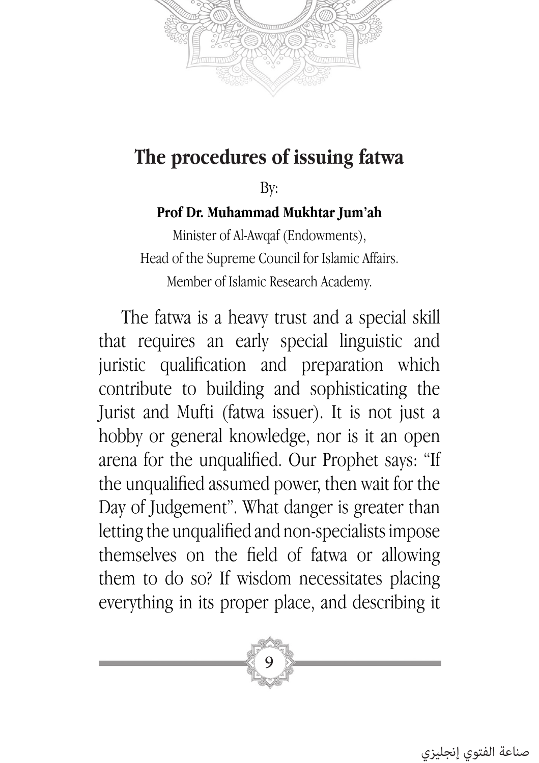## The procedures of issuing fatwa

By:

**Prof Dr. Muhammad Mukhtar Jum'ah**

Minister of Al-Awqaf (Endowments),
Head of the Supreme Council for Islamic Affairs.
Member of Islamic Research Academy.

The fatwa is a heavy trust and a special skill that requires an early special linguistic and juristic qualification and preparation which contribute to building and sophisticating the Jurist and Mufti (fatwa issuer). It is not just a hobby or general knowledge, nor is it an open arena for the unqualified. Our Prophet says: "If the unqualified assumed power, then wait for the Day of Judgement". What danger is greater than letting the unqualified and non-specialists impose themselves on the field of fatwa or allowing them to do so? If wisdom necessitates placing everything in its proper place, and describing it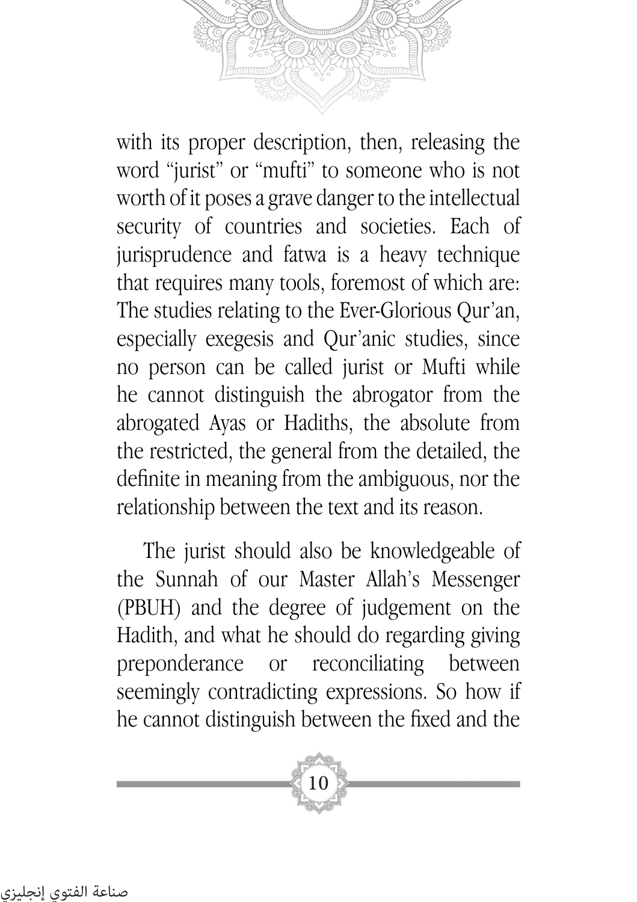with its proper description, then, releasing the word "jurist" or "mufti" to someone who is not worth of it poses a grave danger to the intellectual security of countries and societies. Each of jurisprudence and fatwa is a heavy technique that requires many tools, foremost of which are: The studies relating to the Ever-Glorious Qur'an, especially exegesis and Qur'anic studies, since no person can be called jurist or Mufti while he cannot distinguish the abrogator from the abrogated Ayas or Hadiths, the absolute from the restricted, the general from the detailed, the definite in meaning from the ambiguous, nor the relationship between the text and its reason.

The jurist should also be knowledgeable of the Sunnah of our Master Allah's Messenger (PBUH) and the degree of judgement on the Hadith, and what he should do regarding giving preponderance or reconciliating between seemingly contradicting expressions. So how if he cannot distinguish between the fixed and the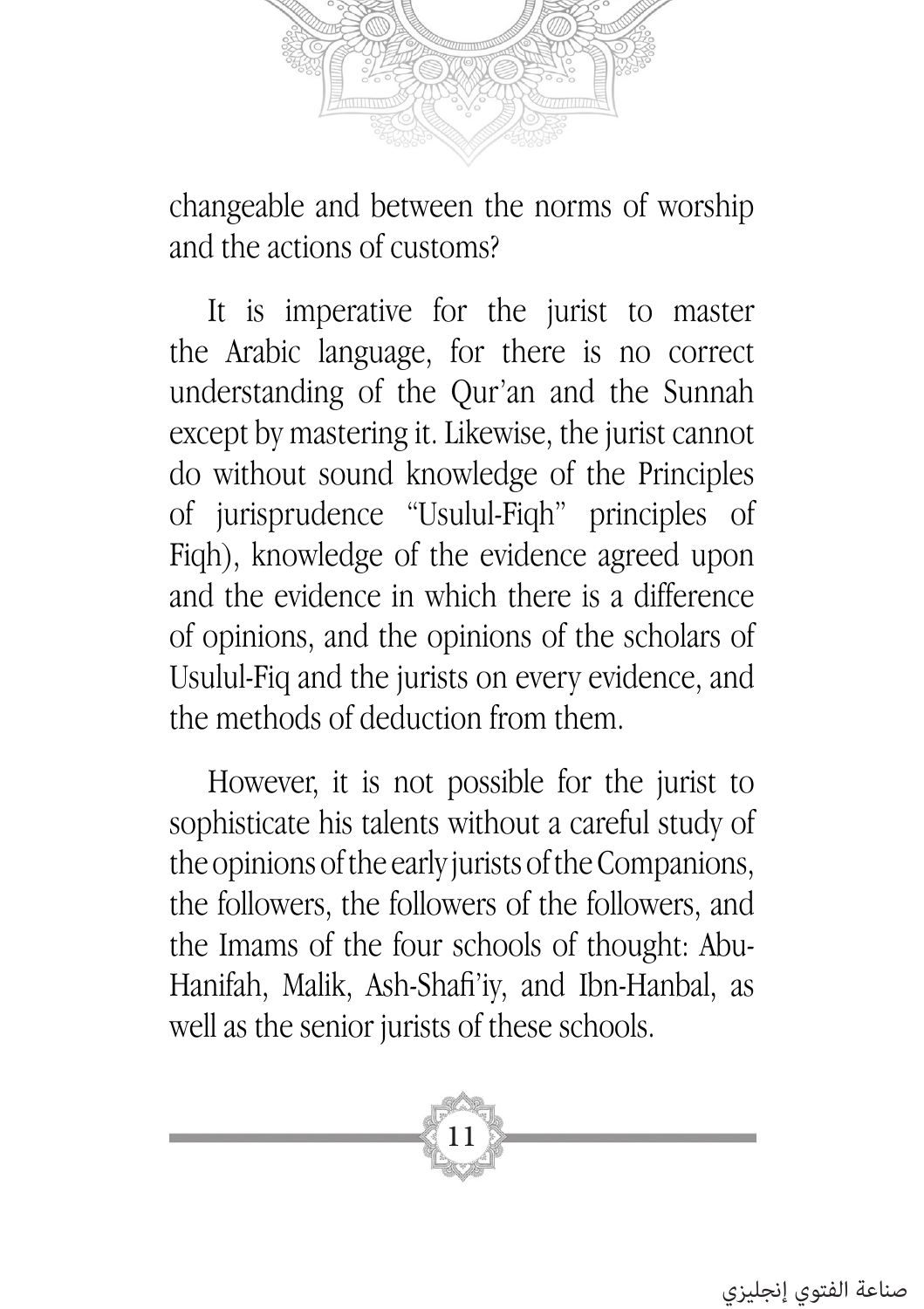changeable and between the norms of worship and the actions of customs?

It is imperative for the jurist to master the Arabic language, for there is no correct understanding of the Qur'an and the Sunnah except by mastering it. Likewise, the jurist cannot do without sound knowledge of the Principles of jurisprudence "Usulul-Fiqh" principles of Fiqh), knowledge of the evidence agreed upon and the evidence in which there is a difference of opinions, and the opinions of the scholars of Usulul-Fiq and the jurists on every evidence, and the methods of deduction from them.

However, it is not possible for the jurist to sophisticate his talents without a careful study of the opinions of the early jurists of the Companions, the followers, the followers of the followers, and the Imams of the four schools of thought: Abu-Hanifah, Malik, Ash-Shafi'iy, and Ibn-Hanbal, as well as the senior jurists of these schools.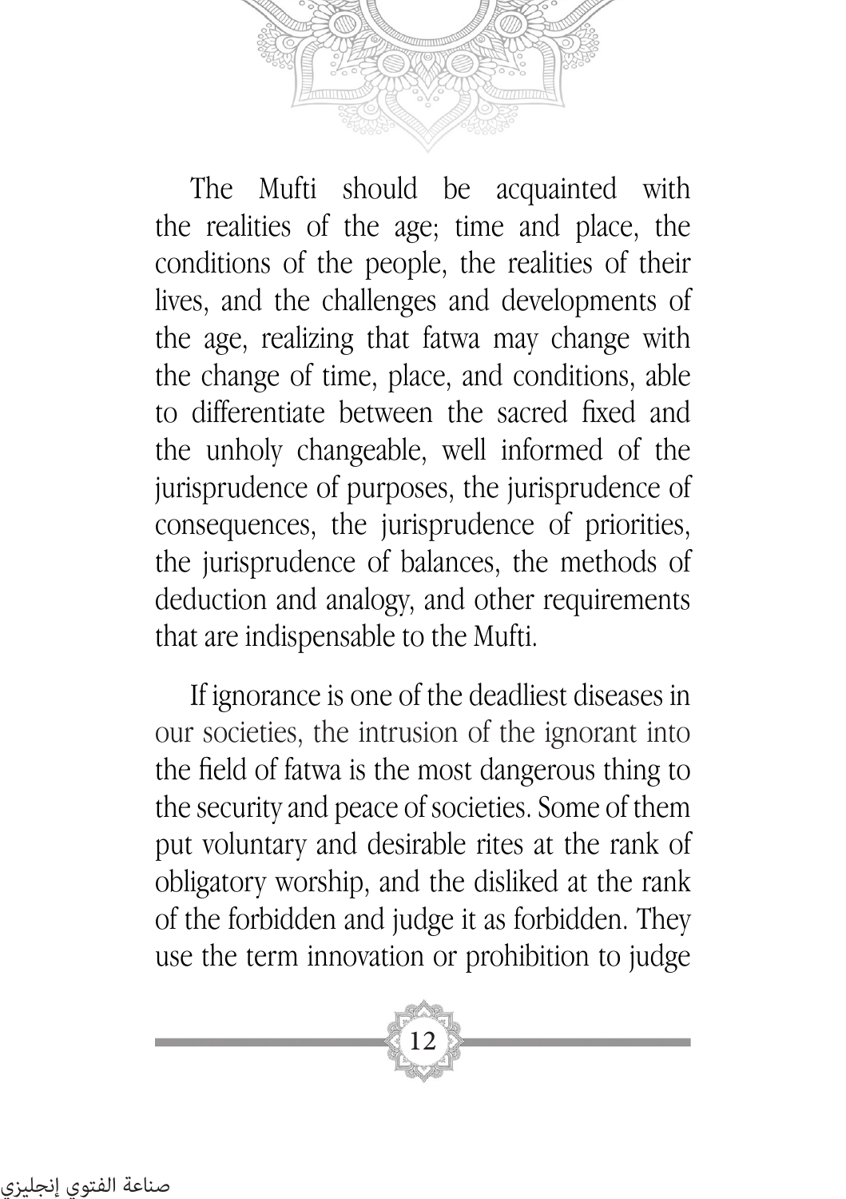The Mufti should be acquainted with the realities of the age; time and place, the conditions of the people, the realities of their lives, and the challenges and developments of the age, realizing that fatwa may change with the change of time, place, and conditions, able to differentiate between the sacred fixed and the unholy changeable, well informed of the jurisprudence of purposes, the jurisprudence of consequences, the jurisprudence of priorities, the jurisprudence of balances, the methods of deduction and analogy, and other requirements that are indispensable to the Mufti.

If ignorance is one of the deadliest diseases in our societies, the intrusion of the ignorant into the field of fatwa is the most dangerous thing to the security and peace of societies. Some of them put voluntary and desirable rites at the rank of obligatory worship, and the disliked at the rank of the forbidden and judge it as forbidden. They use the term innovation or prohibition to judge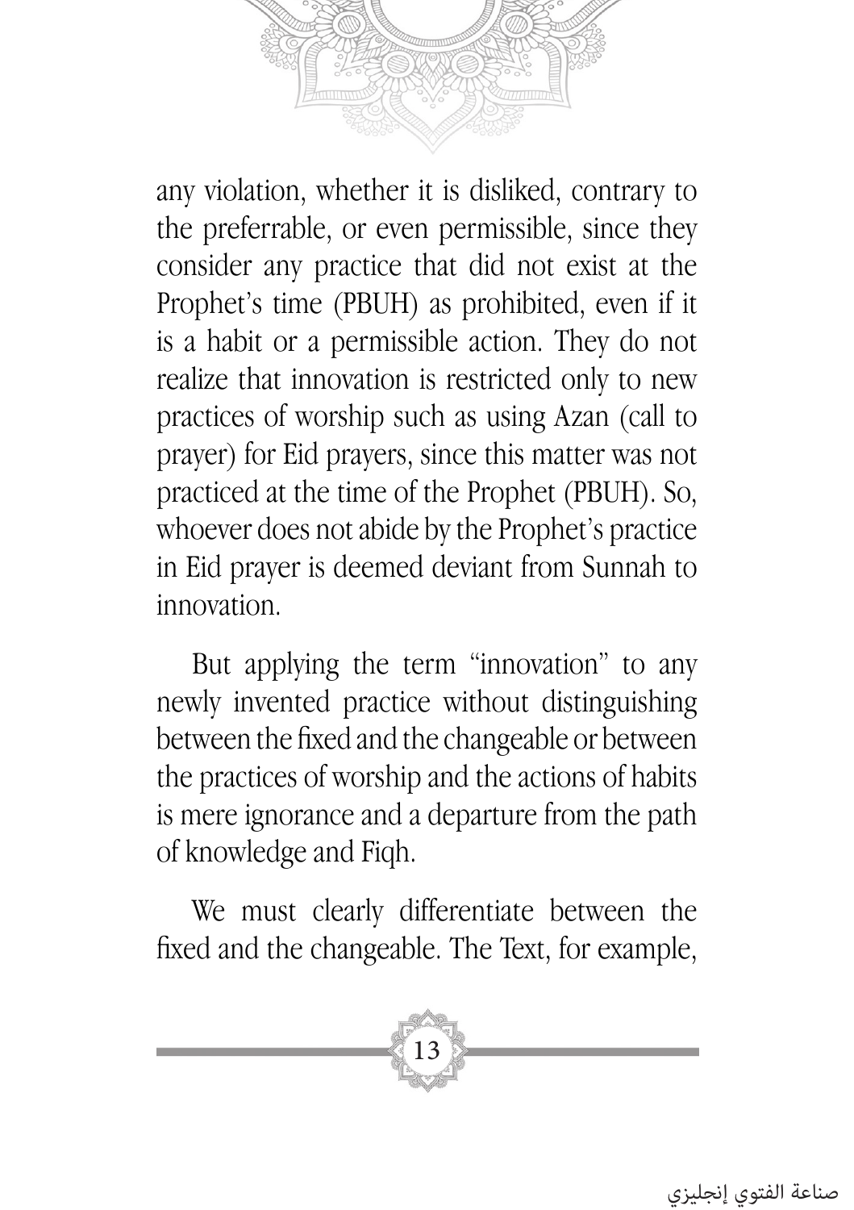any violation, whether it is disliked, contrary to the preferrable, or even permissible, since they consider any practice that did not exist at the Prophet's time (PBUH) as prohibited, even if it is a habit or a permissible action. They do not realize that innovation is restricted only to new practices of worship such as using Azan (call to prayer) for Eid prayers, since this matter was not practiced at the time of the Prophet (PBUH). So, whoever does not abide by the Prophet's practice in Eid prayer is deemed deviant from Sunnah to innovation.

But applying the term "innovation" to any newly invented practice without distinguishing between the fixed and the changeable or between the practices of worship and the actions of habits is mere ignorance and a departure from the path of knowledge and Fiqh.

We must clearly differentiate between the fixed and the changeable. The Text, for example,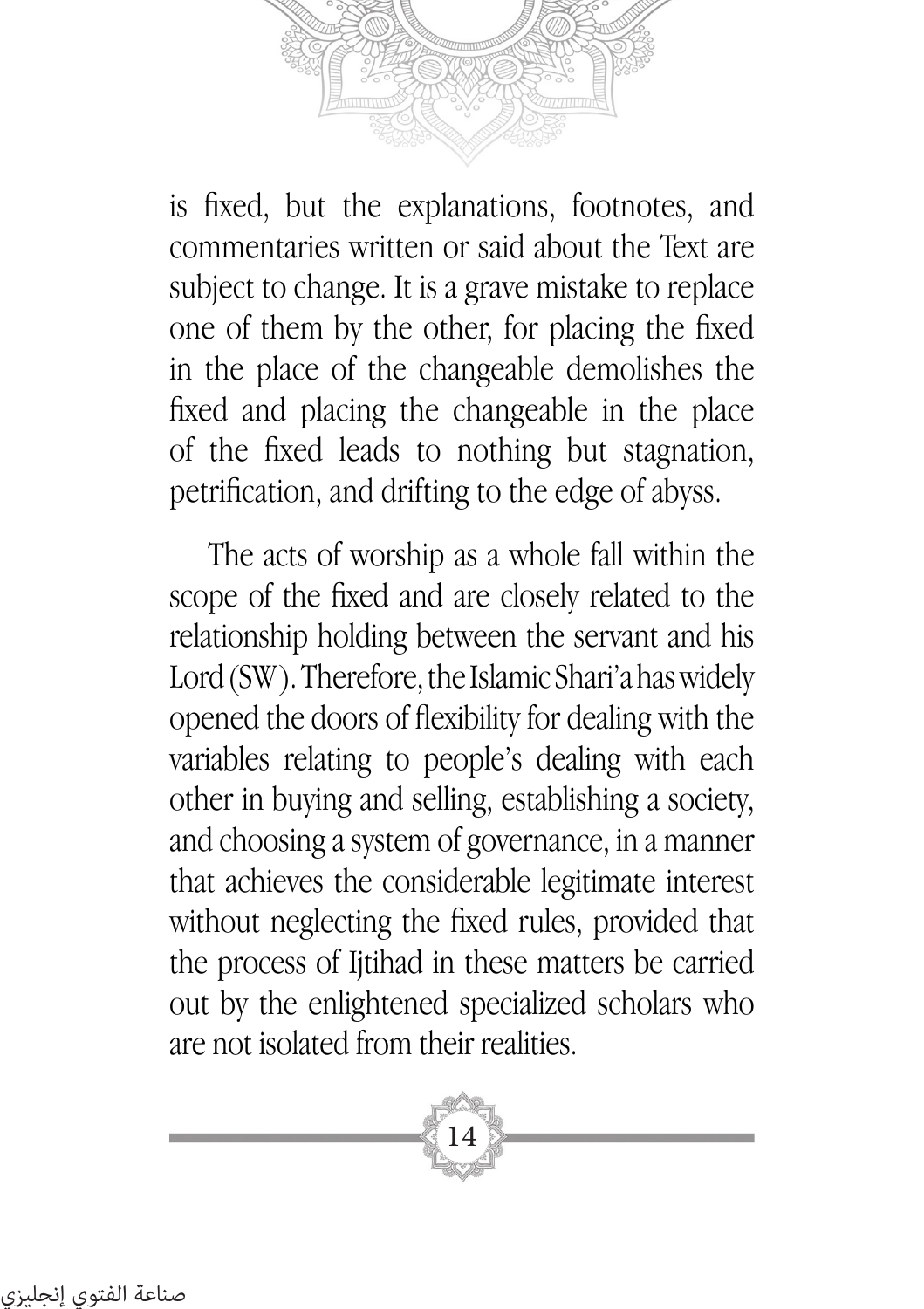is fixed, but the explanations, footnotes, and commentaries written or said about the Text are subject to change. It is a grave mistake to replace one of them by the other, for placing the fixed in the place of the changeable demolishes the fixed and placing the changeable in the place of the fixed leads to nothing but stagnation, petrification, and drifting to the edge of abyss.

The acts of worship as a whole fall within the scope of the fixed and are closely related to the relationship holding between the servant and his Lord (SW). Therefore, the Islamic Shari'a has widely opened the doors of flexibility for dealing with the variables relating to people's dealing with each other in buying and selling, establishing a society, and choosing a system of governance, in a manner that achieves the considerable legitimate interest without neglecting the fixed rules, provided that the process of Ijtihad in these matters be carried out by the enlightened specialized scholars who are not isolated from their realities.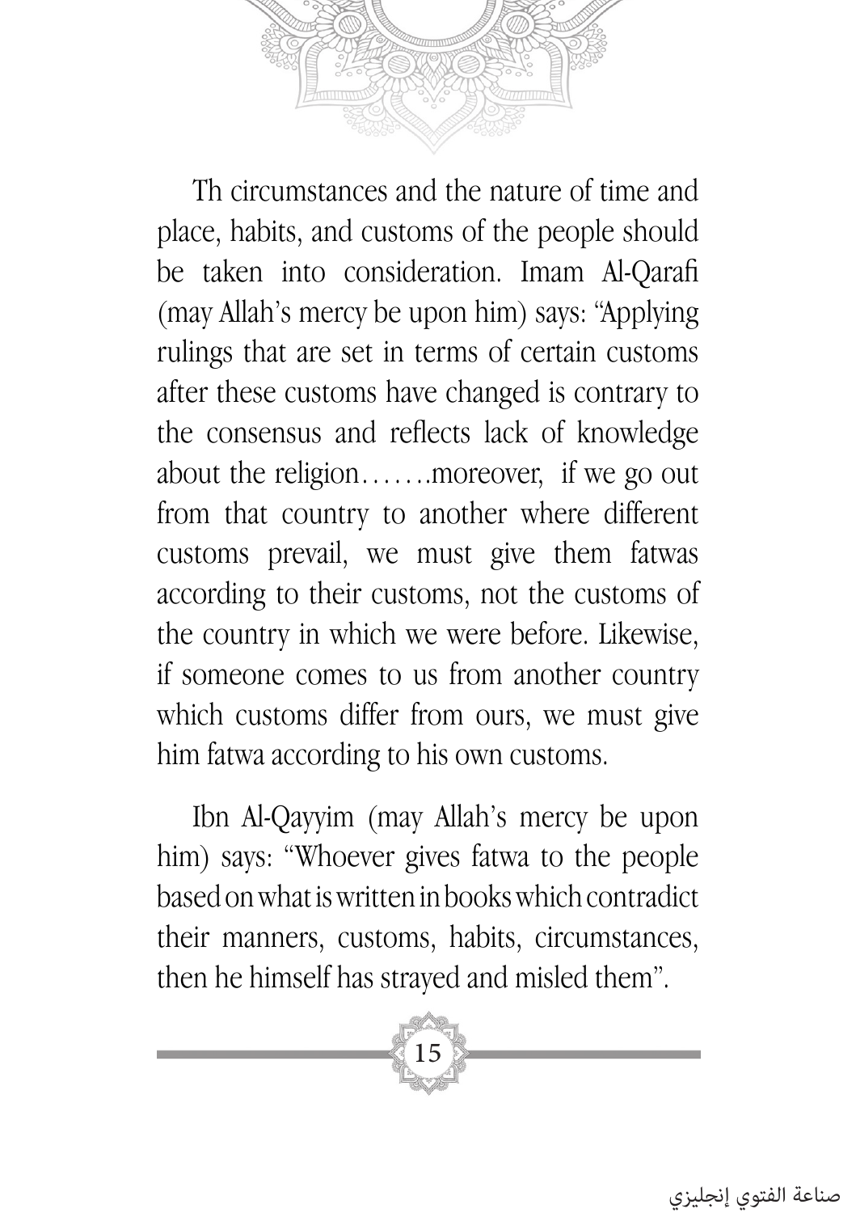Th circumstances and the nature of time and place, habits, and customs of the people should be taken into consideration. Imam Al-Qarafi (may Allah's mercy be upon him) says: "Applying rulings that are set in terms of certain customs after these customs have changed is contrary to the consensus and reflects lack of knowledge about the religion…….moreover, if we go out from that country to another where different customs prevail, we must give them fatwas according to their customs, not the customs of the country in which we were before. Likewise, if someone comes to us from another country which customs differ from ours, we must give him fatwa according to his own customs.

Ibn Al-Qayyim (may Allah's mercy be upon him) says: "Whoever gives fatwa to the people based on what is written in books which contradict their manners, customs, habits, circumstances, then he himself has strayed and misled them".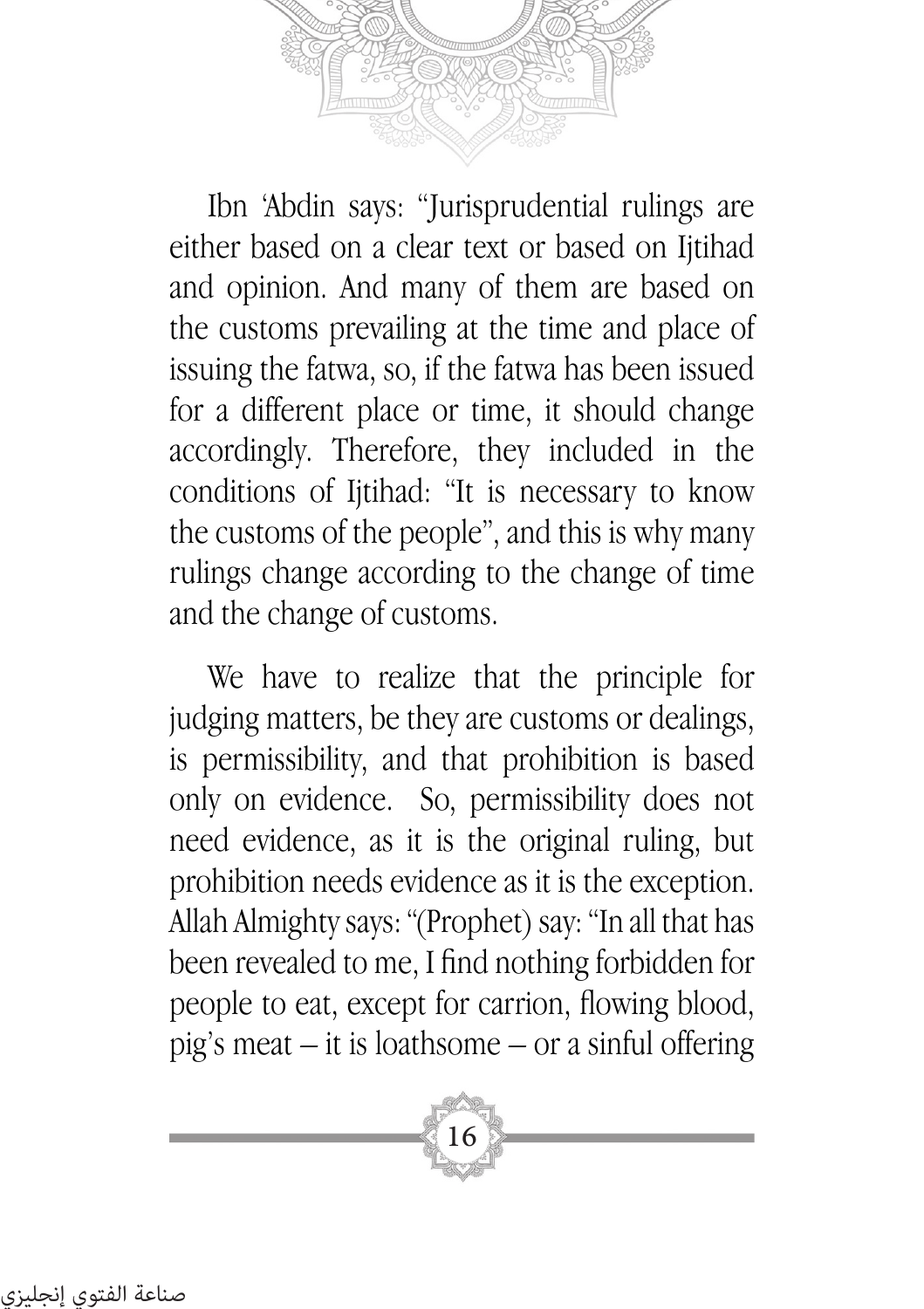Ibn 'Abdin says: "Jurisprudential rulings are either based on a clear text or based on Ijtihad and opinion. And many of them are based on the customs prevailing at the time and place of issuing the fatwa, so, if the fatwa has been issued for a different place or time, it should change accordingly. Therefore, they included in the conditions of Ijtihad: "It is necessary to know the customs of the people", and this is why many rulings change according to the change of time and the change of customs.

We have to realize that the principle for judging matters, be they are customs or dealings, is permissibility, and that prohibition is based only on evidence. So, permissibility does not need evidence, as it is the original ruling, but prohibition needs evidence as it is the exception. Allah Almighty says: "(Prophet) say: "In all that has been revealed to me, I find nothing forbidden for people to eat, except for carrion, flowing blood, pig's meat – it is loathsome – or a sinful offering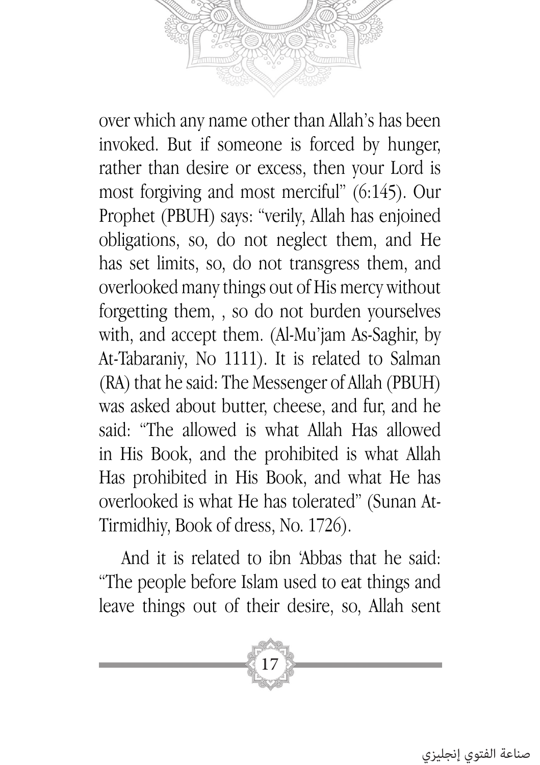over which any name other than Allah's has been invoked. But if someone is forced by hunger, rather than desire or excess, then your Lord is most forgiving and most merciful" (6:145). Our Prophet (PBUH) says: "verily, Allah has enjoined obligations, so, do not neglect them, and He has set limits, so, do not transgress them, and overlooked many things out of His mercy without forgetting them, , so do not burden yourselves with, and accept them. (Al-Mu'jam As-Saghir, by At-Tabaraniy, No 1111). It is related to Salman (RA) that he said: The Messenger of Allah (PBUH) was asked about butter, cheese, and fur, and he said: "The allowed is what Allah Has allowed in His Book, and the prohibited is what Allah Has prohibited in His Book, and what He has overlooked is what He has tolerated" (Sunan At-Tirmidhiy, Book of dress, No. 1726).

And it is related to ibn 'Abbas that he said: "The people before Islam used to eat things and leave things out of their desire, so, Allah sent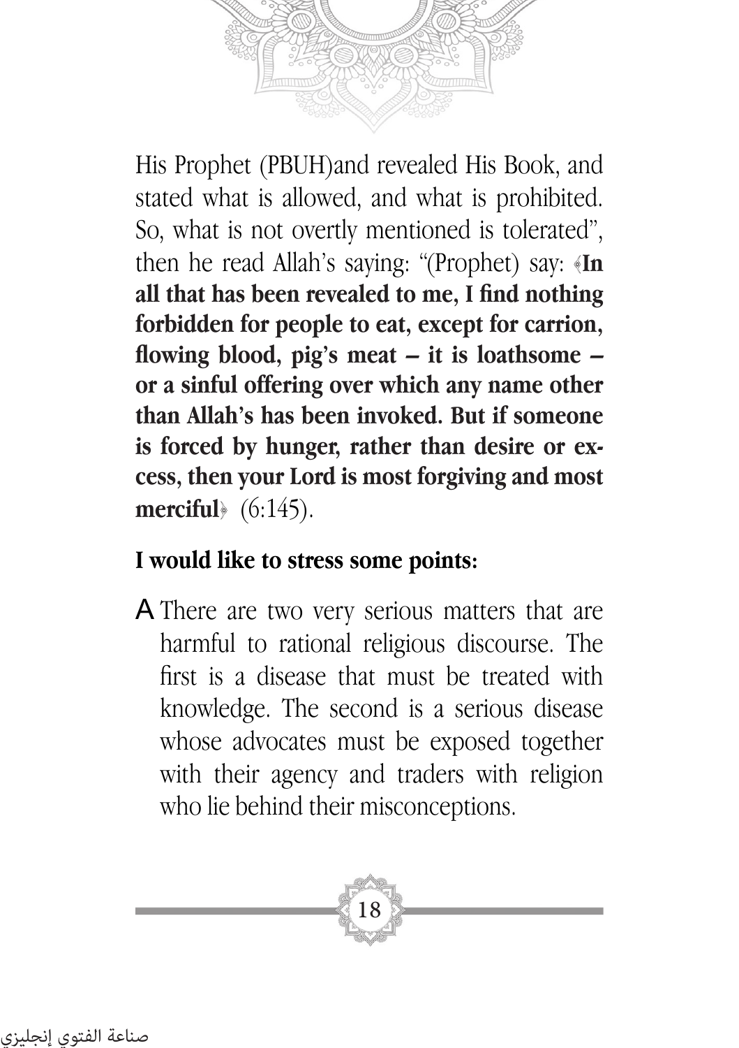His Prophet (PBUH)and revealed His Book, and stated what is allowed, and what is prohibited. So, what is not overtly mentioned is tolerated", then he read Allah's saying: "(Prophet) say: ﴿**In all that has been revealed to me, I find nothing forbidden for people to eat, except for carrion, flowing blood, pig's meat – it is loathsome – or a sinful offering over which any name other than Allah's has been invoked. But if someone is forced by hunger, rather than desire or excess, then your Lord is most forgiving and most merciful**﴾ (6:145).

**I would like to stress some points:**

A There are two very serious matters that are harmful to rational religious discourse. The first is a disease that must be treated with knowledge. The second is a serious disease whose advocates must be exposed together with their agency and traders with religion who lie behind their misconceptions.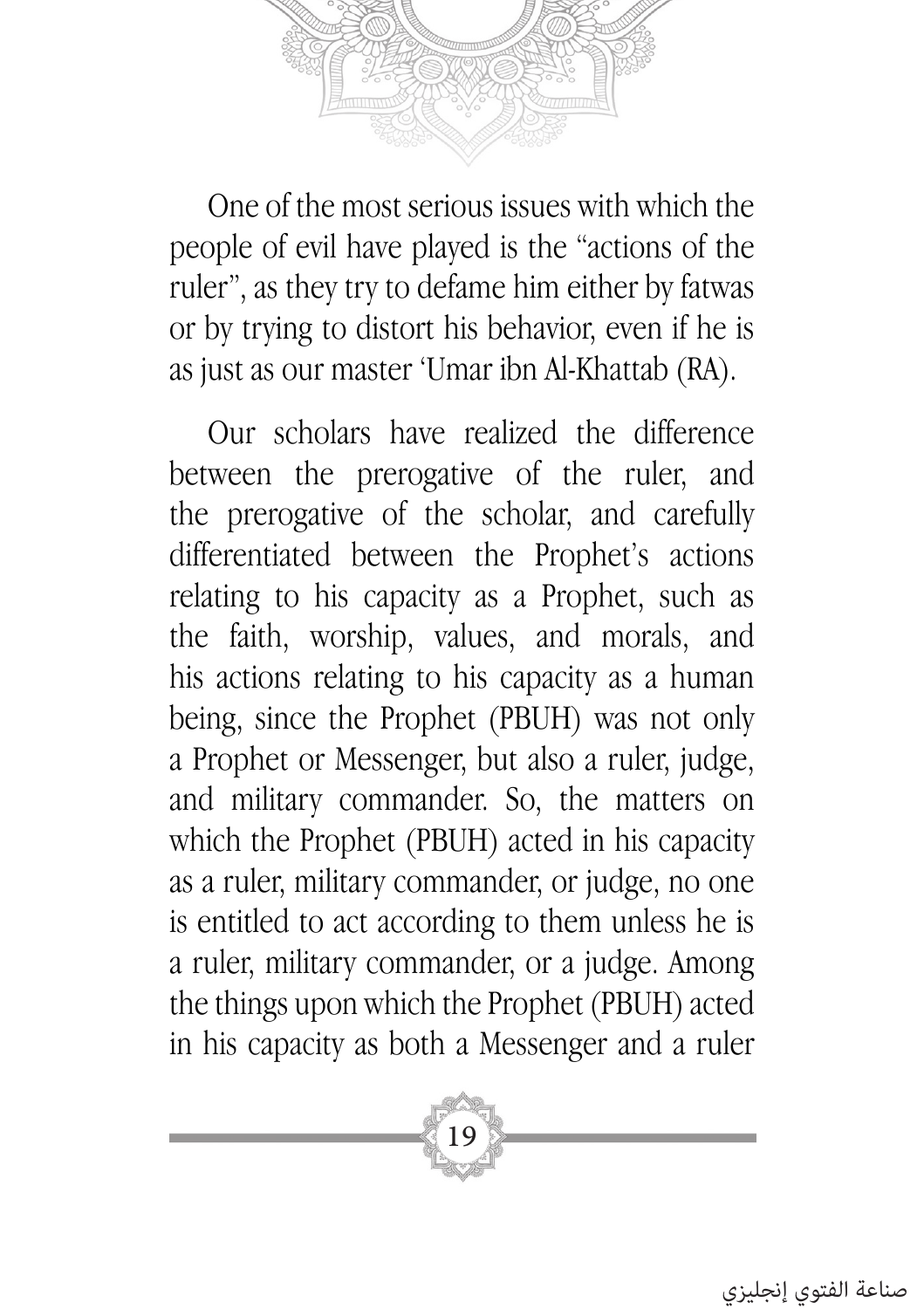One of the most serious issues with which the people of evil have played is the "actions of the ruler", as they try to defame him either by fatwas or by trying to distort his behavior, even if he is as just as our master 'Umar ibn Al-Khattab (RA).

Our scholars have realized the difference between the prerogative of the ruler, and the prerogative of the scholar, and carefully differentiated between the Prophet's actions relating to his capacity as a Prophet, such as the faith, worship, values, and morals, and his actions relating to his capacity as a human being, since the Prophet (PBUH) was not only a Prophet or Messenger, but also a ruler, judge, and military commander. So, the matters on which the Prophet (PBUH) acted in his capacity as a ruler, military commander, or judge, no one is entitled to act according to them unless he is a ruler, military commander, or a judge. Among the things upon which the Prophet (PBUH) acted in his capacity as both a Messenger and a ruler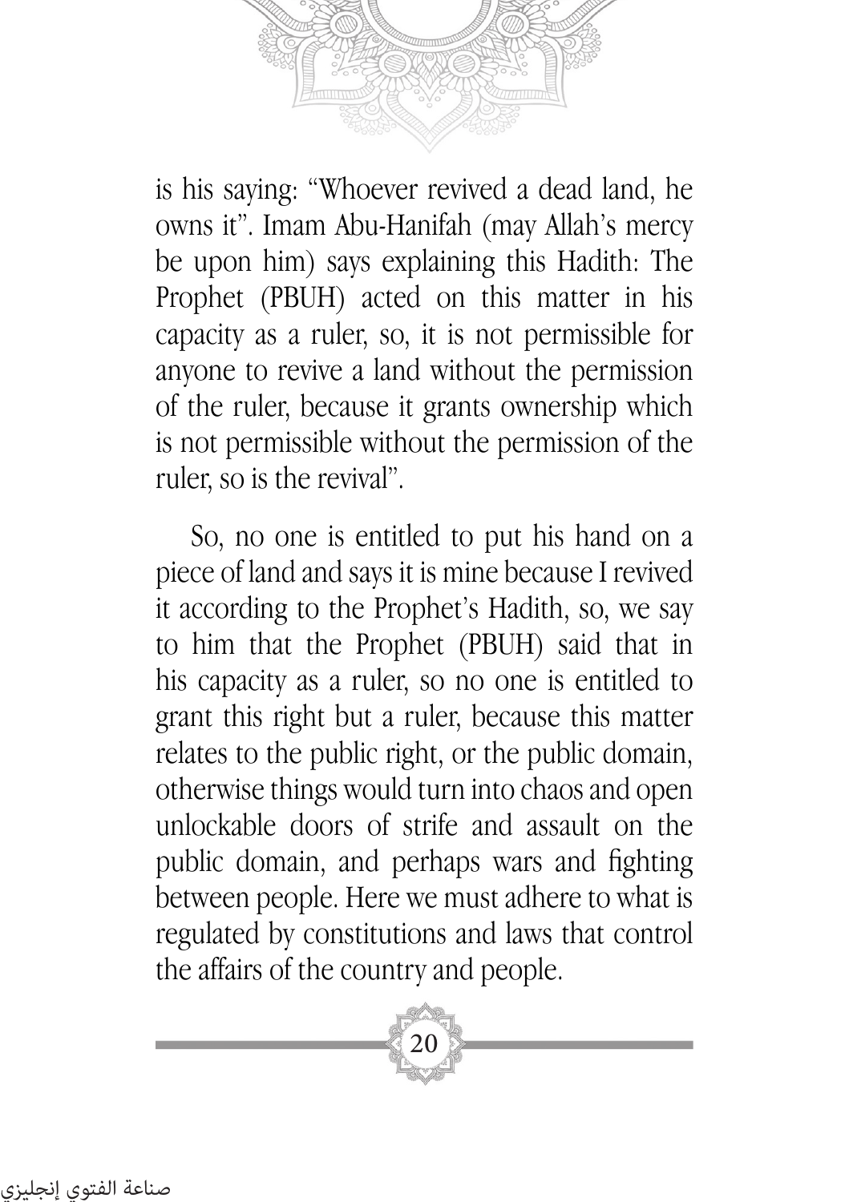is his saying: "Whoever revived a dead land, he owns it". Imam Abu-Hanifah (may Allah's mercy be upon him) says explaining this Hadith: The Prophet (PBUH) acted on this matter in his capacity as a ruler, so, it is not permissible for anyone to revive a land without the permission of the ruler, because it grants ownership which is not permissible without the permission of the ruler, so is the revival".

So, no one is entitled to put his hand on a piece of land and says it is mine because I revived it according to the Prophet's Hadith, so, we say to him that the Prophet (PBUH) said that in his capacity as a ruler, so no one is entitled to grant this right but a ruler, because this matter relates to the public right, or the public domain, otherwise things would turn into chaos and open unlockable doors of strife and assault on the public domain, and perhaps wars and fighting between people. Here we must adhere to what is regulated by constitutions and laws that control the affairs of the country and people.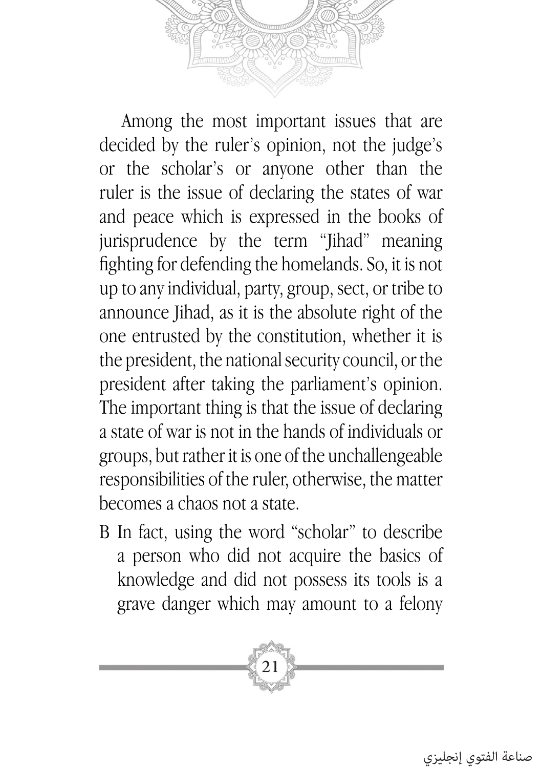Among the most important issues that are decided by the ruler's opinion, not the judge's or the scholar's or anyone other than the ruler is the issue of declaring the states of war and peace which is expressed in the books of jurisprudence by the term "Jihad" meaning fighting for defending the homelands. So, it is not up to any individual, party, group, sect, or tribe to announce Jihad, as it is the absolute right of the one entrusted by the constitution, whether it is the president, the national security council, or the president after taking the parliament's opinion. The important thing is that the issue of declaring a state of war is not in the hands of individuals or groups, but rather it is one of the unchallengeable responsibilities of the ruler, otherwise, the matter becomes a chaos not a state.

B In fact, using the word "scholar" to describe a person who did not acquire the basics of knowledge and did not possess its tools is a grave danger which may amount to a felony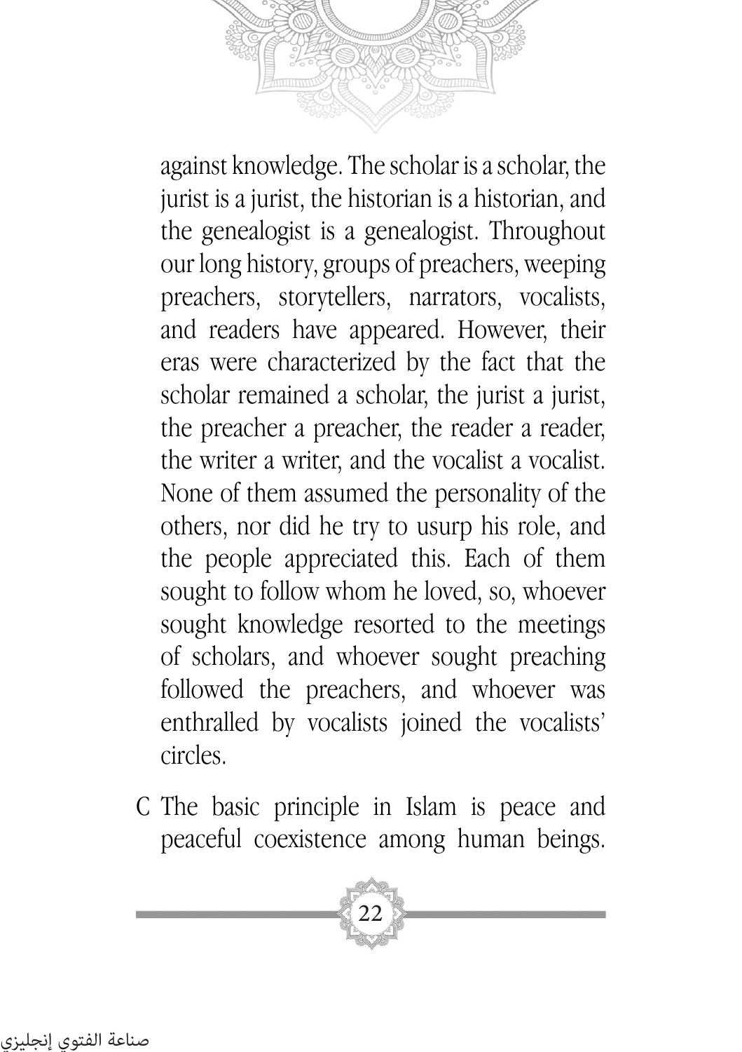against knowledge. The scholar is a scholar, the jurist is a jurist, the historian is a historian, and the genealogist is a genealogist. Throughout our long history, groups of preachers, weeping preachers, storytellers, narrators, vocalists, and readers have appeared. However, their eras were characterized by the fact that the scholar remained a scholar, the jurist a jurist, the preacher a preacher, the reader a reader, the writer a writer, and the vocalist a vocalist. None of them assumed the personality of the others, nor did he try to usurp his role, and the people appreciated this. Each of them sought to follow whom he loved, so, whoever sought knowledge resorted to the meetings of scholars, and whoever sought preaching followed the preachers, and whoever was enthralled by vocalists joined the vocalists' circles.

C The basic principle in Islam is peace and peaceful coexistence among human beings.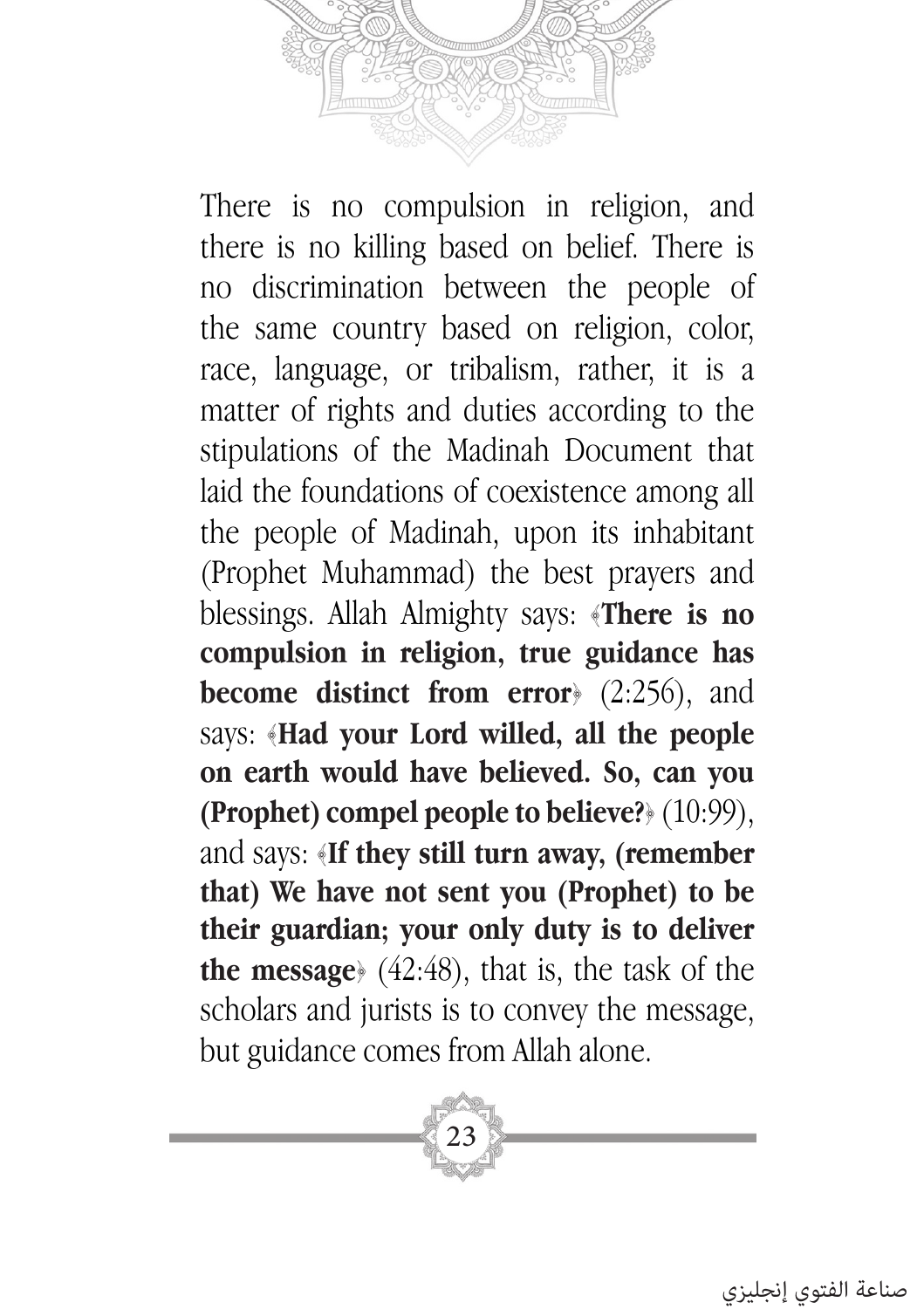There is no compulsion in religion, and there is no killing based on belief. There is no discrimination between the people of the same country based on religion, color, race, language, or tribalism, rather, it is a matter of rights and duties according to the stipulations of the Madinah Document that laid the foundations of coexistence among all the people of Madinah, upon its inhabitant (Prophet Muhammad) the best prayers and blessings. Allah Almighty says: ﴿**There is no compulsion in religion, true guidance has become distinct from error**﴾ (2:256), and says: ﴿**Had your Lord willed, all the people on earth would have believed. So, can you (Prophet) compel people to believe?**﴾ (10:99), and says: ﴿**If they still turn away, (remember that) We have not sent you (Prophet) to be their guardian; your only duty is to deliver the message**﴾ (42:48), that is, the task of the scholars and jurists is to convey the message, but guidance comes from Allah alone.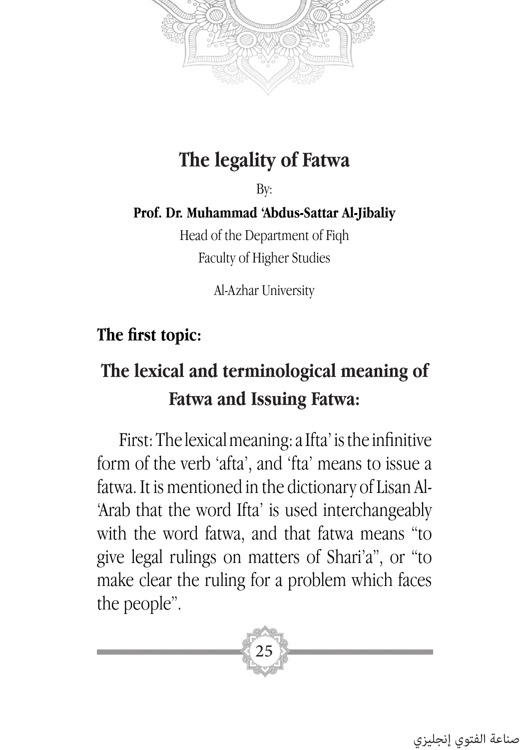# The legality of Fatwa

By:

**Prof. Dr. Muhammad ‘Abdus-Sattar Al-Jibaliy**

Head of the Department of Fiqh

Faculty of Higher Studies

Al-Azhar University

**The first topic:**

## The lexical and terminological meaning of Fatwa and Issuing Fatwa:

First: The lexical meaning: a Ifta’ is the infinitive form of the verb ‘afta’, and ‘fta’ means to issue a fatwa. It is mentioned in the dictionary of Lisan Al-‘Arab that the word Ifta’ is used interchangeably with the word fatwa, and that fatwa means “to give legal rulings on matters of Shari’a”, or “to make clear the ruling for a problem which faces the people”.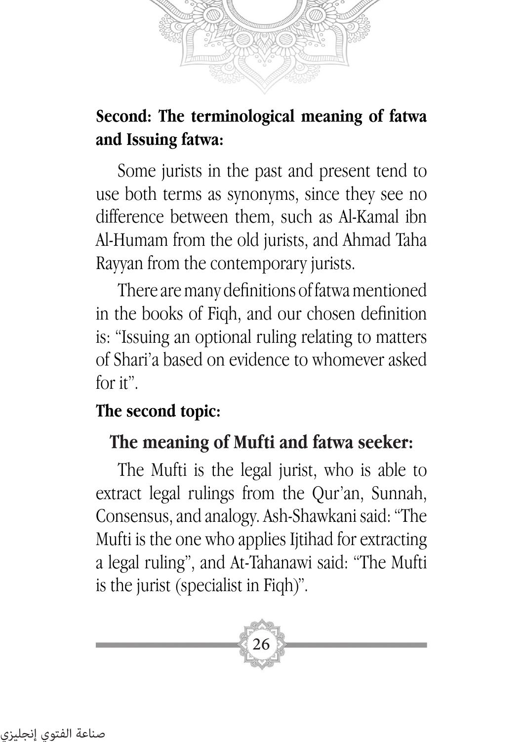**Second: The terminological meaning of fatwa and Issuing fatwa:**

Some jurists in the past and present tend to use both terms as synonyms, since they see no difference between them, such as Al-Kamal ibn Al-Humam from the old jurists, and Ahmad Taha Rayyan from the contemporary jurists.

There are many definitions of fatwa mentioned in the books of Fiqh, and our chosen definition is: "Issuing an optional ruling relating to matters of Shari'a based on evidence to whomever asked for it".

## The second topic:

## The meaning of Mufti and fatwa seeker:

The Mufti is the legal jurist, who is able to extract legal rulings from the Qur'an, Sunnah, Consensus, and analogy. Ash-Shawkani said: "The Mufti is the one who applies Ijtihad for extracting a legal ruling", and At-Tahanawi said: "The Mufti is the jurist (specialist in Fiqh)".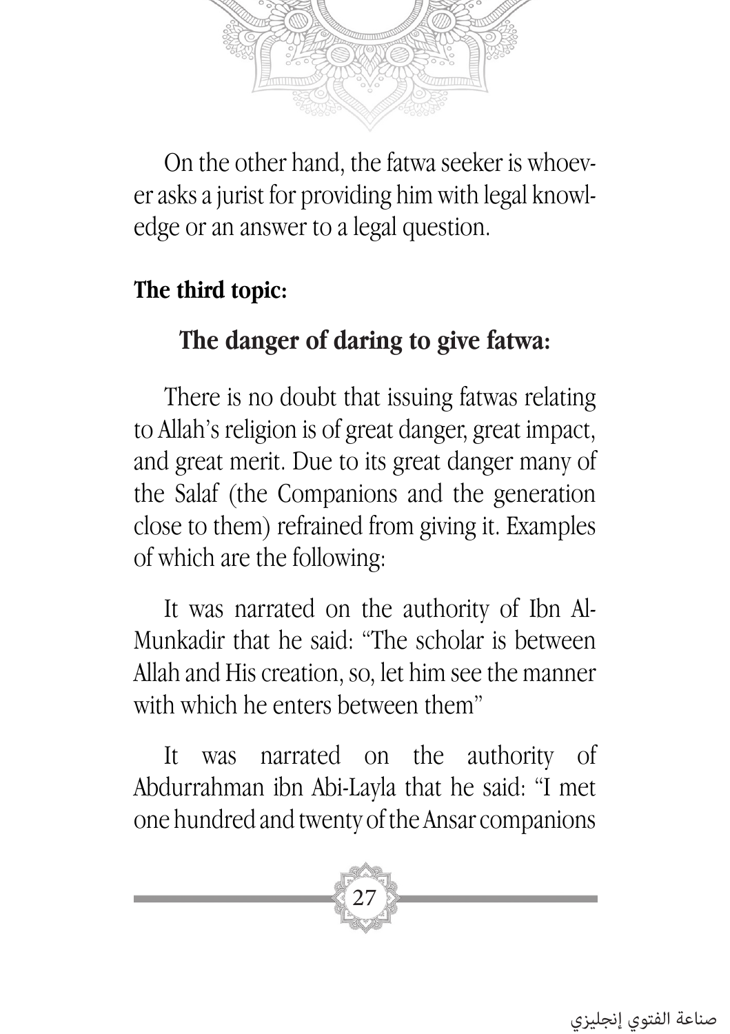On the other hand, the fatwa seeker is whoever asks a jurist for providing him with legal knowledge or an answer to a legal question.

**The third topic:**

## The danger of daring to give fatwa:

There is no doubt that issuing fatwas relating to Allah's religion is of great danger, great impact, and great merit. Due to its great danger many of the Salaf (the Companions and the generation close to them) refrained from giving it. Examples of which are the following:

It was narrated on the authority of Ibn Al-Munkadir that he said: "The scholar is between Allah and His creation, so, let him see the manner with which he enters between them"

It was narrated on the authority of Abdurrahman ibn Abi-Layla that he said: "I met one hundred and twenty of the Ansar companions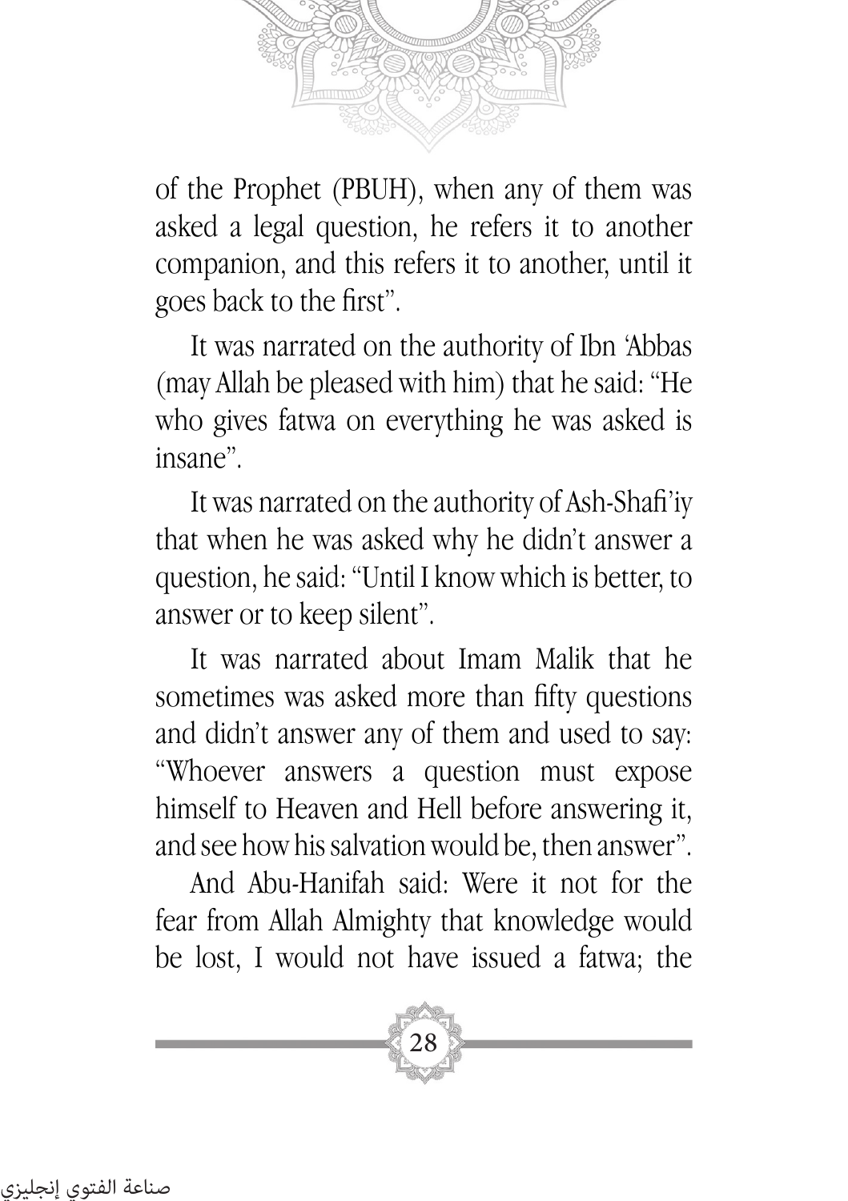of the Prophet (PBUH), when any of them was asked a legal question, he refers it to another companion, and this refers it to another, until it goes back to the first".

It was narrated on the authority of Ibn 'Abbas (may Allah be pleased with him) that he said: "He who gives fatwa on everything he was asked is insane".

It was narrated on the authority of Ash-Shafi'iy that when he was asked why he didn't answer a question, he said: "Until I know which is better, to answer or to keep silent".

It was narrated about Imam Malik that he sometimes was asked more than fifty questions and didn't answer any of them and used to say: "Whoever answers a question must expose himself to Heaven and Hell before answering it, and see how his salvation would be, then answer".

And Abu-Hanifah said: Were it not for the fear from Allah Almighty that knowledge would be lost, I would not have issued a fatwa; the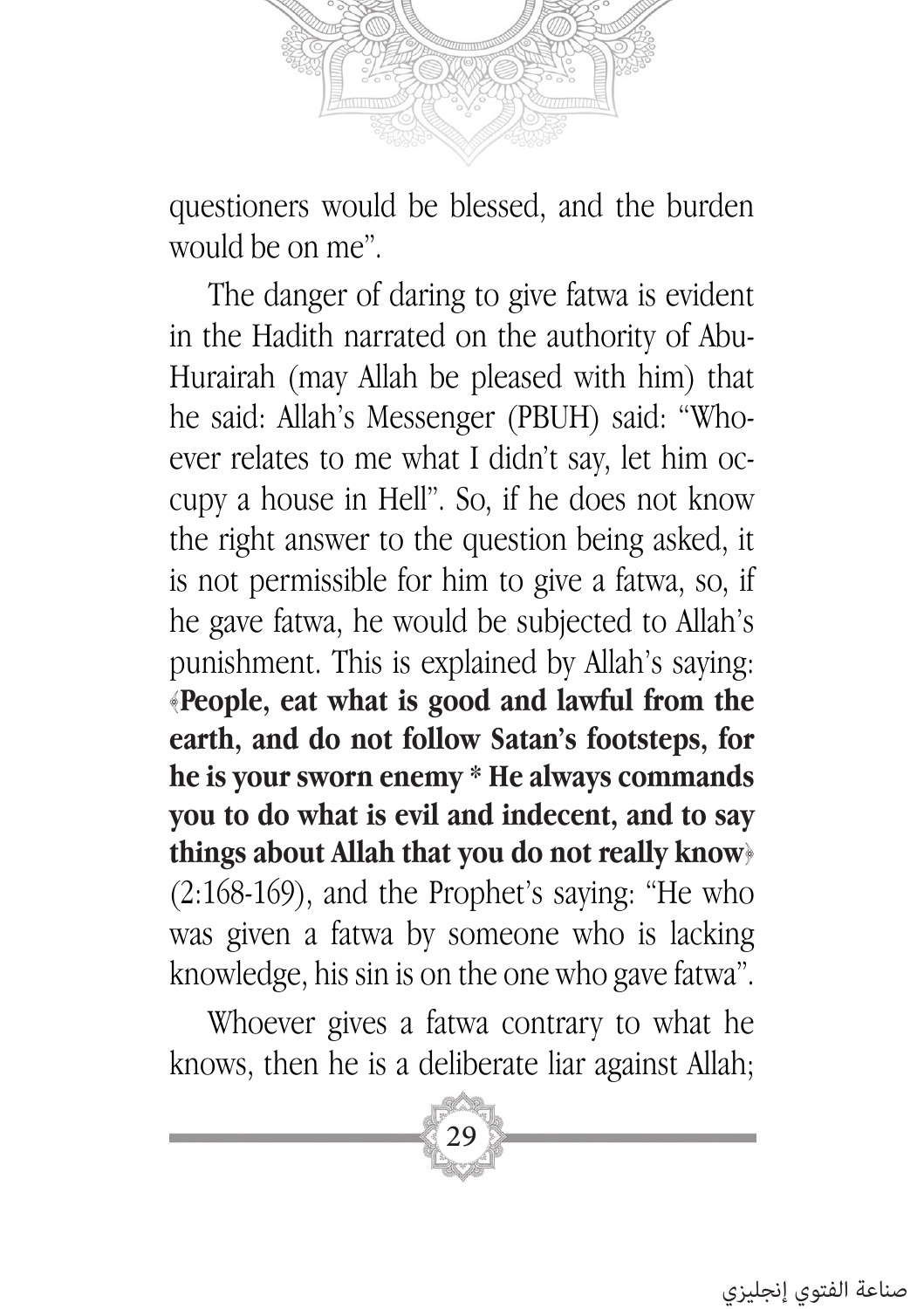questioners would be blessed, and the burden would be on me".

The danger of daring to give fatwa is evident in the Hadith narrated on the authority of Abu-Hurairah (may Allah be pleased with him) that he said: Allah's Messenger (PBUH) said: "Whoever relates to me what I didn't say, let him occupy a house in Hell". So, if he does not know the right answer to the question being asked, it is not permissible for him to give a fatwa, so, if he gave fatwa, he would be subjected to Allah's punishment. This is explained by Allah's saying: ﴿**People, eat what is good and lawful from the earth, and do not follow Satan's footsteps, for he is your sworn enemy * He always commands you to do what is evil and indecent, and to say things about Allah that you do not really know**﴾ (2:168-169), and the Prophet's saying: "He who was given a fatwa by someone who is lacking knowledge, his sin is on the one who gave fatwa".

Whoever gives a fatwa contrary to what he knows, then he is a deliberate liar against Allah;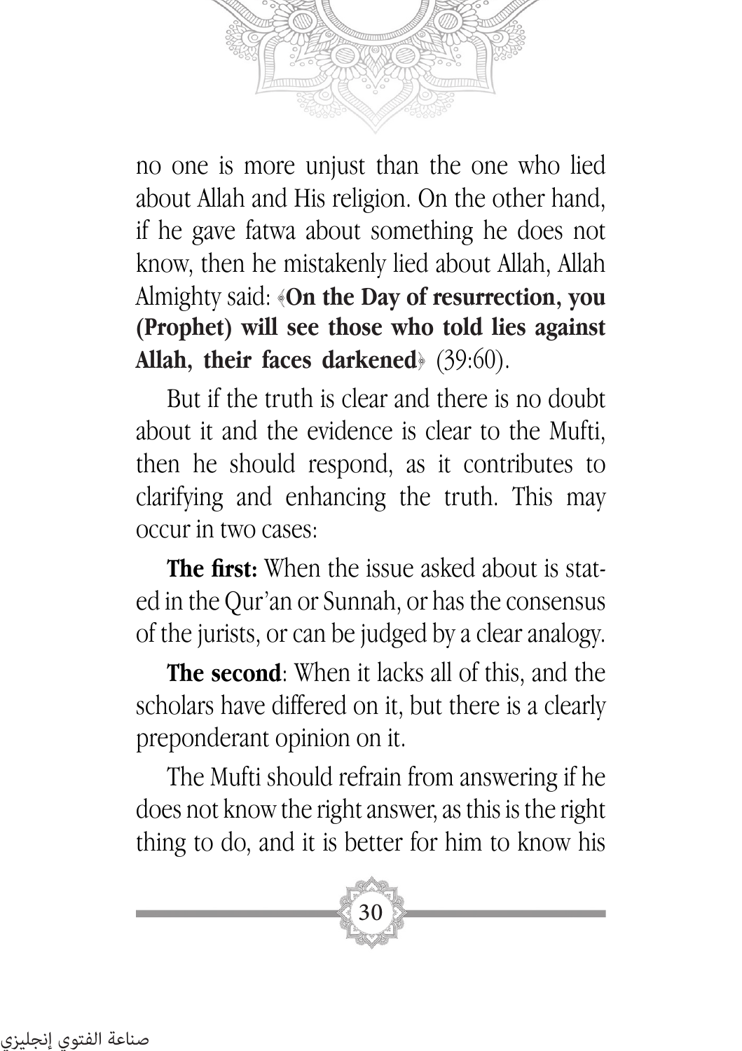no one is more unjust than the one who lied about Allah and His religion. On the other hand, if he gave fatwa about something he does not know, then he mistakenly lied about Allah, Allah Almighty said: ﴿**On the Day of resurrection, you (Prophet) will see those who told lies against Allah, their faces darkened**﴾ (39:60).

But if the truth is clear and there is no doubt about it and the evidence is clear to the Mufti, then he should respond, as it contributes to clarifying and enhancing the truth. This may occur in two cases:

**The first:** When the issue asked about is stated in the Qur'an or Sunnah, or has the consensus of the jurists, or can be judged by a clear analogy.

**The second**: When it lacks all of this, and the scholars have differed on it, but there is a clearly preponderant opinion on it.

The Mufti should refrain from answering if he does not know the right answer, as this is the right thing to do, and it is better for him to know his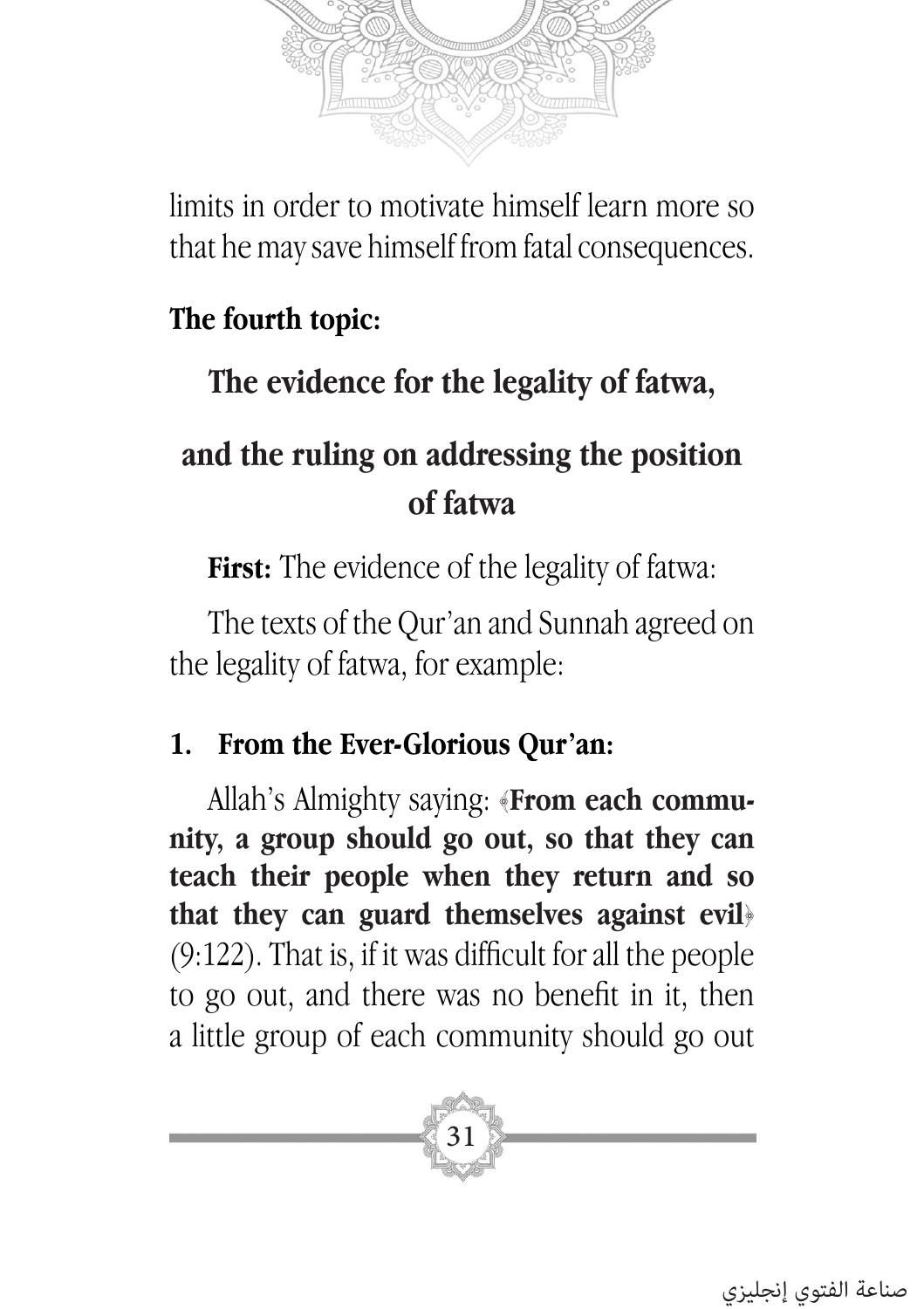limits in order to motivate himself learn more so that he may save himself from fatal consequences.

**The fourth topic:**

## The evidence for the legality of fatwa,

## and the ruling on addressing the position of fatwa

**First:** The evidence of the legality of fatwa:

The texts of the Qur'an and Sunnah agreed on the legality of fatwa, for example:

**1. From the Ever-Glorious Qur'an:**

Allah's Almighty saying: ﴿**From each community, a group should go out, so that they can teach their people when they return and so that they can guard themselves against evil**﴾ (9:122). That is, if it was difficult for all the people to go out, and there was no benefit in it, then a little group of each community should go out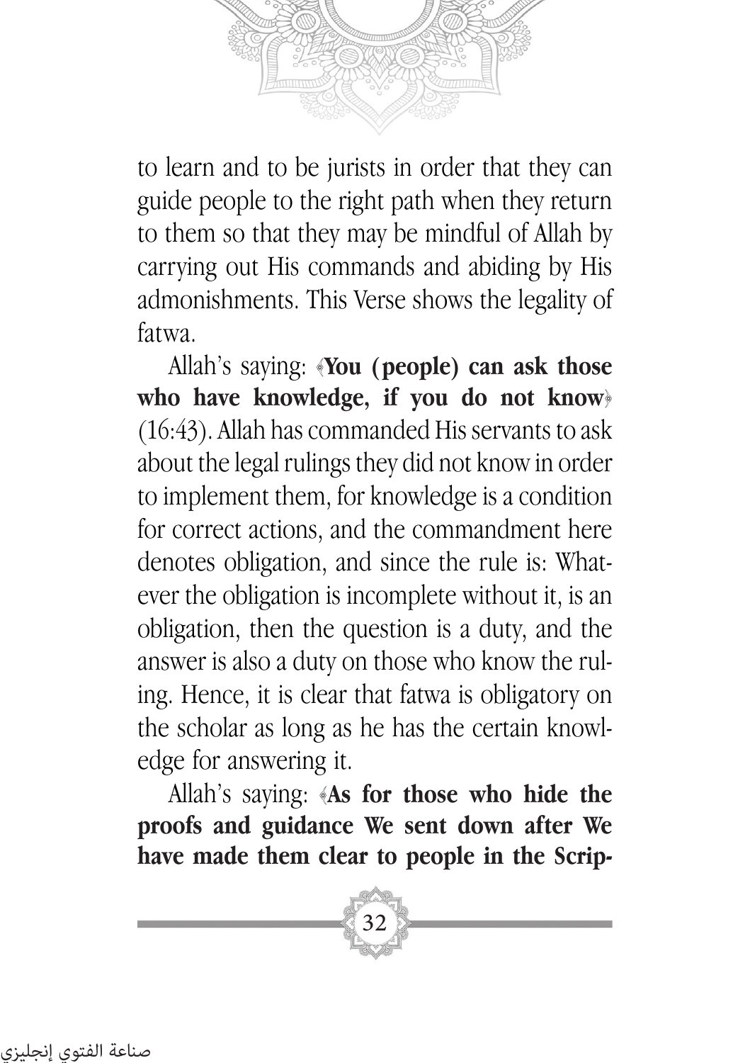to learn and to be jurists in order that they can guide people to the right path when they return to them so that they may be mindful of Allah by carrying out His commands and abiding by His admonishments. This Verse shows the legality of fatwa.

Allah's saying: ﴿**You (people) can ask those who have knowledge, if you do not know**﴾ (16:43). Allah has commanded His servants to ask about the legal rulings they did not know in order to implement them, for knowledge is a condition for correct actions, and the commandment here denotes obligation, and since the rule is: Whatever the obligation is incomplete without it, is an obligation, then the question is a duty, and the answer is also a duty on those who know the ruling. Hence, it is clear that fatwa is obligatory on the scholar as long as he has the certain knowledge for answering it.

Allah's saying: ﴿**As for those who hide the proofs and guidance We sent down after We have made them clear to people in the Scrip-**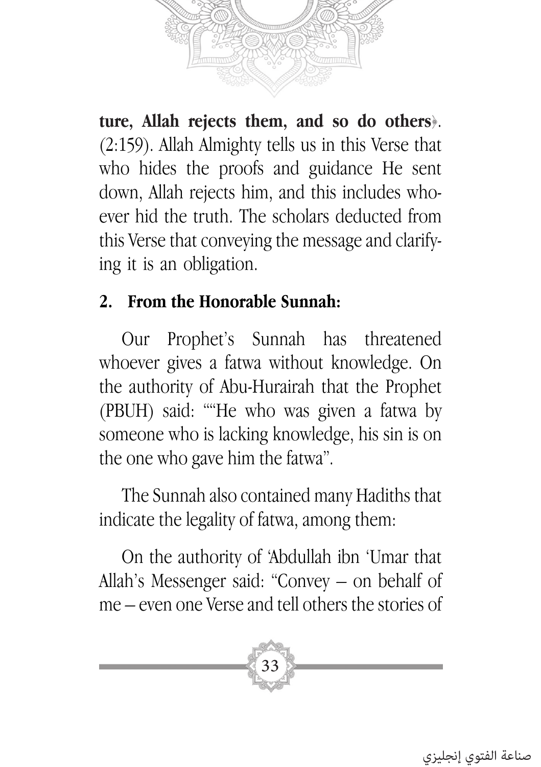**ture, Allah rejects them, and so do others**﴾. (2:159). Allah Almighty tells us in this Verse that who hides the proofs and guidance He sent down, Allah rejects him, and this includes whoever hid the truth. The scholars deducted from this Verse that conveying the message and clarifying it is an obligation.

**2. From the Honorable Sunnah:**

Our Prophet's Sunnah has threatened whoever gives a fatwa without knowledge. On the authority of Abu-Hurairah that the Prophet (PBUH) said: ""He who was given a fatwa by someone who is lacking knowledge, his sin is on the one who gave him the fatwa".

The Sunnah also contained many Hadiths that indicate the legality of fatwa, among them:

On the authority of 'Abdullah ibn 'Umar that Allah's Messenger said: "Convey – on behalf of me – even one Verse and tell others the stories of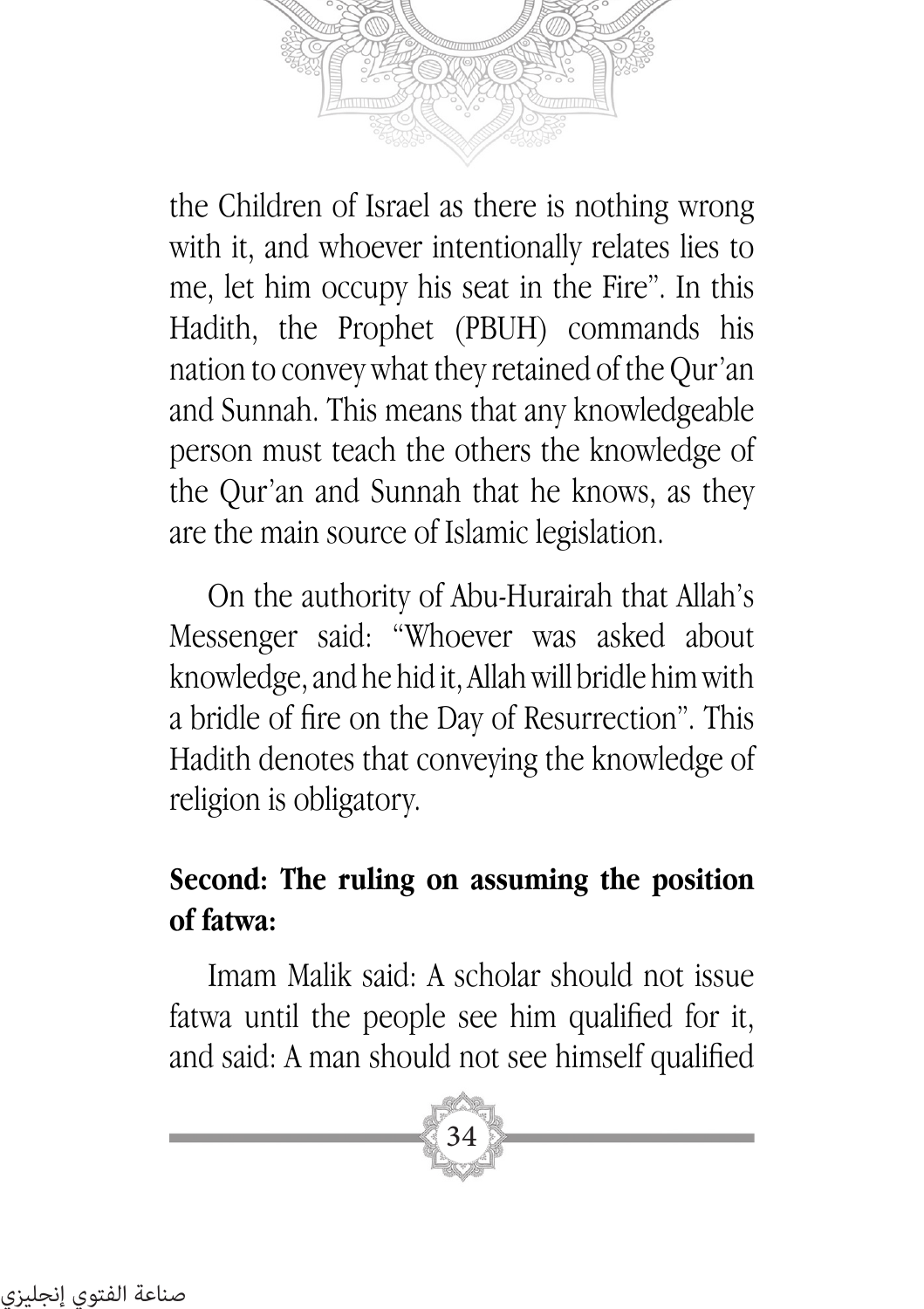the Children of Israel as there is nothing wrong with it, and whoever intentionally relates lies to me, let him occupy his seat in the Fire". In this Hadith, the Prophet (PBUH) commands his nation to convey what they retained of the Qur'an and Sunnah. This means that any knowledgeable person must teach the others the knowledge of the Qur'an and Sunnah that he knows, as they are the main source of Islamic legislation.

On the authority of Abu-Hurairah that Allah's Messenger said: "Whoever was asked about knowledge, and he hid it, Allah will bridle him with a bridle of fire on the Day of Resurrection". This Hadith denotes that conveying the knowledge of religion is obligatory.

**Second: The ruling on assuming the position of fatwa:**

Imam Malik said: A scholar should not issue fatwa until the people see him qualified for it, and said: A man should not see himself qualified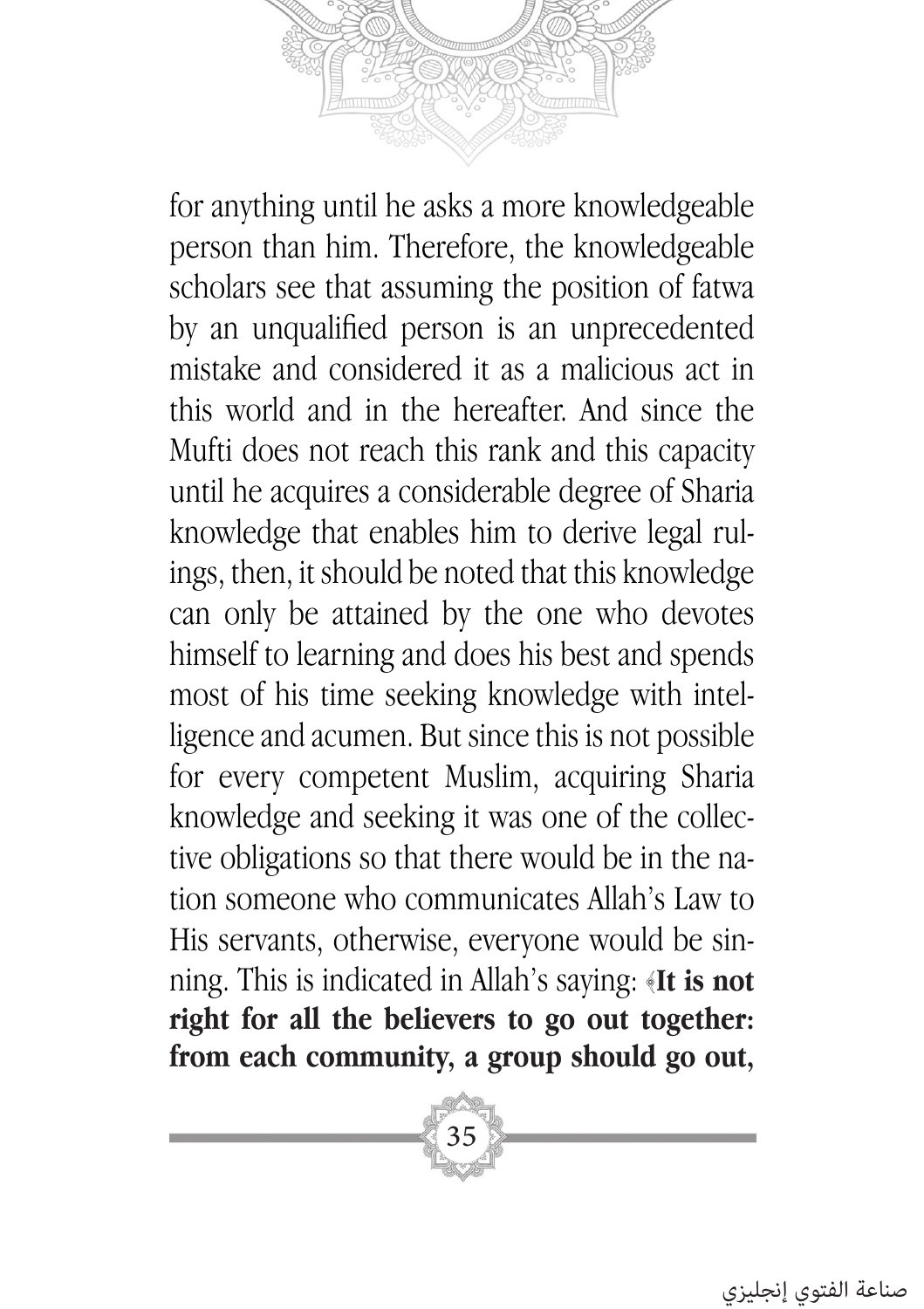for anything until he asks a more knowledgeable person than him. Therefore, the knowledgeable scholars see that assuming the position of fatwa by an unqualified person is an unprecedented mistake and considered it as a malicious act in this world and in the hereafter. And since the Mufti does not reach this rank and this capacity until he acquires a considerable degree of Sharia knowledge that enables him to derive legal rulings, then, it should be noted that this knowledge can only be attained by the one who devotes himself to learning and does his best and spends most of his time seeking knowledge with intelligence and acumen. But since this is not possible for every competent Muslim, acquiring Sharia knowledge and seeking it was one of the collective obligations so that there would be in the nation someone who communicates Allah's Law to His servants, otherwise, everyone would be sinning. This is indicated in Allah's saying: ﴿**It is not right for all the believers to go out together: from each community, a group should go out,**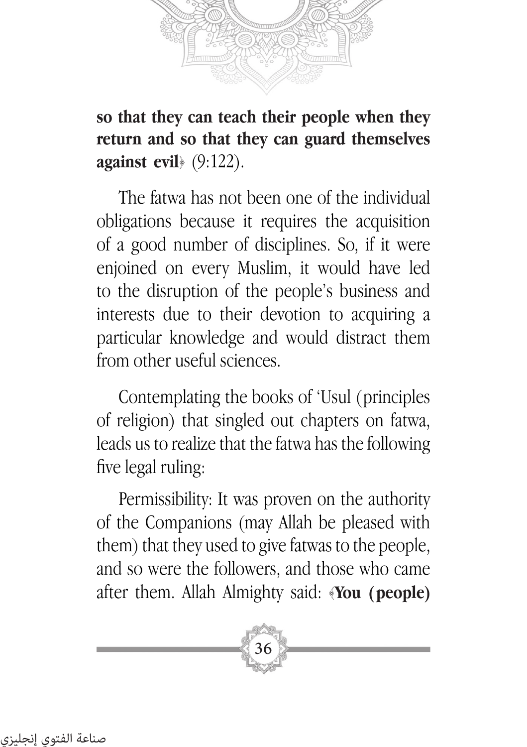**so that they can teach their people when they return and so that they can guard themselves against evil**﴾ (9:122).

The fatwa has not been one of the individual obligations because it requires the acquisition of a good number of disciplines. So, if it were enjoined on every Muslim, it would have led to the disruption of the people's business and interests due to their devotion to acquiring a particular knowledge and would distract them from other useful sciences.

Contemplating the books of 'Usul (principles of religion) that singled out chapters on fatwa, leads us to realize that the fatwa has the following five legal ruling:

Permissibility: It was proven on the authority of the Companions (may Allah be pleased with them) that they used to give fatwas to the people, and so were the followers, and those who came after them. Allah Almighty said: ﴿**You (people)**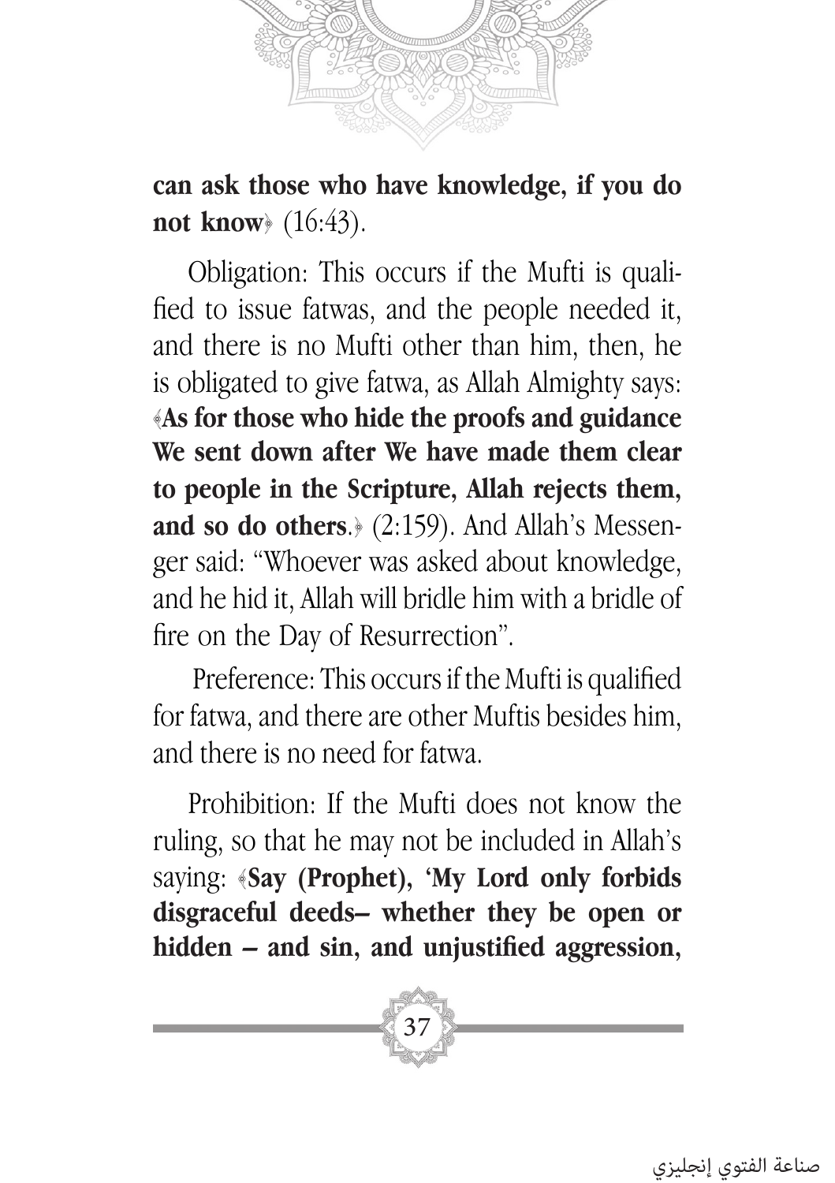**can ask those who have knowledge, if you do not know**﴿ (16:43).

Obligation: This occurs if the Mufti is qualified to issue fatwas, and the people needed it, and there is no Mufti other than him, then, he is obligated to give fatwa, as Allah Almighty says: ﴾**As for those who hide the proofs and guidance We sent down after We have made them clear to people in the Scripture, Allah rejects them, and so do others**.﴿ (2:159). And Allah's Messenger said: "Whoever was asked about knowledge, and he hid it, Allah will bridle him with a bridle of fire on the Day of Resurrection".

Preference: This occurs if the Mufti is qualified for fatwa, and there are other Muftis besides him, and there is no need for fatwa.

Prohibition: If the Mufti does not know the ruling, so that he may not be included in Allah's saying: ﴾**Say (Prophet), 'My Lord only forbids disgraceful deeds– whether they be open or hidden – and sin, and unjustified aggression,**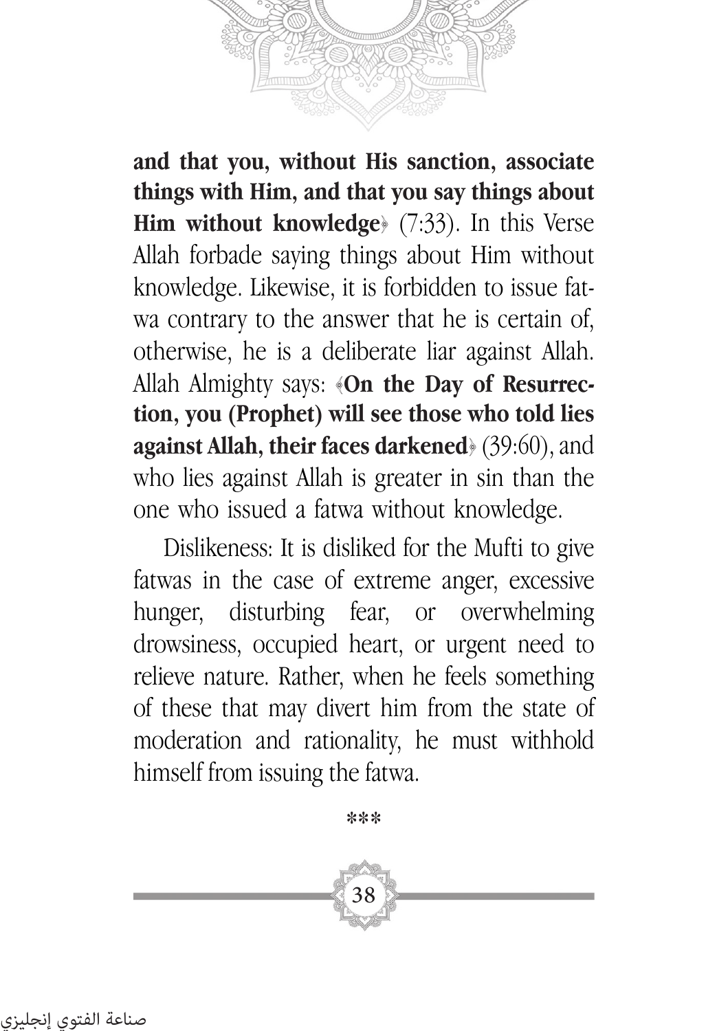**and that you, without His sanction, associate things with Him, and that you say things about Him without knowledge**﴾ (7:33). In this Verse Allah forbade saying things about Him without knowledge. Likewise, it is forbidden to issue fatwa contrary to the answer that he is certain of, otherwise, he is a deliberate liar against Allah. Allah Almighty says: ﴿**On the Day of Resurrection, you (Prophet) will see those who told lies against Allah, their faces darkened**﴾ (39:60), and who lies against Allah is greater in sin than the one who issued a fatwa without knowledge.

Dislikeness: It is disliked for the Mufti to give fatwas in the case of extreme anger, excessive hunger, disturbing fear, or overwhelming drowsiness, occupied heart, or urgent need to relieve nature. Rather, when he feels something of these that may divert him from the state of moderation and rationality, he must withhold himself from issuing the fatwa.

***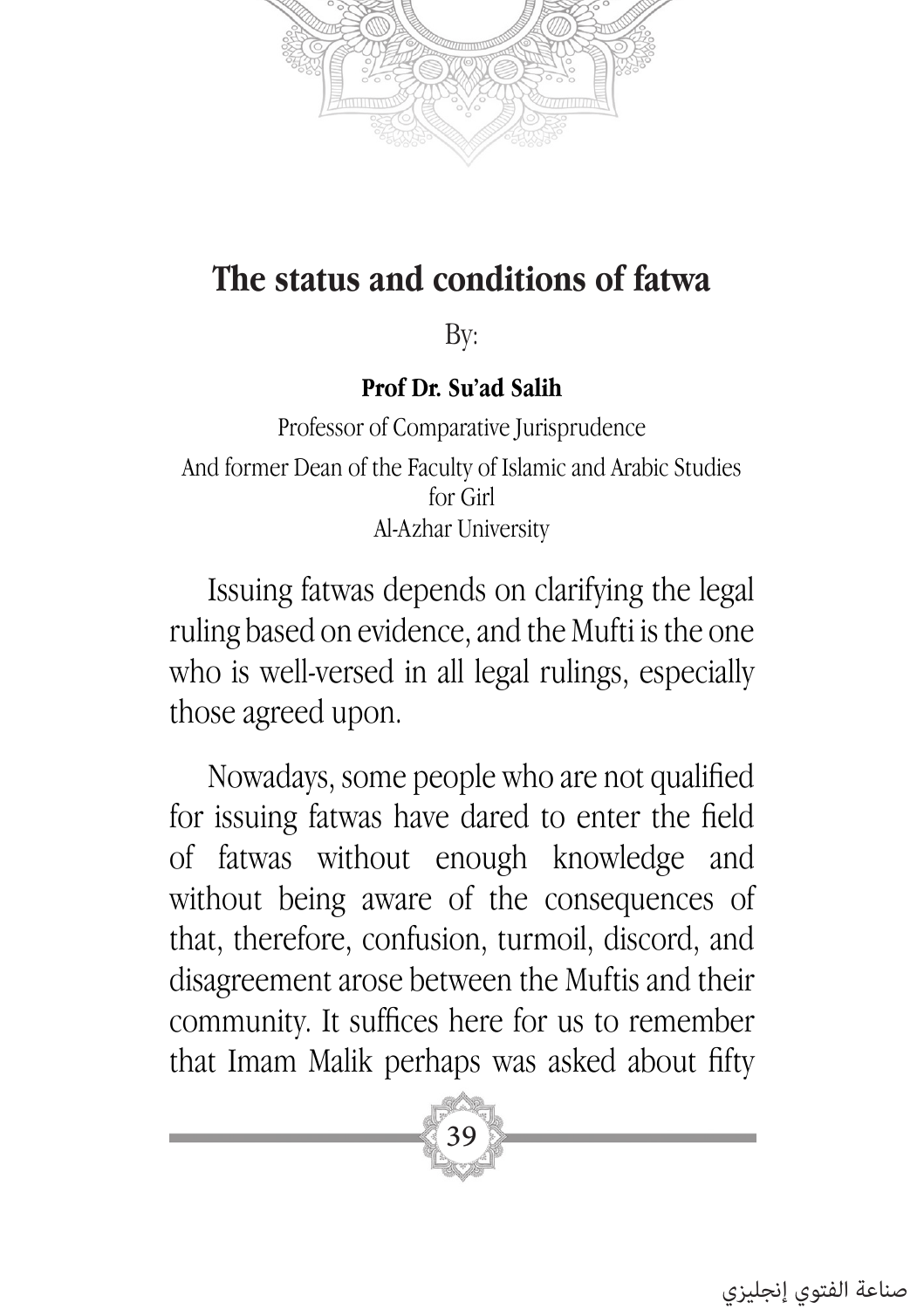# The status and conditions of fatwa

By:

**Prof Dr. Su'ad Salih**

Professor of Comparative Jurisprudence

And former Dean of the Faculty of Islamic and Arabic Studies for Girl

Al-Azhar University

Issuing fatwas depends on clarifying the legal ruling based on evidence, and the Mufti is the one who is well-versed in all legal rulings, especially those agreed upon.

Nowadays, some people who are not qualified for issuing fatwas have dared to enter the field of fatwas without enough knowledge and without being aware of the consequences of that, therefore, confusion, turmoil, discord, and disagreement arose between the Muftis and their community. It suffices here for us to remember that Imam Malik perhaps was asked about fifty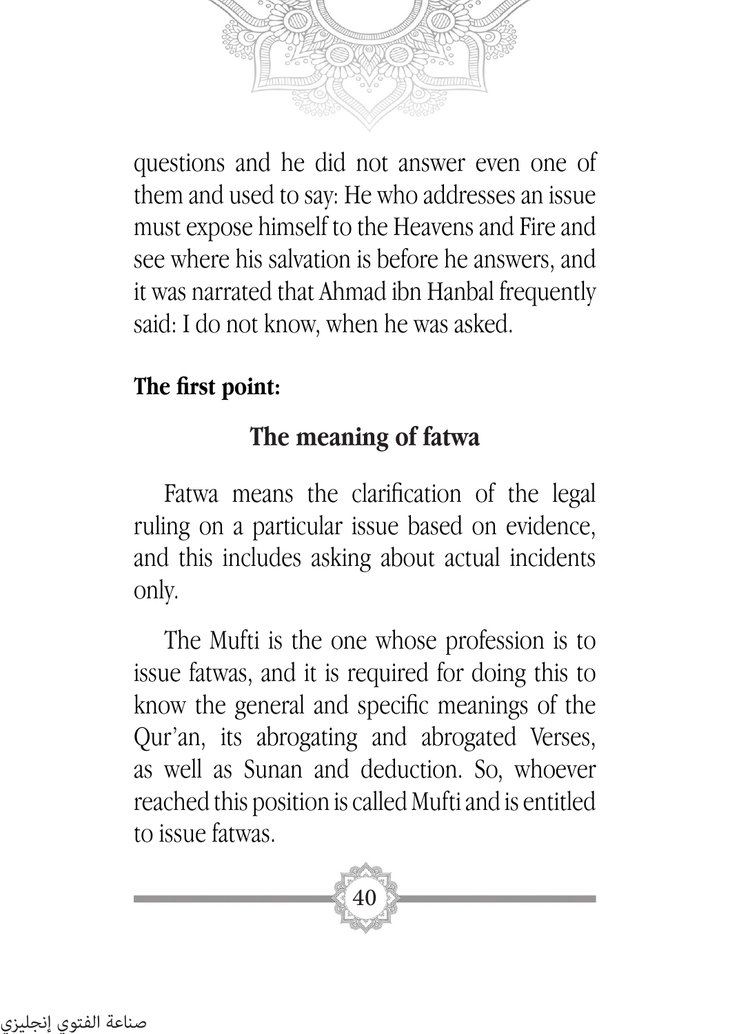questions and he did not answer even one of them and used to say: He who addresses an issue must expose himself to the Heavens and Fire and see where his salvation is before he answers, and it was narrated that Ahmad ibn Hanbal frequently said: I do not know, when he was asked.

**The first point:**

## The meaning of fatwa

Fatwa means the clarification of the legal ruling on a particular issue based on evidence, and this includes asking about actual incidents only.

The Mufti is the one whose profession is to issue fatwas, and it is required for doing this to know the general and specific meanings of the Qur'an, its abrogating and abrogated Verses, as well as Sunan and deduction. So, whoever reached this position is called Mufti and is entitled to issue fatwas.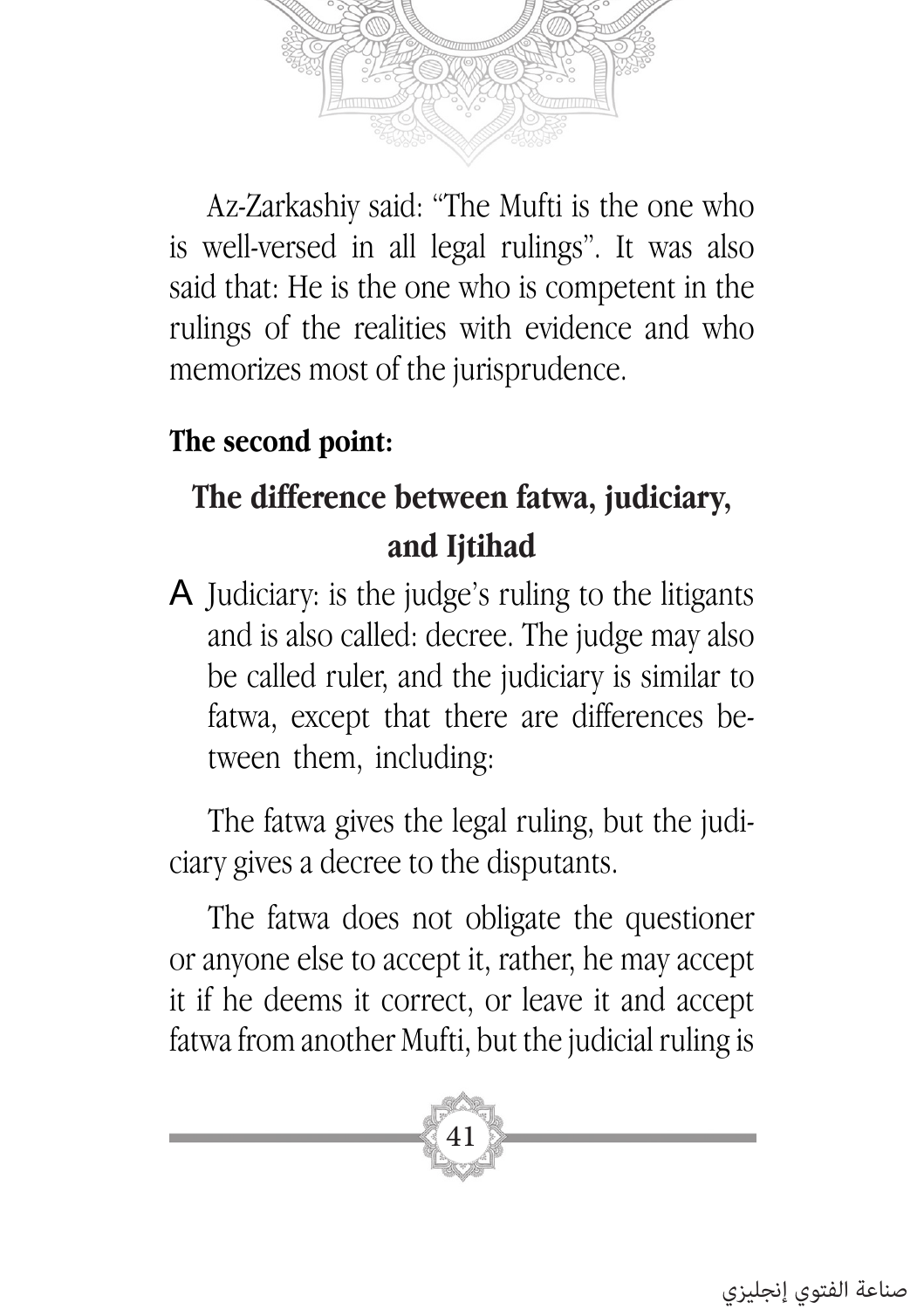Az-Zarkashiy said: "The Mufti is the one who is well-versed in all legal rulings". It was also said that: He is the one who is competent in the rulings of the realities with evidence and who memorizes most of the jurisprudence.

**The second point:**

## The difference between fatwa, judiciary, and Ijtihad

A Judiciary: is the judge's ruling to the litigants and is also called: decree. The judge may also be called ruler, and the judiciary is similar to fatwa, except that there are differences between them, including:

The fatwa gives the legal ruling, but the judiciary gives a decree to the disputants.

The fatwa does not obligate the questioner or anyone else to accept it, rather, he may accept it if he deems it correct, or leave it and accept fatwa from another Mufti, but the judicial ruling is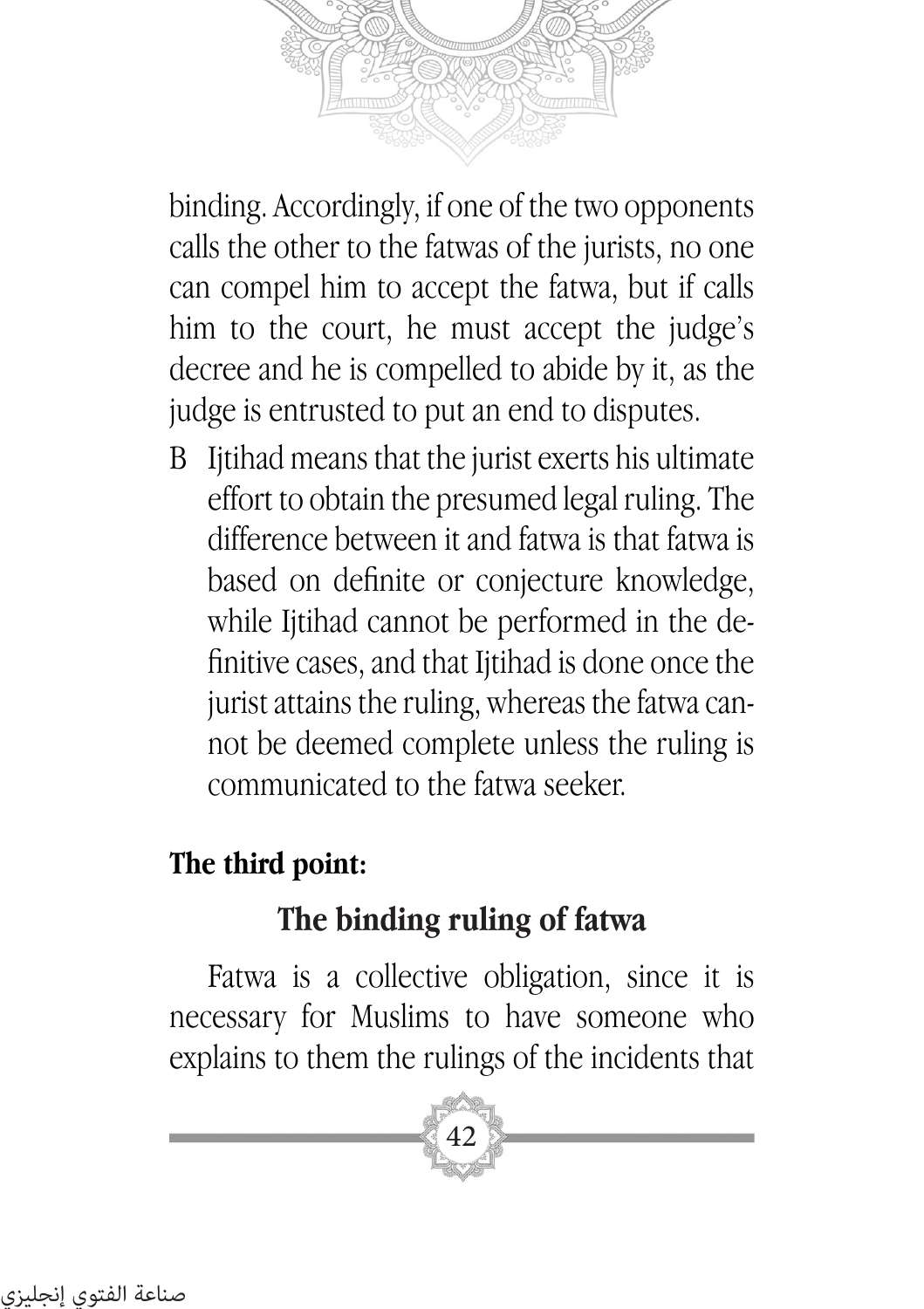binding. Accordingly, if one of the two opponents calls the other to the fatwas of the jurists, no one can compel him to accept the fatwa, but if calls him to the court, he must accept the judge's decree and he is compelled to abide by it, as the judge is entrusted to put an end to disputes.

B Ijtihad means that the jurist exerts his ultimate effort to obtain the presumed legal ruling. The difference between it and fatwa is that fatwa is based on definite or conjecture knowledge, while Ijtihad cannot be performed in the definitive cases, and that Ijtihad is done once the jurist attains the ruling, whereas the fatwa cannot be deemed complete unless the ruling is communicated to the fatwa seeker.

**The third point:**

## The binding ruling of fatwa

Fatwa is a collective obligation, since it is necessary for Muslims to have someone who explains to them the rulings of the incidents that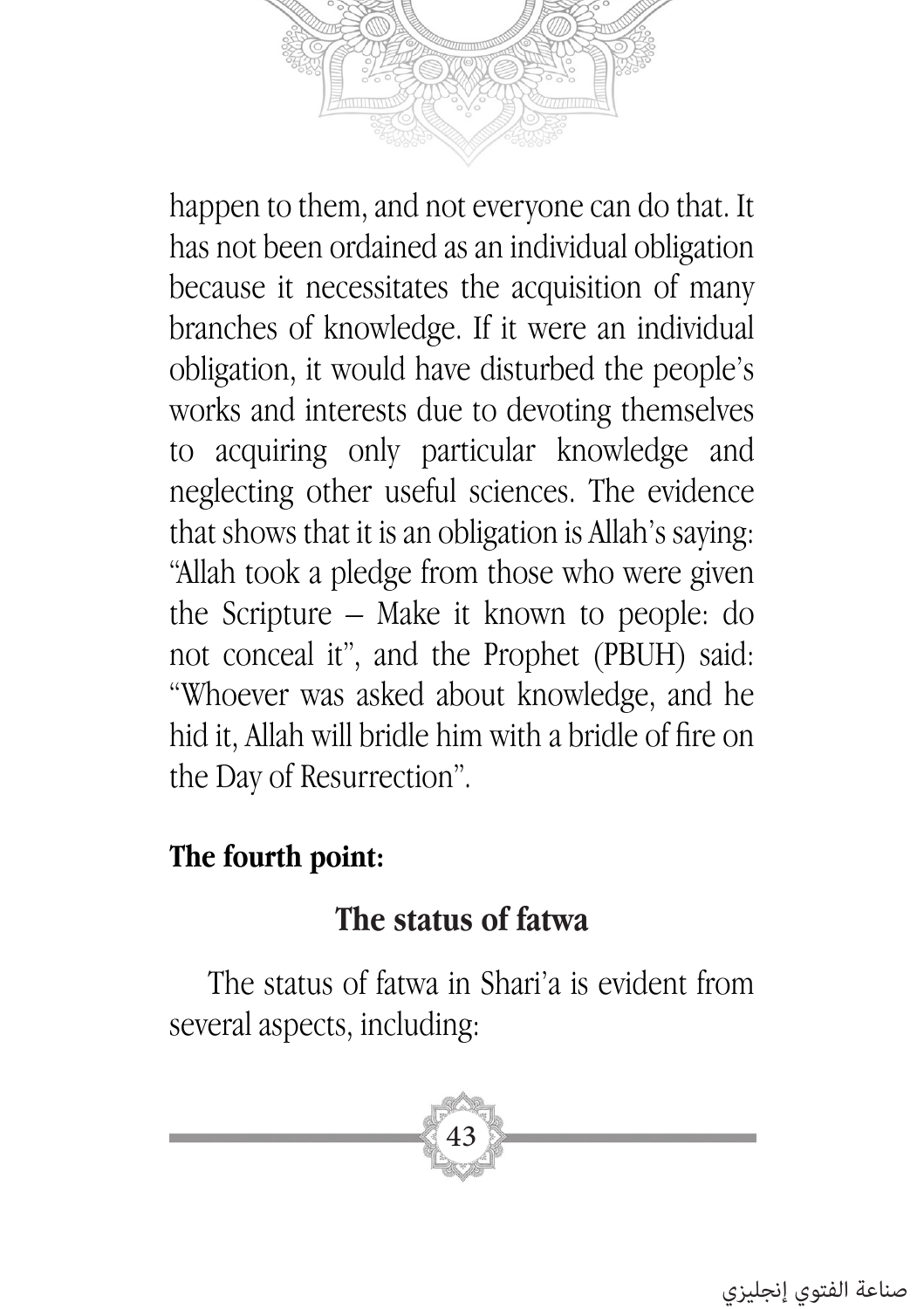happen to them, and not everyone can do that. It has not been ordained as an individual obligation because it necessitates the acquisition of many branches of knowledge. If it were an individual obligation, it would have disturbed the people's works and interests due to devoting themselves to acquiring only particular knowledge and neglecting other useful sciences. The evidence that shows that it is an obligation is Allah's saying: "Allah took a pledge from those who were given the Scripture – Make it known to people: do not conceal it", and the Prophet (PBUH) said: "Whoever was asked about knowledge, and he hid it, Allah will bridle him with a bridle of fire on the Day of Resurrection".

**The fourth point:**

## The status of fatwa

The status of fatwa in Shari'a is evident from several aspects, including: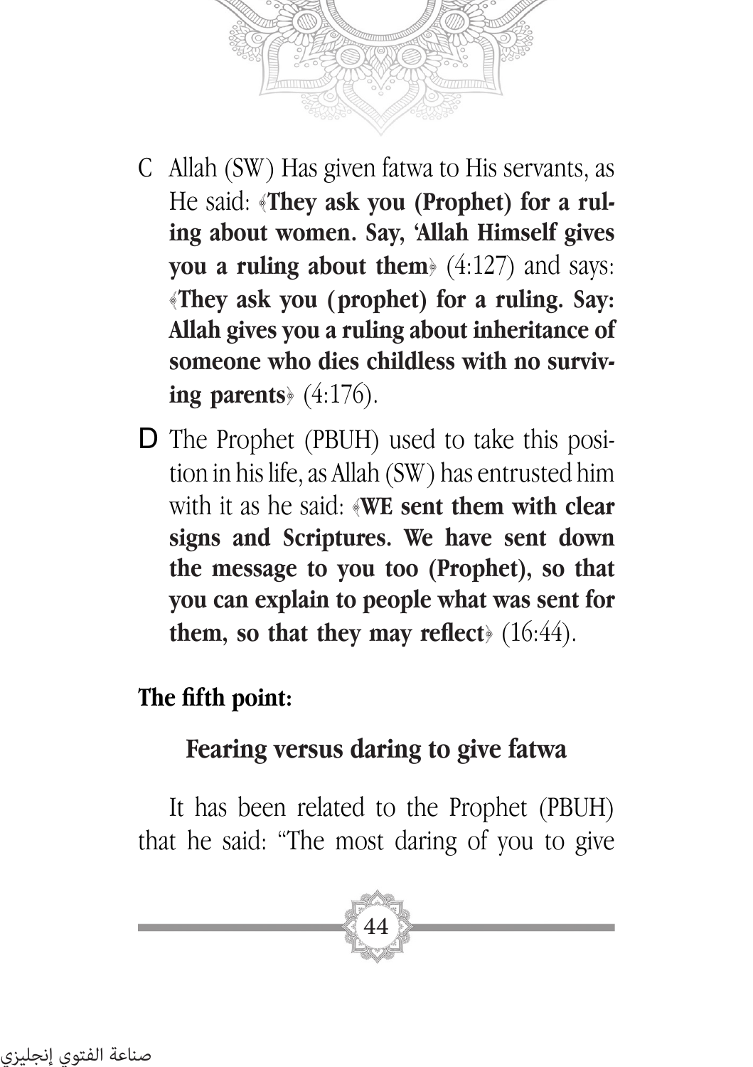C Allah (SW) Has given fatwa to His servants, as He said: ﴿**They ask you (Prophet) for a ruling about women. Say, 'Allah Himself gives you a ruling about them**﴾ (4:127) and says: ﴿**They ask you (prophet) for a ruling. Say: Allah gives you a ruling about inheritance of someone who dies childless with no surviving parents**﴾ (4:176).

D The Prophet (PBUH) used to take this position in his life, as Allah (SW) has entrusted him with it as he said: ﴿**WE sent them with clear signs and Scriptures. We have sent down the message to you too (Prophet), so that you can explain to people what was sent for them, so that they may reflect**﴾ (16:44).

**The fifth point:**

## Fearing versus daring to give fatwa

It has been related to the Prophet (PBUH) that he said: "The most daring of you to give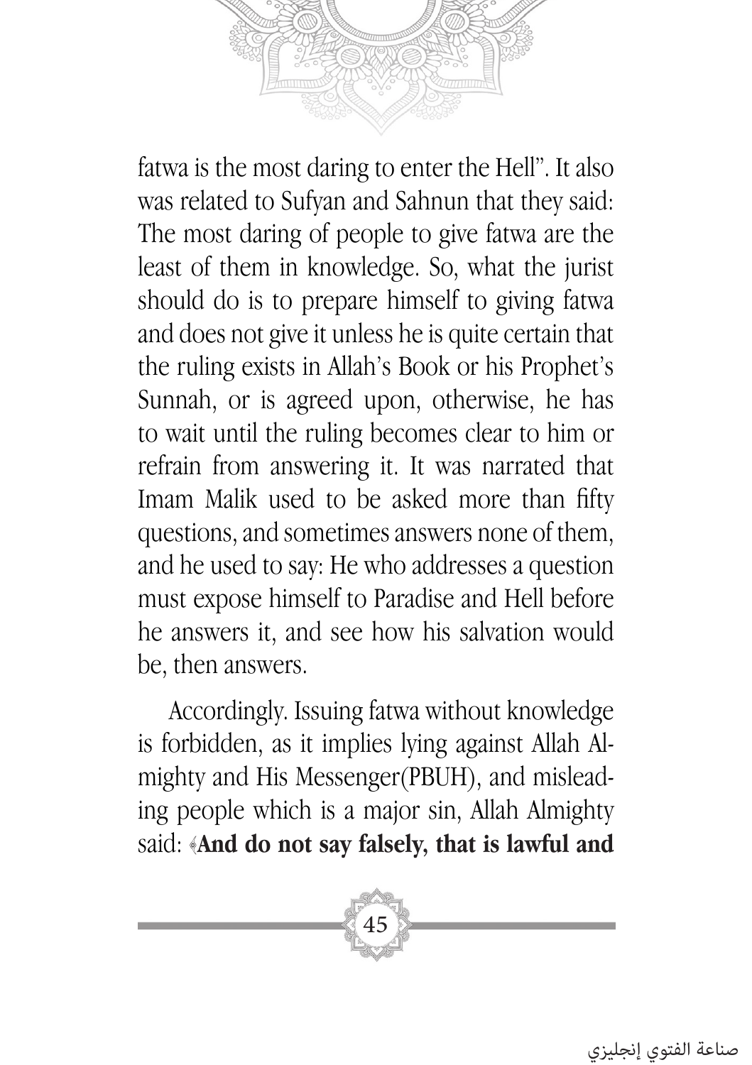fatwa is the most daring to enter the Hell". It also was related to Sufyan and Sahnun that they said: The most daring of people to give fatwa are the least of them in knowledge. So, what the jurist should do is to prepare himself to giving fatwa and does not give it unless he is quite certain that the ruling exists in Allah's Book or his Prophet's Sunnah, or is agreed upon, otherwise, he has to wait until the ruling becomes clear to him or refrain from answering it. It was narrated that Imam Malik used to be asked more than fifty questions, and sometimes answers none of them, and he used to say: He who addresses a question must expose himself to Paradise and Hell before he answers it, and see how his salvation would be, then answers.

Accordingly. Issuing fatwa without knowledge is forbidden, as it implies lying against Allah Almighty and His Messenger(PBUH), and misleading people which is a major sin, Allah Almighty said: ﴿**And do not say falsely, that is lawful and**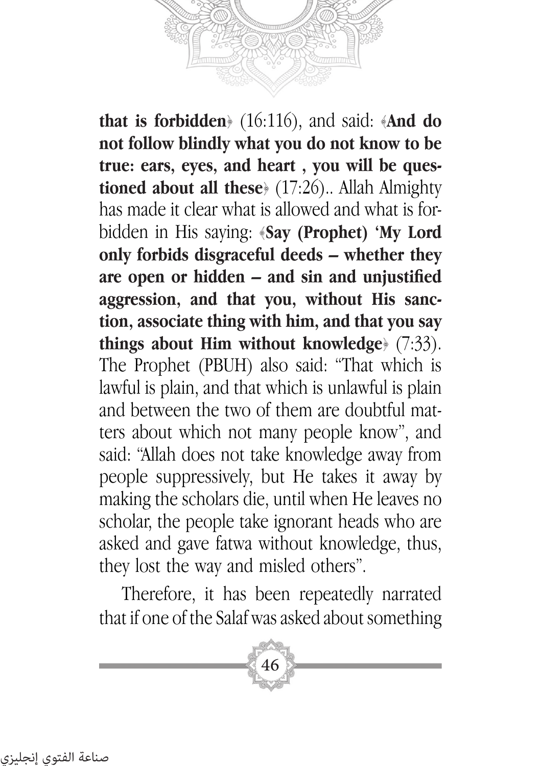**that is forbidden**﴿ (16:116), and said: ﴾**And do not follow blindly what you do not know to be true: ears, eyes, and heart , you will be questioned about all these**﴿ (17:26).. Allah Almighty has made it clear what is allowed and what is forbidden in His saying: ﴾**Say (Prophet) 'My Lord only forbids disgraceful deeds – whether they are open or hidden – and sin and unjustified aggression, and that you, without His sanction, associate thing with him, and that you say things about Him without knowledge**﴿ (7:33). The Prophet (PBUH) also said: "That which is lawful is plain, and that which is unlawful is plain and between the two of them are doubtful matters about which not many people know", and said: "Allah does not take knowledge away from people suppressively, but He takes it away by making the scholars die, until when He leaves no scholar, the people take ignorant heads who are asked and gave fatwa without knowledge, thus, they lost the way and misled others".

Therefore, it has been repeatedly narrated that if one of the Salaf was asked about something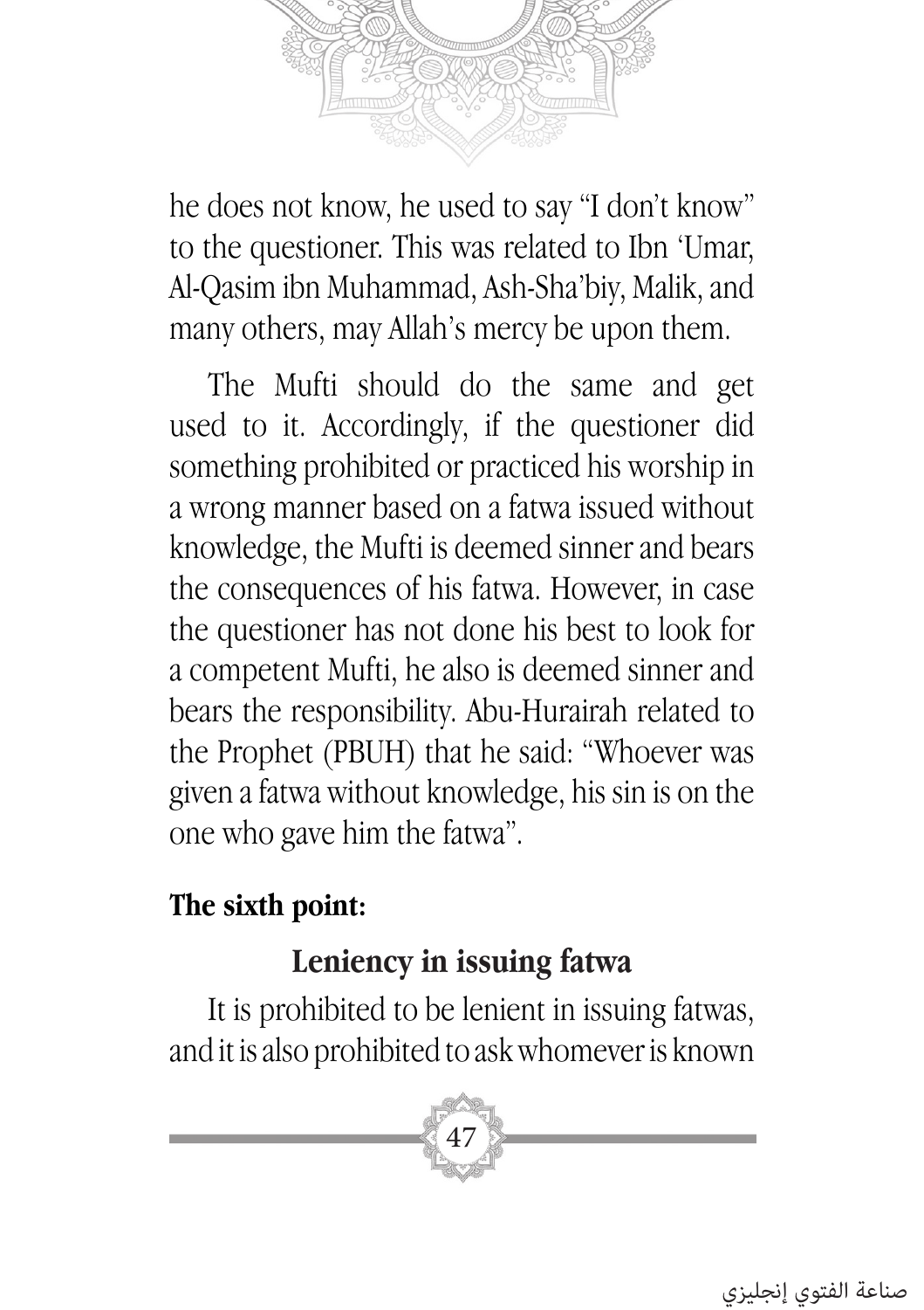he does not know, he used to say "I don't know" to the questioner. This was related to Ibn 'Umar, Al-Qasim ibn Muhammad, Ash-Sha'biy, Malik, and many others, may Allah's mercy be upon them.

The Mufti should do the same and get used to it. Accordingly, if the questioner did something prohibited or practiced his worship in a wrong manner based on a fatwa issued without knowledge, the Mufti is deemed sinner and bears the consequences of his fatwa. However, in case the questioner has not done his best to look for a competent Mufti, he also is deemed sinner and bears the responsibility. Abu-Hurairah related to the Prophet (PBUH) that he said: "Whoever was given a fatwa without knowledge, his sin is on the one who gave him the fatwa".

**The sixth point:**

### Leniency in issuing fatwa

It is prohibited to be lenient in issuing fatwas, and it is also prohibited to ask whomever is known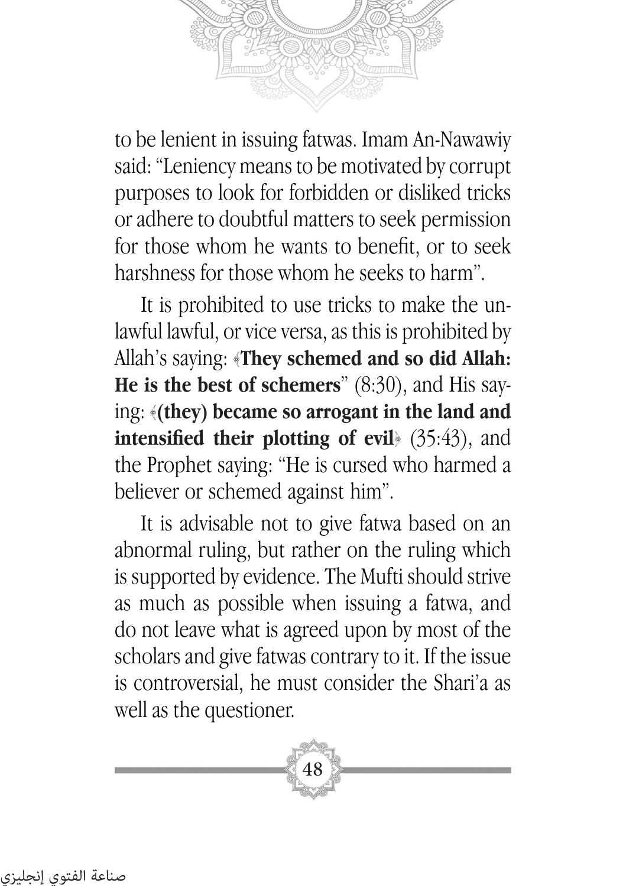to be lenient in issuing fatwas. Imam An-Nawawiy said: "Leniency means to be motivated by corrupt purposes to look for forbidden or disliked tricks or adhere to doubtful matters to seek permission for those whom he wants to benefit, or to seek harshness for those whom he seeks to harm".

It is prohibited to use tricks to make the unlawful lawful, or vice versa, as this is prohibited by Allah's saying: ﴿**They schemed and so did Allah: He is the best of schemers**" (8:30), and His saying: ﴿**(they) became so arrogant in the land and intensified their plotting of evil**﴾ (35:43), and the Prophet saying: "He is cursed who harmed a believer or schemed against him".

It is advisable not to give fatwa based on an abnormal ruling, but rather on the ruling which is supported by evidence. The Mufti should strive as much as possible when issuing a fatwa, and do not leave what is agreed upon by most of the scholars and give fatwas contrary to it. If the issue is controversial, he must consider the Shari'a as well as the questioner.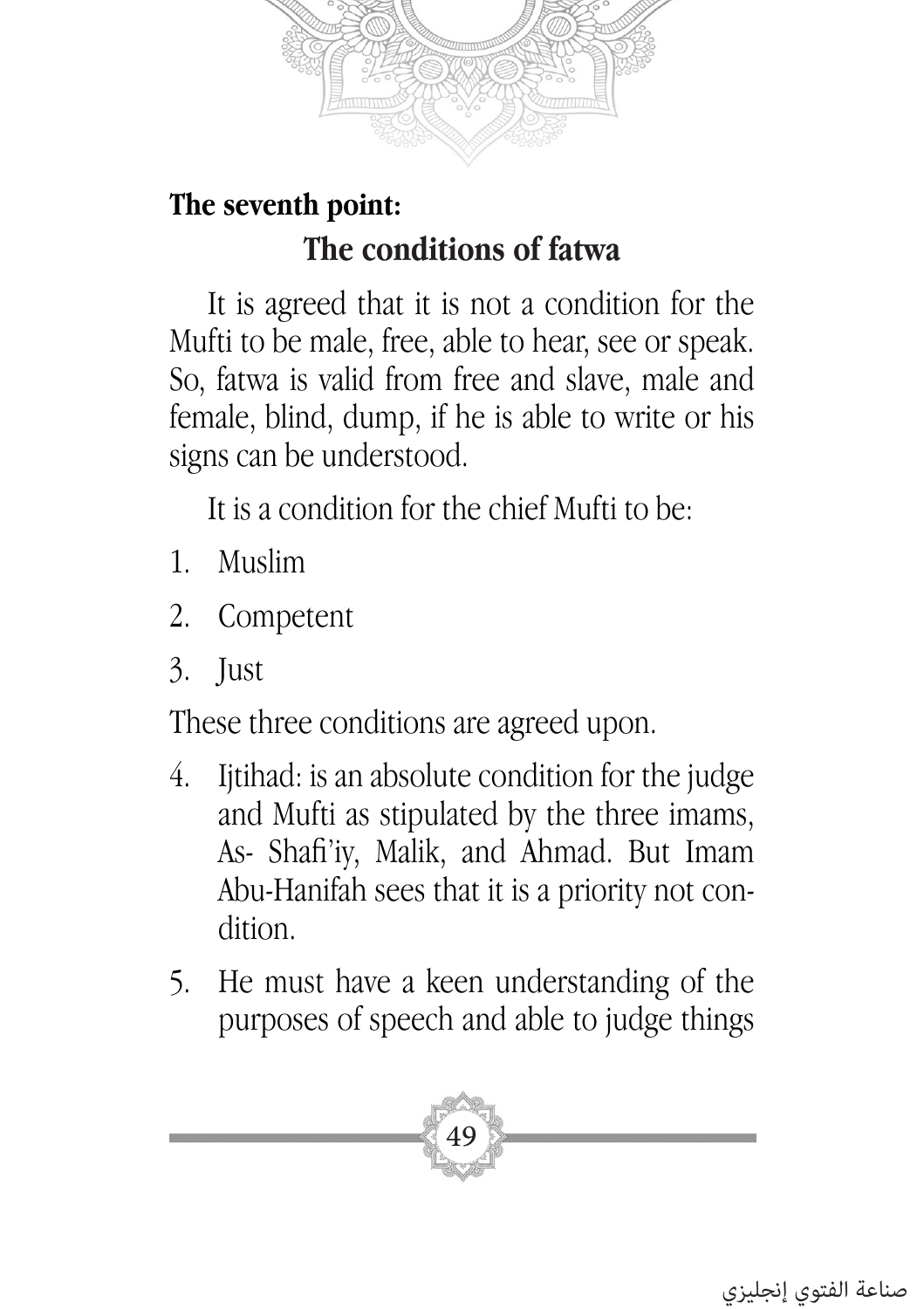**The seventh point:**

## The conditions of fatwa

It is agreed that it is not a condition for the Mufti to be male, free, able to hear, see or speak. So, fatwa is valid from free and slave, male and female, blind, dump, if he is able to write or his signs can be understood.

It is a condition for the chief Mufti to be:

1. Muslim
2. Competent
3. Just

These three conditions are agreed upon.

4. Ijtihad: is an absolute condition for the judge and Mufti as stipulated by the three imams, As- Shafi'iy, Malik, and Ahmad. But Imam Abu-Hanifah sees that it is a priority not condition.
5. He must have a keen understanding of the purposes of speech and able to judge things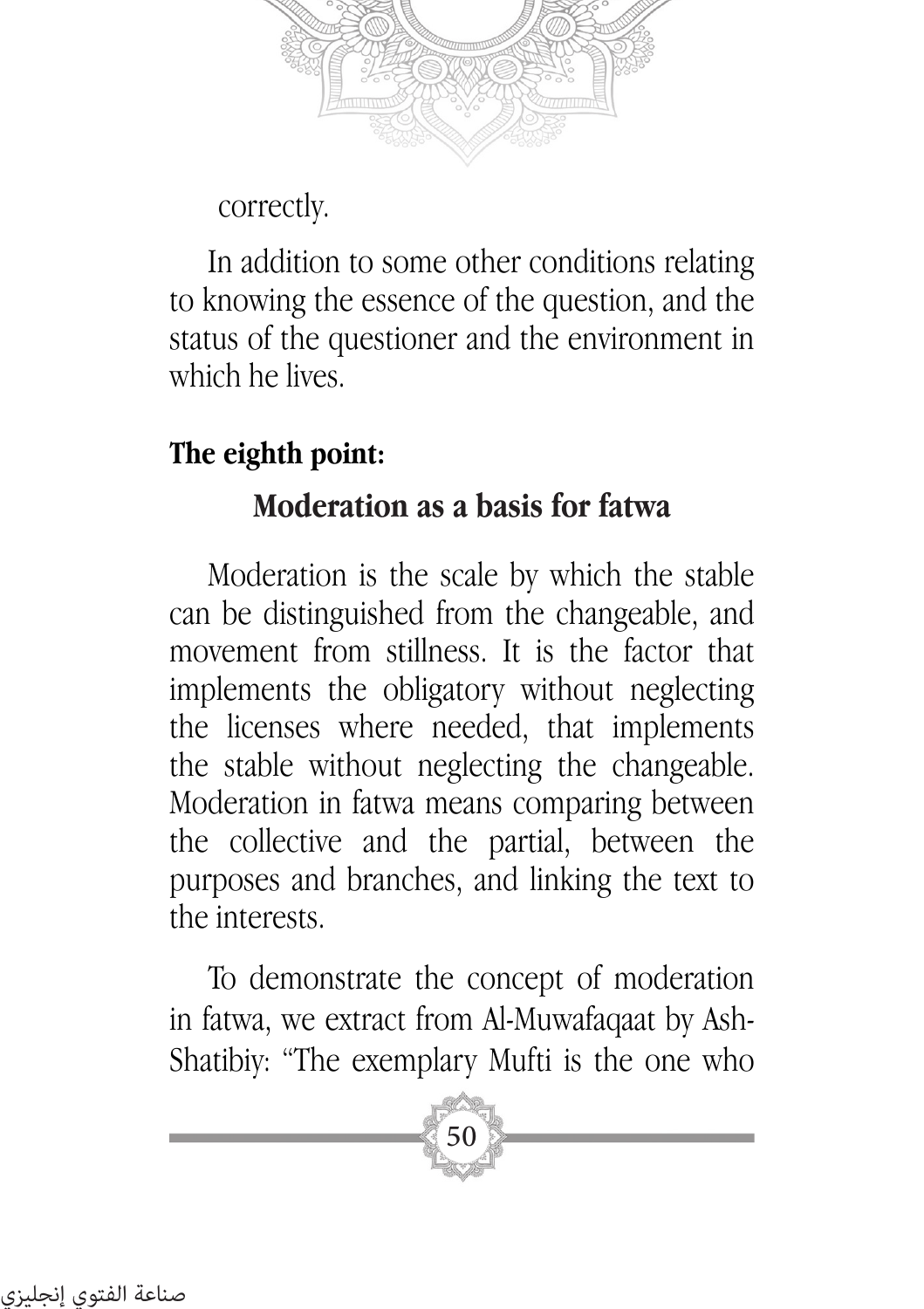correctly.

In addition to some other conditions relating to knowing the essence of the question, and the status of the questioner and the environment in which he lives.

**The eighth point:**

## Moderation as a basis for fatwa

Moderation is the scale by which the stable can be distinguished from the changeable, and movement from stillness. It is the factor that implements the obligatory without neglecting the licenses where needed, that implements the stable without neglecting the changeable. Moderation in fatwa means comparing between the collective and the partial, between the purposes and branches, and linking the text to the interests.

To demonstrate the concept of moderation in fatwa, we extract from Al-Muwafaqaat by Ash-Shatibiy: "The exemplary Mufti is the one who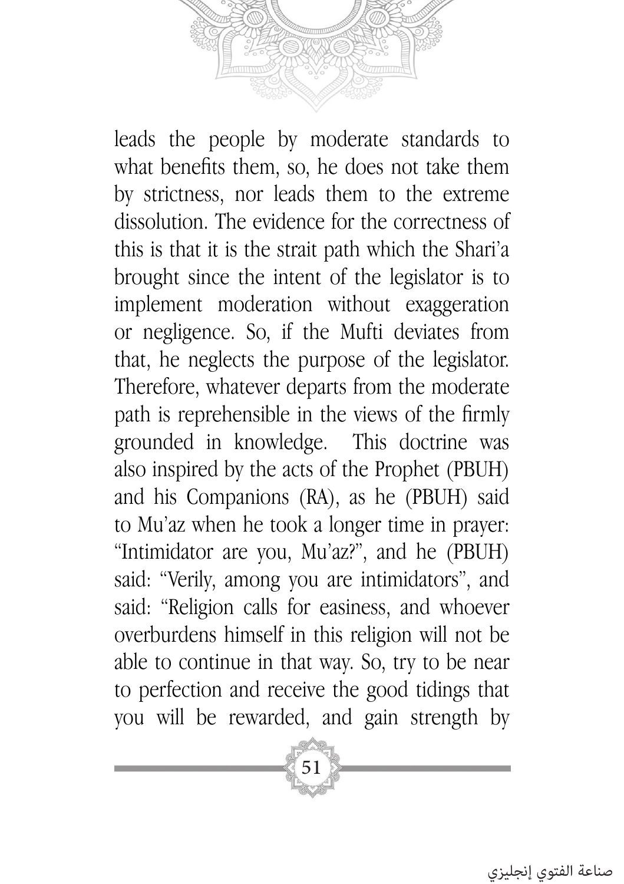leads the people by moderate standards to what benefits them, so, he does not take them by strictness, nor leads them to the extreme dissolution. The evidence for the correctness of this is that it is the strait path which the Shari'a brought since the intent of the legislator is to implement moderation without exaggeration or negligence. So, if the Mufti deviates from that, he neglects the purpose of the legislator. Therefore, whatever departs from the moderate path is reprehensible in the views of the firmly grounded in knowledge. This doctrine was also inspired by the acts of the Prophet (PBUH) and his Companions (RA), as he (PBUH) said to Mu'az when he took a longer time in prayer: "Intimidator are you, Mu'az?", and he (PBUH) said: "Verily, among you are intimidators", and said: "Religion calls for easiness, and whoever overburdens himself in this religion will not be able to continue in that way. So, try to be near to perfection and receive the good tidings that you will be rewarded, and gain strength by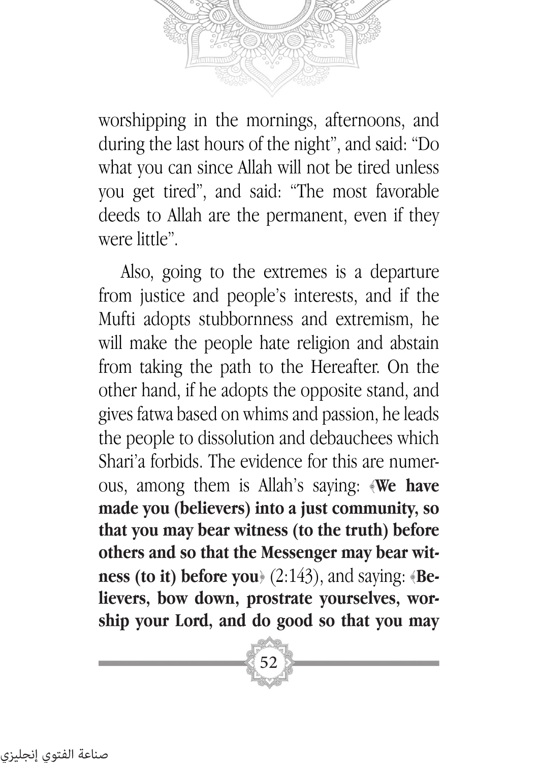worshipping in the mornings, afternoons, and during the last hours of the night", and said: "Do what you can since Allah will not be tired unless you get tired", and said: "The most favorable deeds to Allah are the permanent, even if they were little".

Also, going to the extremes is a departure from justice and people's interests, and if the Mufti adopts stubbornness and extremism, he will make the people hate religion and abstain from taking the path to the Hereafter. On the other hand, if he adopts the opposite stand, and gives fatwa based on whims and passion, he leads the people to dissolution and debauchees which Shari'a forbids. The evidence for this are numerous, among them is Allah's saying: ﴿**We have made you (believers) into a just community, so that you may bear witness (to the truth) before others and so that the Messenger may bear witness (to it) before you**﴾ (2:143), and saying: ﴿**Believers, bow down, prostrate yourselves, worship your Lord, and do good so that you may**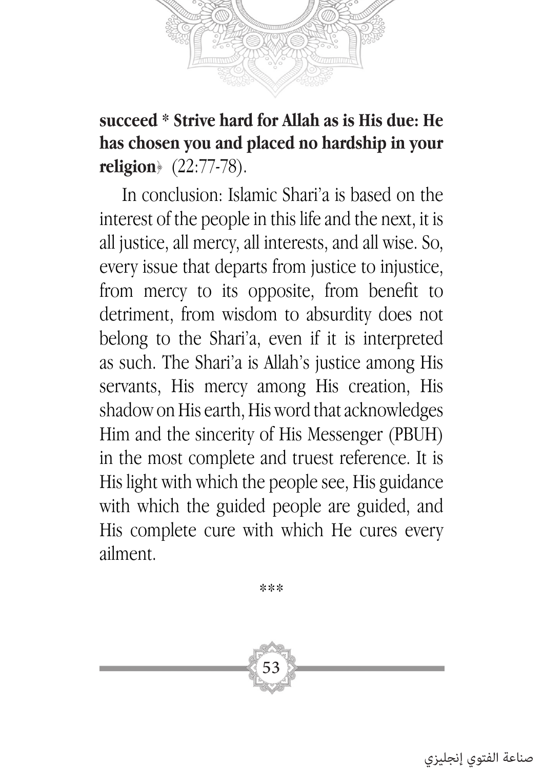**succeed * Strive hard for Allah as is His due: He has chosen you and placed no hardship in your religion**﴾ (22:77-78).

In conclusion: Islamic Shari'a is based on the interest of the people in this life and the next, it is all justice, all mercy, all interests, and all wise. So, every issue that departs from justice to injustice, from mercy to its opposite, from benefit to detriment, from wisdom to absurdity does not belong to the Shari'a, even if it is interpreted as such. The Shari'a is Allah's justice among His servants, His mercy among His creation, His shadow on His earth, His word that acknowledges Him and the sincerity of His Messenger (PBUH) in the most complete and truest reference. It is His light with which the people see, His guidance with which the guided people are guided, and His complete cure with which He cures every ailment.

***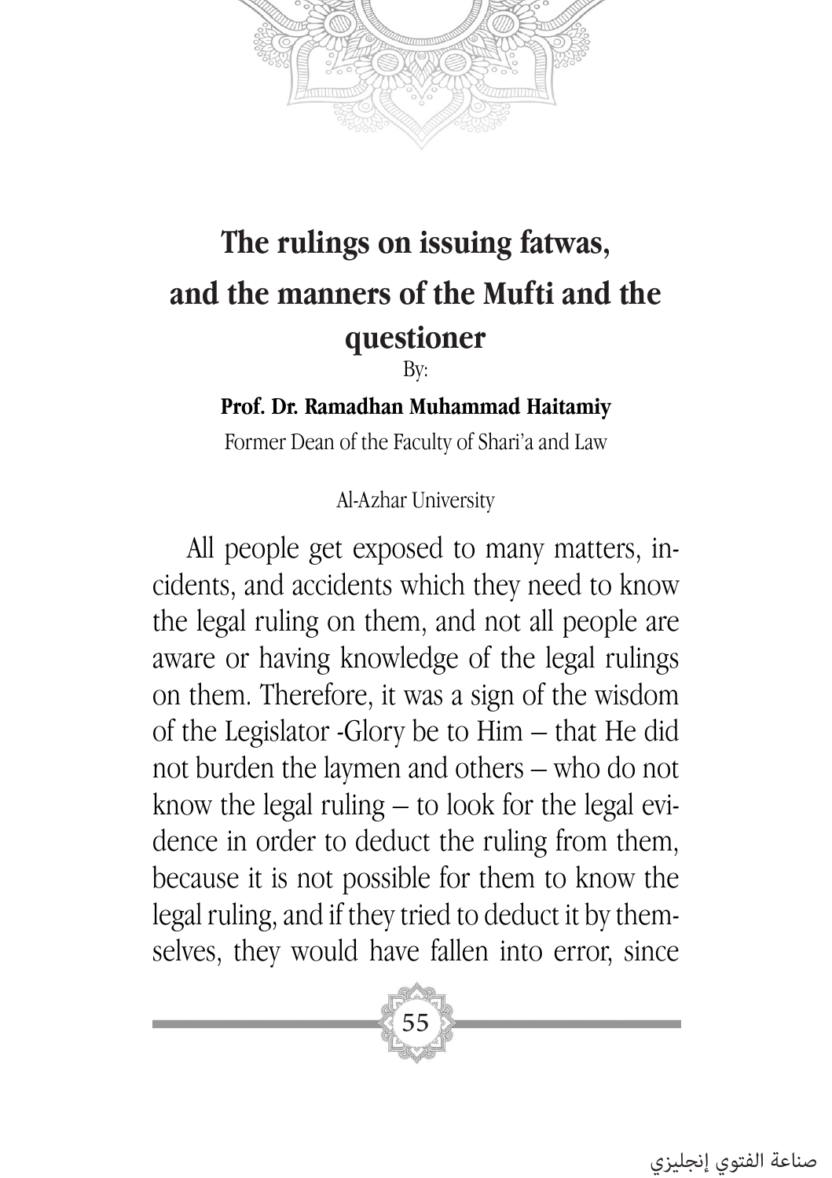# The rulings on issuing fatwas, and the manners of the Mufti and the questioner

By:

**Prof. Dr. Ramadhan Muhammad Haitamiy**

Former Dean of the Faculty of Shari'a and Law

Al-Azhar University

All people get exposed to many matters, incidents, and accidents which they need to know the legal ruling on them, and not all people are aware or having knowledge of the legal rulings on them. Therefore, it was a sign of the wisdom of the Legislator -Glory be to Him – that He did not burden the laymen and others – who do not know the legal ruling – to look for the legal evidence in order to deduct the ruling from them, because it is not possible for them to know the legal ruling, and if they tried to deduct it by themselves, they would have fallen into error, since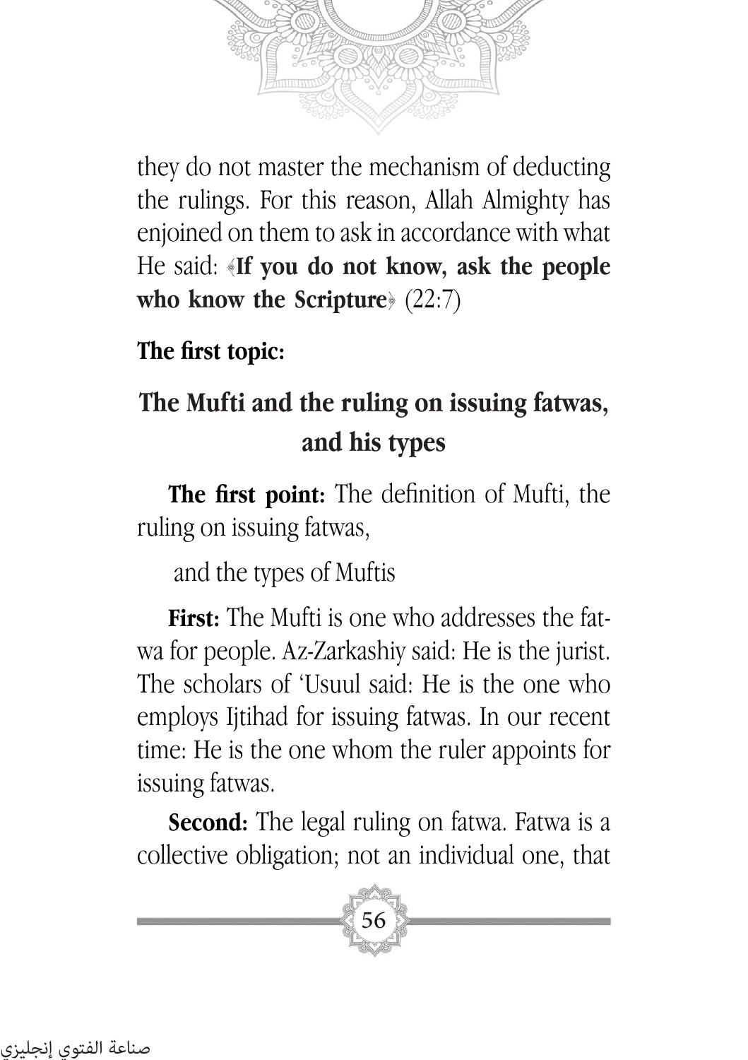they do not master the mechanism of deducting the rulings. For this reason, Allah Almighty has enjoined on them to ask in accordance with what He said: ﴿**If you do not know, ask the people who know the Scripture**﴾ (22:7)

**The first topic:**

## The Mufti and the ruling on issuing fatwas, and his types

**The first point:** The definition of Mufti, the ruling on issuing fatwas,

and the types of Muftis

**First:** The Mufti is one who addresses the fatwa for people. Az-Zarkashiy said: He is the jurist. The scholars of 'Usuul said: He is the one who employs Ijtihad for issuing fatwas. In our recent time: He is the one whom the ruler appoints for issuing fatwas.

**Second:** The legal ruling on fatwa. Fatwa is a collective obligation; not an individual one, that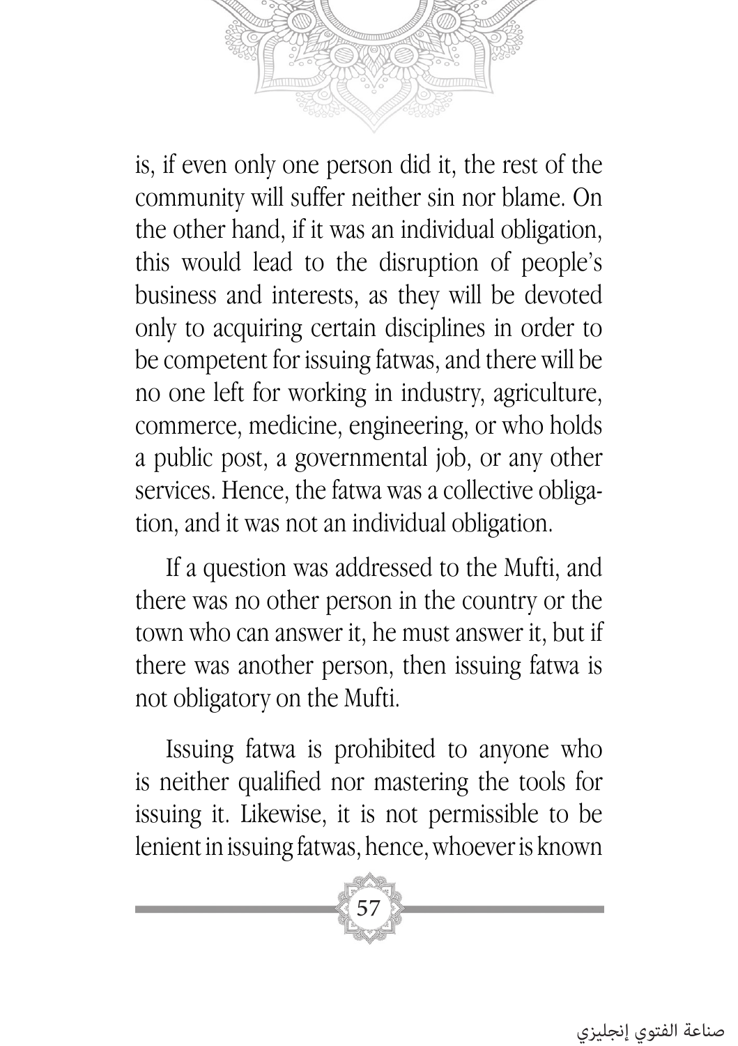is, if even only one person did it, the rest of the community will suffer neither sin nor blame. On the other hand, if it was an individual obligation, this would lead to the disruption of people's business and interests, as they will be devoted only to acquiring certain disciplines in order to be competent for issuing fatwas, and there will be no one left for working in industry, agriculture, commerce, medicine, engineering, or who holds a public post, a governmental job, or any other services. Hence, the fatwa was a collective obligation, and it was not an individual obligation.

If a question was addressed to the Mufti, and there was no other person in the country or the town who can answer it, he must answer it, but if there was another person, then issuing fatwa is not obligatory on the Mufti.

Issuing fatwa is prohibited to anyone who is neither qualified nor mastering the tools for issuing it. Likewise, it is not permissible to be lenient in issuing fatwas, hence, whoever is known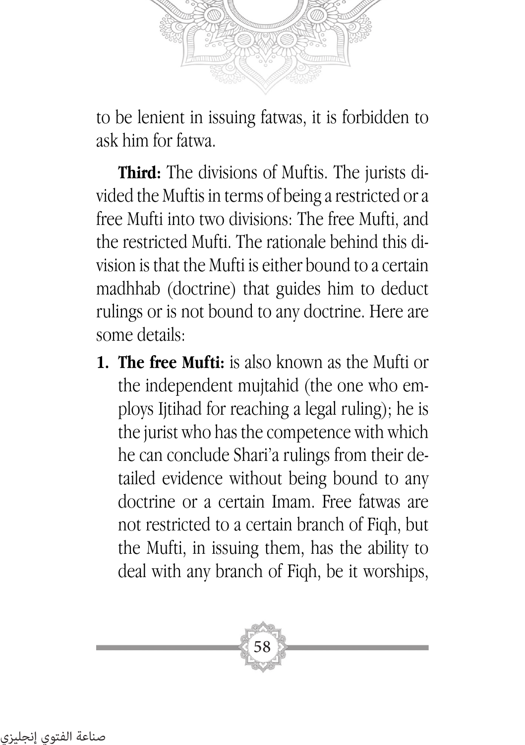to be lenient in issuing fatwas, it is forbidden to ask him for fatwa.

**Third:** The divisions of Muftis. The jurists divided the Muftis in terms of being a restricted or a free Mufti into two divisions: The free Mufti, and the restricted Mufti. The rationale behind this division is that the Mufti is either bound to a certain madhhab (doctrine) that guides him to deduct rulings or is not bound to any doctrine. Here are some details:

1. **The free Mufti:** is also known as the Mufti or the independent mujtahid (the one who employs Ijtihad for reaching a legal ruling); he is the jurist who has the competence with which he can conclude Shari'a rulings from their detailed evidence without being bound to any doctrine or a certain Imam. Free fatwas are not restricted to a certain branch of Fiqh, but the Mufti, in issuing them, has the ability to deal with any branch of Fiqh, be it worships,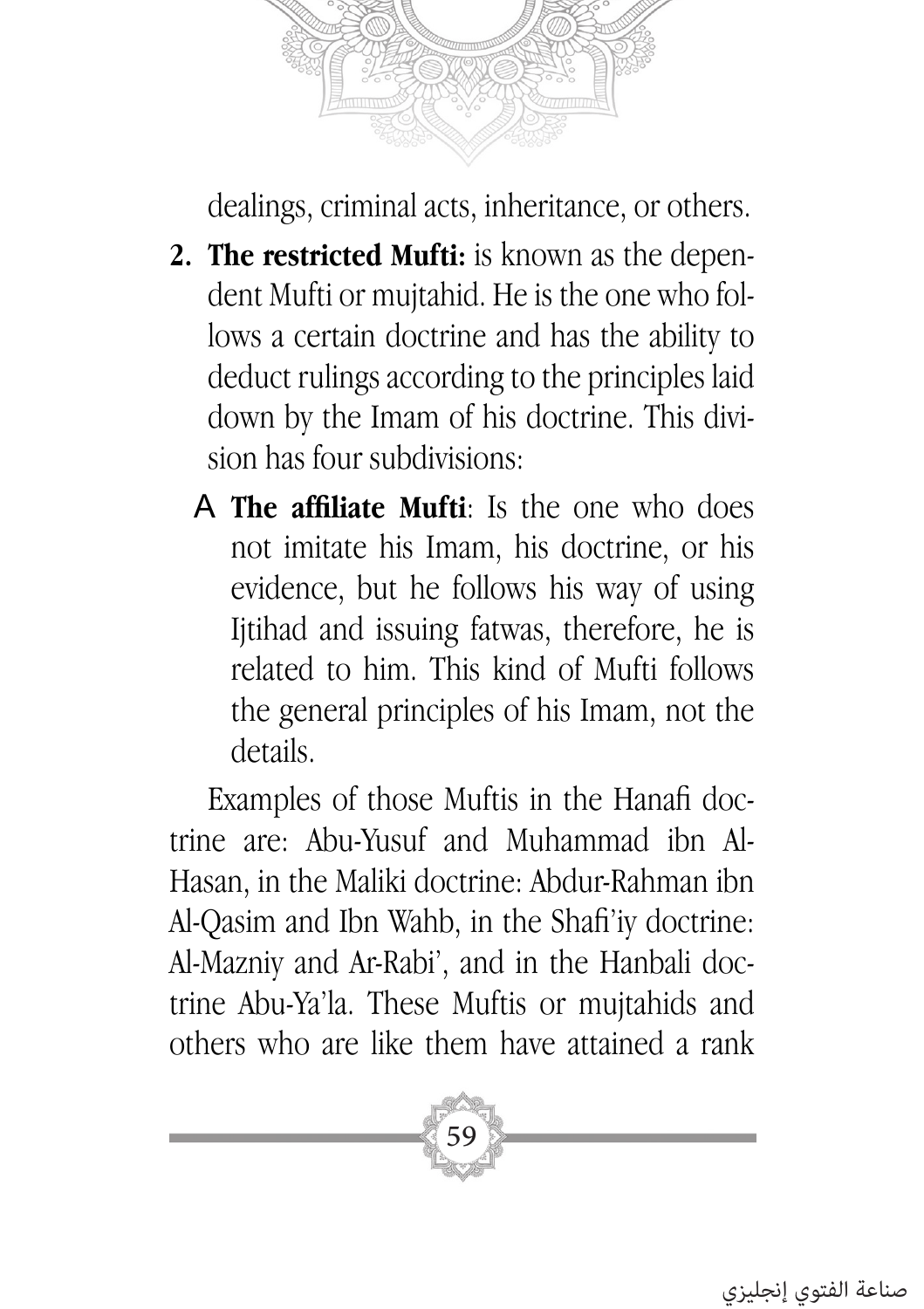dealings, criminal acts, inheritance, or others.

2. **The restricted Mufti:** is known as the dependent Mufti or mujtahid. He is the one who follows a certain doctrine and has the ability to deduct rulings according to the principles laid down by the Imam of his doctrine. This division has four subdivisions:

   A **The affiliate Mufti**: Is the one who does not imitate his Imam, his doctrine, or his evidence, but he follows his way of using Ijtihad and issuing fatwas, therefore, he is related to him. This kind of Mufti follows the general principles of his Imam, not the details.

Examples of those Muftis in the Hanafi doctrine are: Abu-Yusuf and Muhammad ibn Al-Hasan, in the Maliki doctrine: Abdur-Rahman ibn Al-Qasim and Ibn Wahb, in the Shafi'iy doctrine: Al-Mazniy and Ar-Rabi', and in the Hanbali doctrine Abu-Ya'la. These Muftis or mujtahids and others who are like them have attained a rank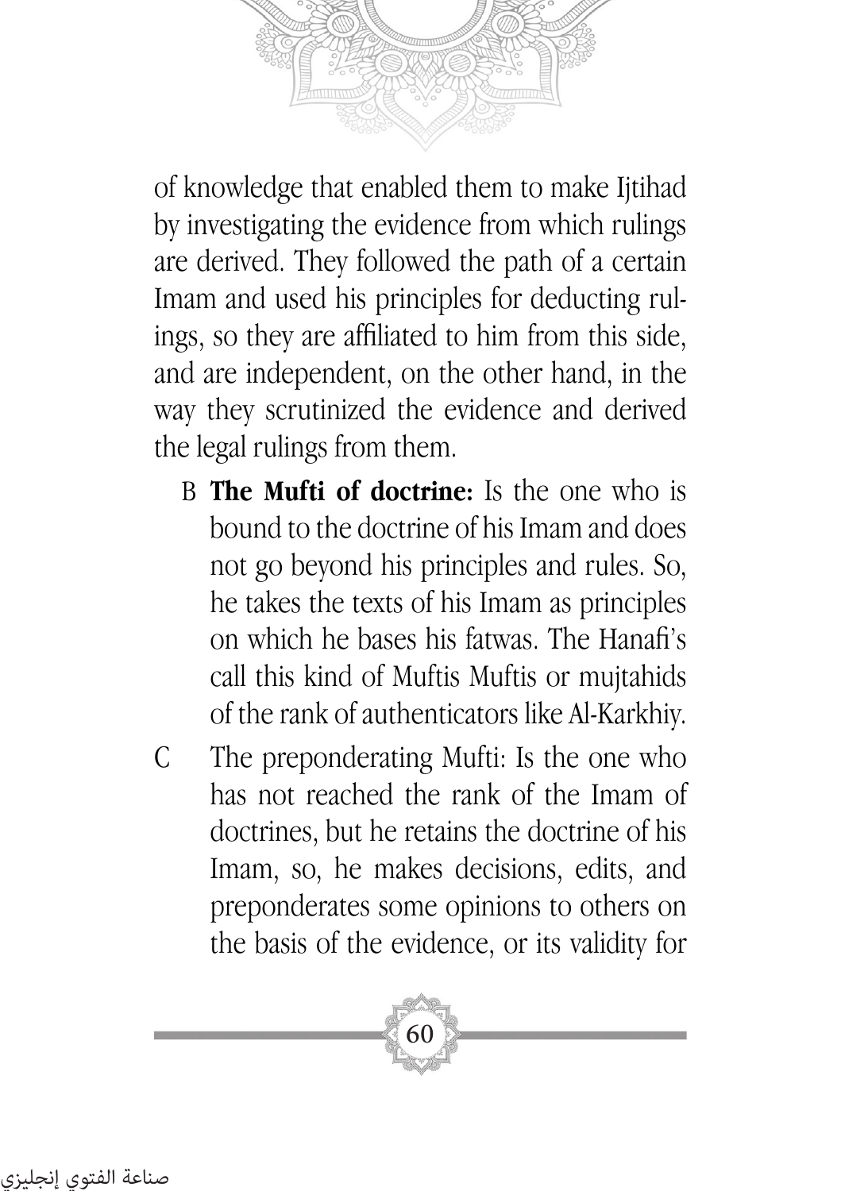of knowledge that enabled them to make Ijtihad by investigating the evidence from which rulings are derived. They followed the path of a certain Imam and used his principles for deducting rulings, so they are affiliated to him from this side, and are independent, on the other hand, in the way they scrutinized the evidence and derived the legal rulings from them.

B **The Mufti of doctrine:** Is the one who is bound to the doctrine of his Imam and does not go beyond his principles and rules. So, he takes the texts of his Imam as principles on which he bases his fatwas. The Hanafi's call this kind of Muftis Muftis or mujtahids of the rank of authenticators like Al-Karkhiy.

C The preponderating Mufti: Is the one who has not reached the rank of the Imam of doctrines, but he retains the doctrine of his Imam, so, he makes decisions, edits, and preponderates some opinions to others on the basis of the evidence, or its validity for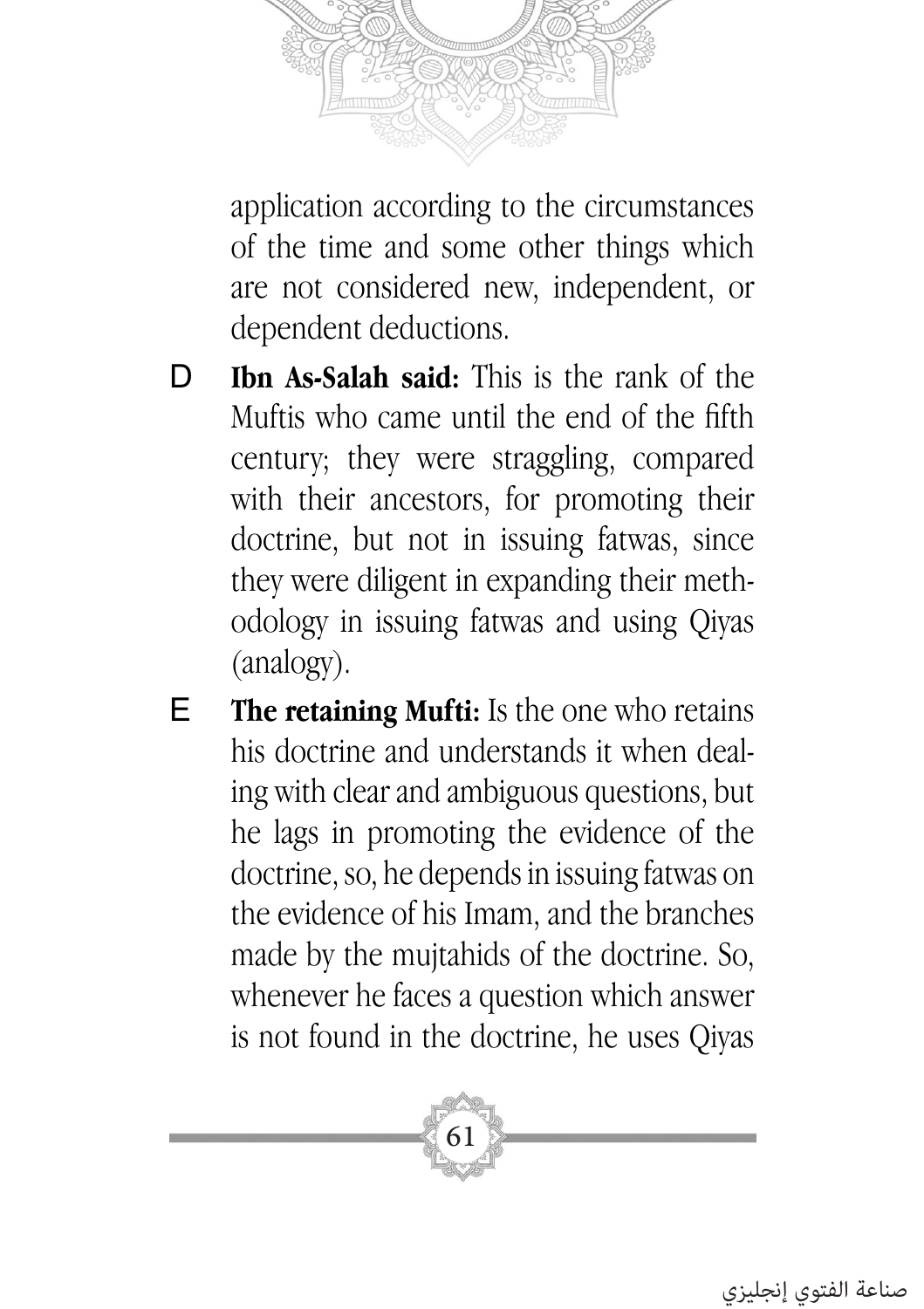application according to the circumstances of the time and some other things which are not considered new, independent, or dependent deductions.

D **Ibn As-Salah said:** This is the rank of the Muftis who came until the end of the fifth century; they were straggling, compared with their ancestors, for promoting their doctrine, but not in issuing fatwas, since they were diligent in expanding their methodology in issuing fatwas and using Qiyas (analogy).

E **The retaining Mufti:** Is the one who retains his doctrine and understands it when dealing with clear and ambiguous questions, but he lags in promoting the evidence of the doctrine, so, he depends in issuing fatwas on the evidence of his Imam, and the branches made by the mujtahids of the doctrine. So, whenever he faces a question which answer is not found in the doctrine, he uses Qiyas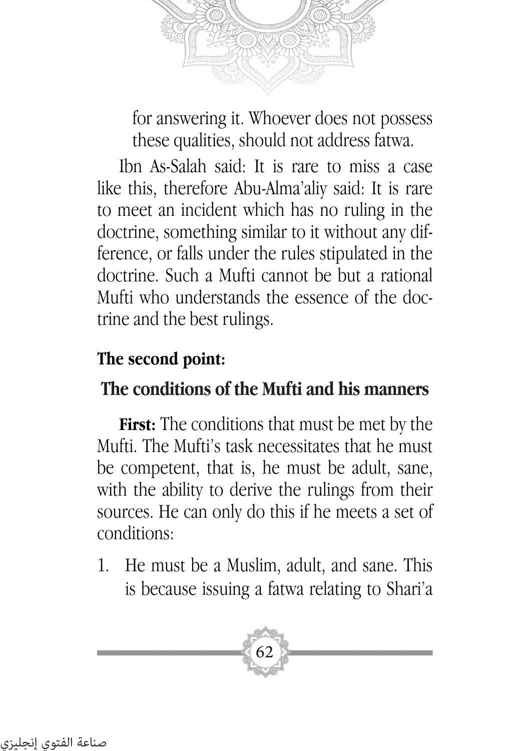for answering it. Whoever does not possess these qualities, should not address fatwa.

Ibn As-Salah said: It is rare to miss a case like this, therefore Abu-Alma'aliy said: It is rare to meet an incident which has no ruling in the doctrine, something similar to it without any difference, or falls under the rules stipulated in the doctrine. Such a Mufti cannot be but a rational Mufti who understands the essence of the doctrine and the best rulings.

**The second point:**

## The conditions of the Mufti and his manners

**First:** The conditions that must be met by the Mufti. The Mufti's task necessitates that he must be competent, that is, he must be adult, sane, with the ability to derive the rulings from their sources. He can only do this if he meets a set of conditions:

1. He must be a Muslim, adult, and sane. This is because issuing a fatwa relating to Shari'a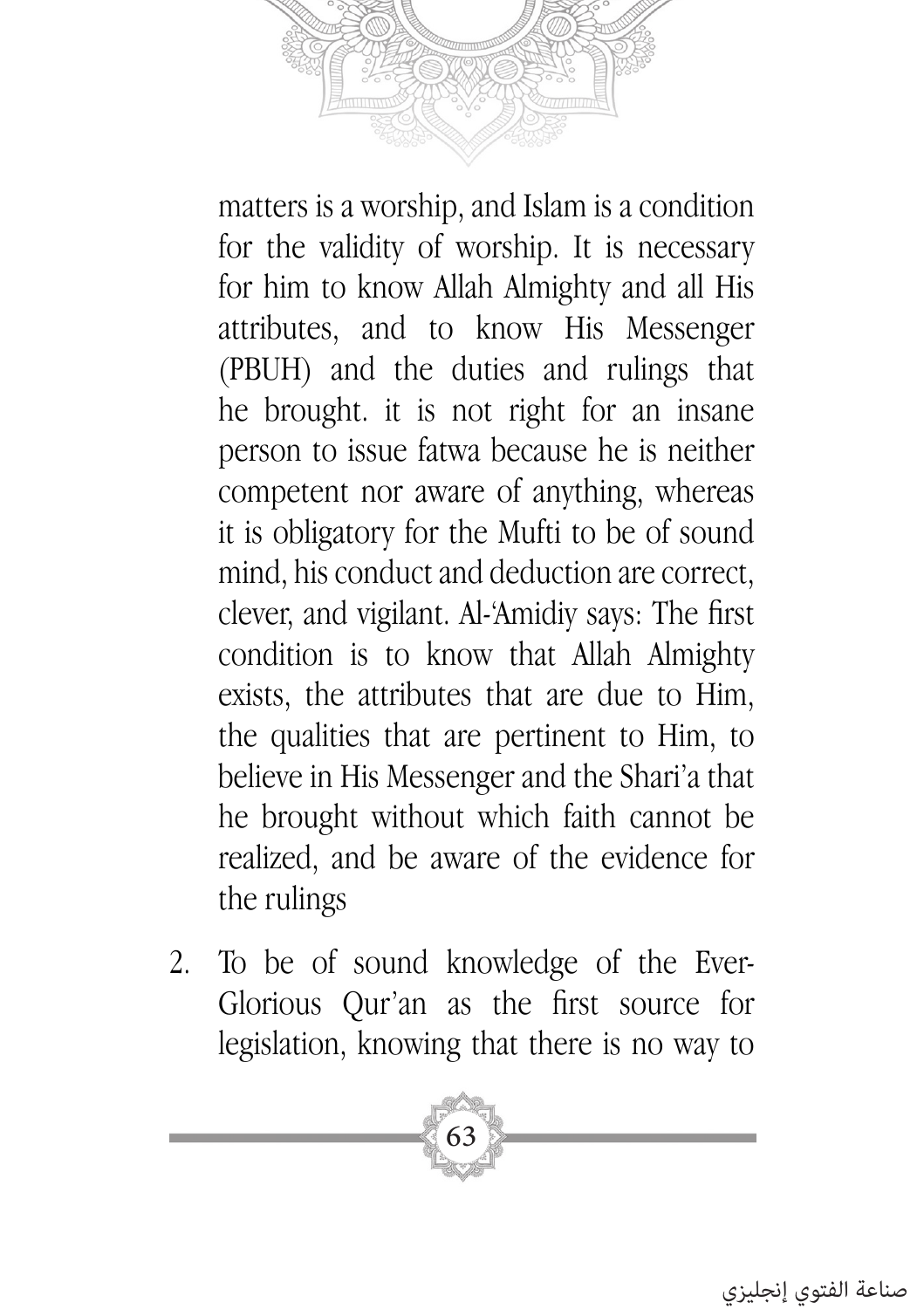matters is a worship, and Islam is a condition for the validity of worship. It is necessary for him to know Allah Almighty and all His attributes, and to know His Messenger (PBUH) and the duties and rulings that he brought. it is not right for an insane person to issue fatwa because he is neither competent nor aware of anything, whereas it is obligatory for the Mufti to be of sound mind, his conduct and deduction are correct, clever, and vigilant. Al-'Amidiy says: The first condition is to know that Allah Almighty exists, the attributes that are due to Him, the qualities that are pertinent to Him, to believe in His Messenger and the Shari'a that he brought without which faith cannot be realized, and be aware of the evidence for the rulings

2. To be of sound knowledge of the Ever-Glorious Qur'an as the first source for legislation, knowing that there is no way to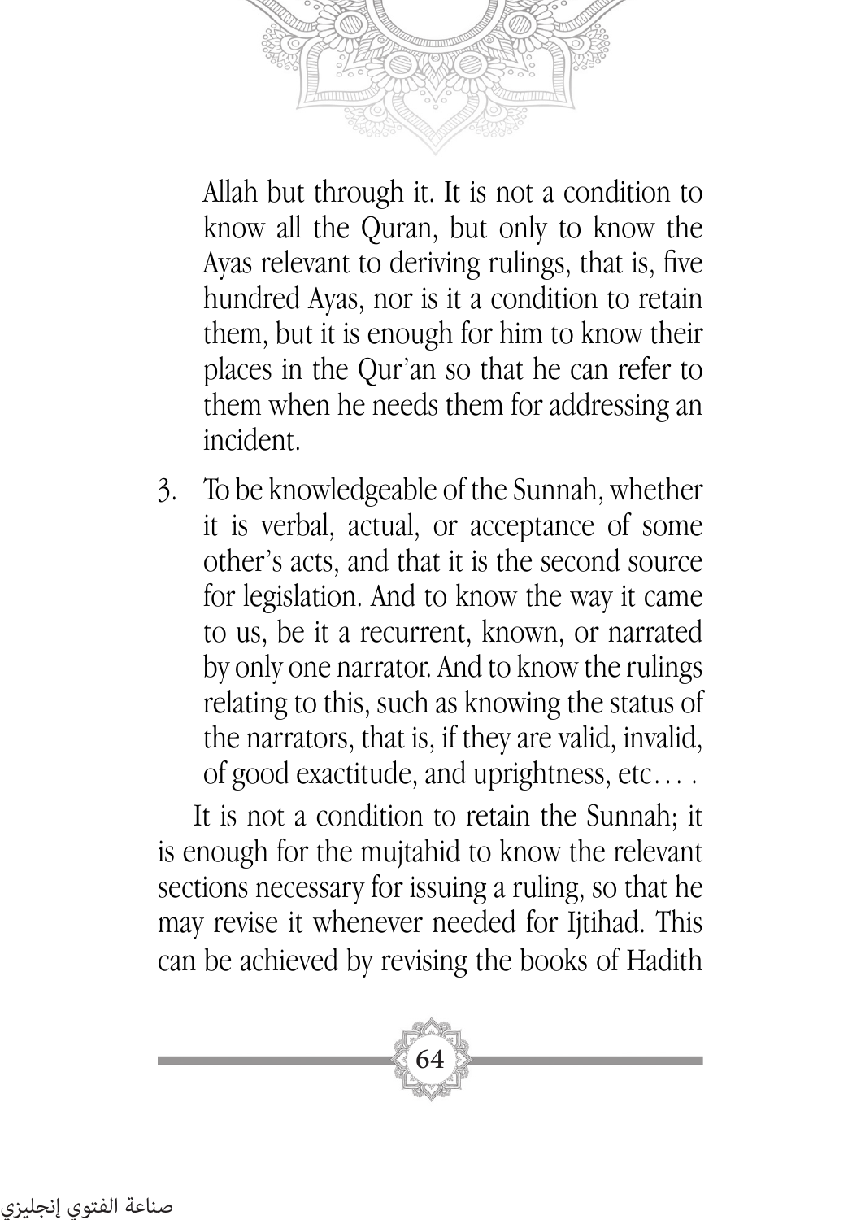Allah but through it. It is not a condition to know all the Quran, but only to know the Ayas relevant to deriving rulings, that is, five hundred Ayas, nor is it a condition to retain them, but it is enough for him to know their places in the Qur'an so that he can refer to them when he needs them for addressing an incident.

3. To be knowledgeable of the Sunnah, whether it is verbal, actual, or acceptance of some other's acts, and that it is the second source for legislation. And to know the way it came to us, be it a recurrent, known, or narrated by only one narrator. And to know the rulings relating to this, such as knowing the status of the narrators, that is, if they are valid, invalid, of good exactitude, and uprightness, etc… .

It is not a condition to retain the Sunnah; it is enough for the mujtahid to know the relevant sections necessary for issuing a ruling, so that he may revise it whenever needed for Ijtihad. This can be achieved by revising the books of Hadith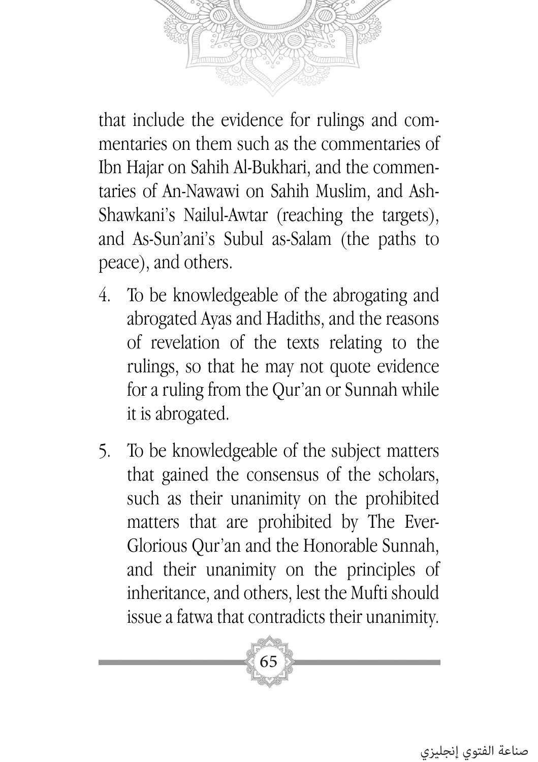that include the evidence for rulings and commentaries on them such as the commentaries of Ibn Hajar on Sahih Al-Bukhari, and the commentaries of An-Nawawi on Sahih Muslim, and Ash-Shawkani's Nailul-Awtar (reaching the targets), and As-Sun'ani's Subul as-Salam (the paths to peace), and others.

4. To be knowledgeable of the abrogating and abrogated Ayas and Hadiths, and the reasons of revelation of the texts relating to the rulings, so that he may not quote evidence for a ruling from the Qur'an or Sunnah while it is abrogated.

5. To be knowledgeable of the subject matters that gained the consensus of the scholars, such as their unanimity on the prohibited matters that are prohibited by The Ever-Glorious Qur'an and the Honorable Sunnah, and their unanimity on the principles of inheritance, and others, lest the Mufti should issue a fatwa that contradicts their unanimity.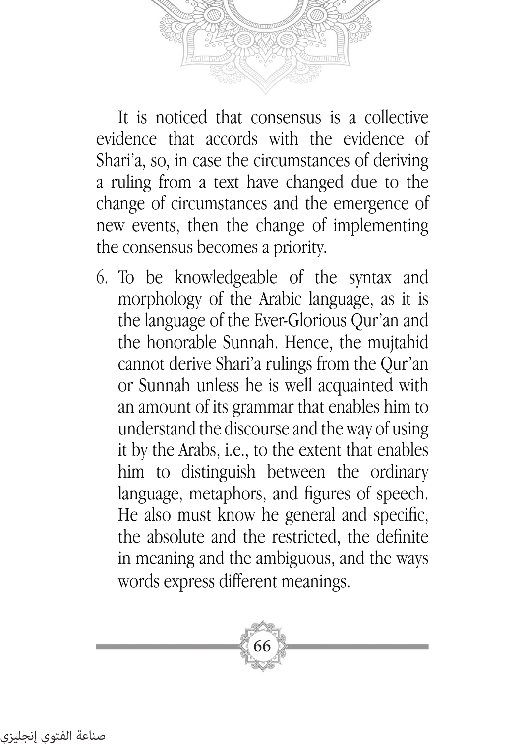It is noticed that consensus is a collective evidence that accords with the evidence of Shari'a, so, in case the circumstances of deriving a ruling from a text have changed due to the change of circumstances and the emergence of new events, then the change of implementing the consensus becomes a priority.

6. To be knowledgeable of the syntax and morphology of the Arabic language, as it is the language of the Ever-Glorious Qur'an and the honorable Sunnah. Hence, the mujtahid cannot derive Shari'a rulings from the Qur'an or Sunnah unless he is well acquainted with an amount of its grammar that enables him to understand the discourse and the way of using it by the Arabs, i.e., to the extent that enables him to distinguish between the ordinary language, metaphors, and figures of speech. He also must know he general and specific, the absolute and the restricted, the definite in meaning and the ambiguous, and the ways words express different meanings.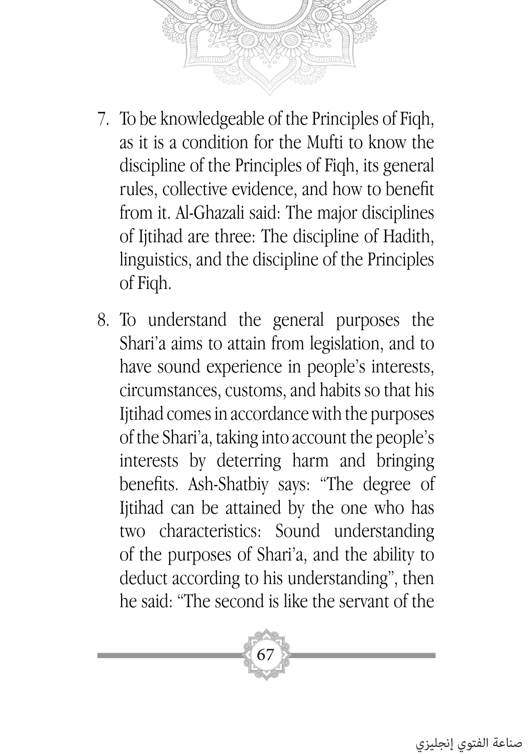7. To be knowledgeable of the Principles of Fiqh, as it is a condition for the Mufti to know the discipline of the Principles of Fiqh, its general rules, collective evidence, and how to benefit from it. Al-Ghazali said: The major disciplines of Ijtihad are three: The discipline of Hadith, linguistics, and the discipline of the Principles of Fiqh.

8. To understand the general purposes the Shari'a aims to attain from legislation, and to have sound experience in people's interests, circumstances, customs, and habits so that his Ijtihad comes in accordance with the purposes of the Shari'a, taking into account the people's interests by deterring harm and bringing benefits. Ash-Shatbiy says: "The degree of Ijtihad can be attained by the one who has two characteristics: Sound understanding of the purposes of Shari'a, and the ability to deduct according to his understanding", then he said: "The second is like the servant of the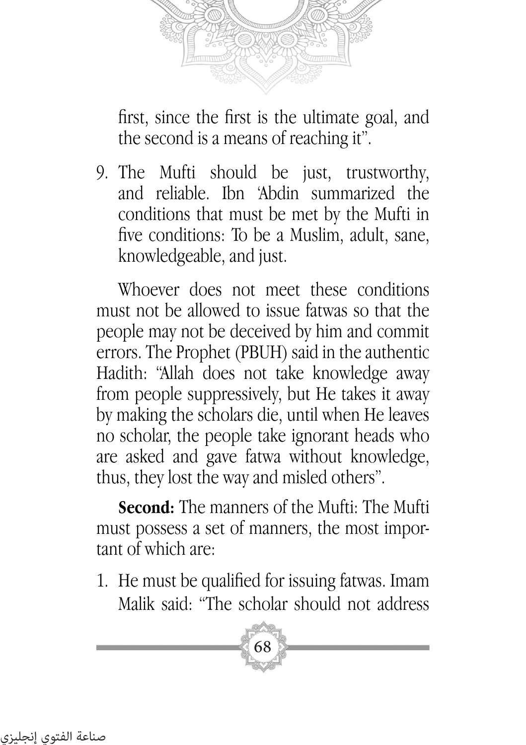first, since the first is the ultimate goal, and the second is a means of reaching it".

9. The Mufti should be just, trustworthy, and reliable. Ibn 'Abdin summarized the conditions that must be met by the Mufti in five conditions: To be a Muslim, adult, sane, knowledgeable, and just.

Whoever does not meet these conditions must not be allowed to issue fatwas so that the people may not be deceived by him and commit errors. The Prophet (PBUH) said in the authentic Hadith: "Allah does not take knowledge away from people suppressively, but He takes it away by making the scholars die, until when He leaves no scholar, the people take ignorant heads who are asked and gave fatwa without knowledge, thus, they lost the way and misled others".

**Second:** The manners of the Mufti: The Mufti must possess a set of manners, the most important of which are:

1. He must be qualified for issuing fatwas. Imam Malik said: "The scholar should not address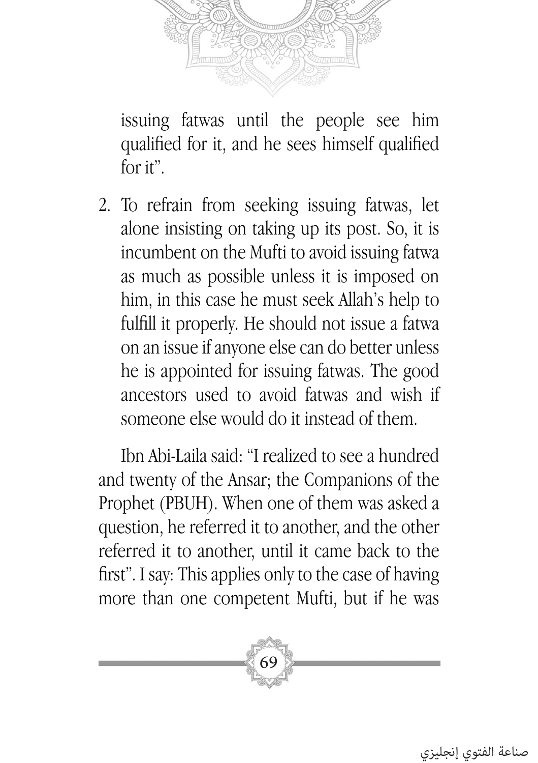issuing fatwas until the people see him qualified for it, and he sees himself qualified for it".

2. To refrain from seeking issuing fatwas, let alone insisting on taking up its post. So, it is incumbent on the Mufti to avoid issuing fatwa as much as possible unless it is imposed on him, in this case he must seek Allah's help to fulfill it properly. He should not issue a fatwa on an issue if anyone else can do better unless he is appointed for issuing fatwas. The good ancestors used to avoid fatwas and wish if someone else would do it instead of them.

Ibn Abi-Laila said: "I realized to see a hundred and twenty of the Ansar; the Companions of the Prophet (PBUH). When one of them was asked a question, he referred it to another, and the other referred it to another, until it came back to the first". I say: This applies only to the case of having more than one competent Mufti, but if he was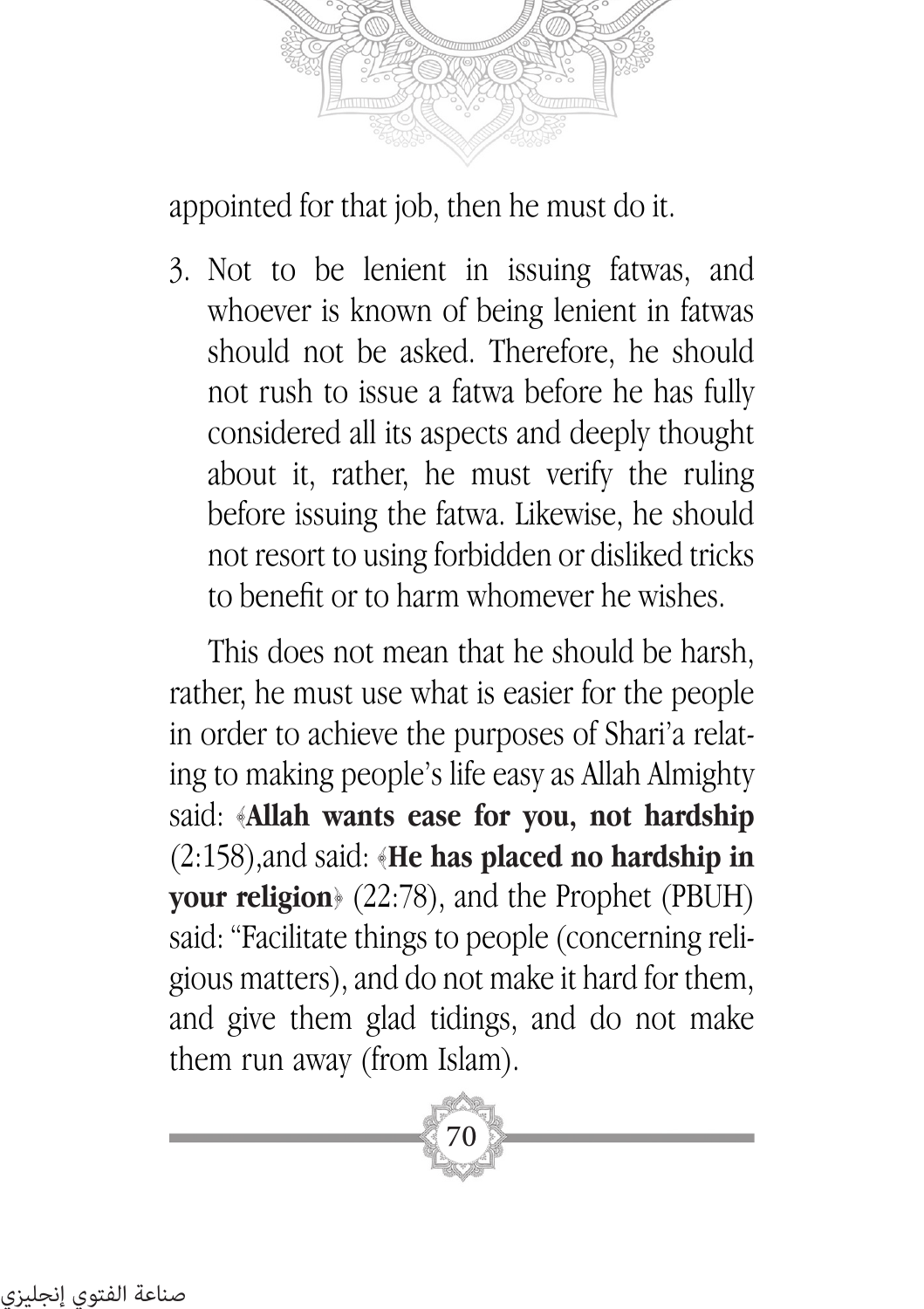appointed for that job, then he must do it.

3. Not to be lenient in issuing fatwas, and whoever is known of being lenient in fatwas should not be asked. Therefore, he should not rush to issue a fatwa before he has fully considered all its aspects and deeply thought about it, rather, he must verify the ruling before issuing the fatwa. Likewise, he should not resort to using forbidden or disliked tricks to benefit or to harm whomever he wishes.

This does not mean that he should be harsh, rather, he must use what is easier for the people in order to achieve the purposes of Shari'a relating to making people's life easy as Allah Almighty said: ﴿**Allah wants ease for you, not hardship** (2:158),and said: ﴿**He has placed no hardship in your religion**﴾ (22:78), and the Prophet (PBUH) said: "Facilitate things to people (concerning religious matters), and do not make it hard for them, and give them glad tidings, and do not make them run away (from Islam).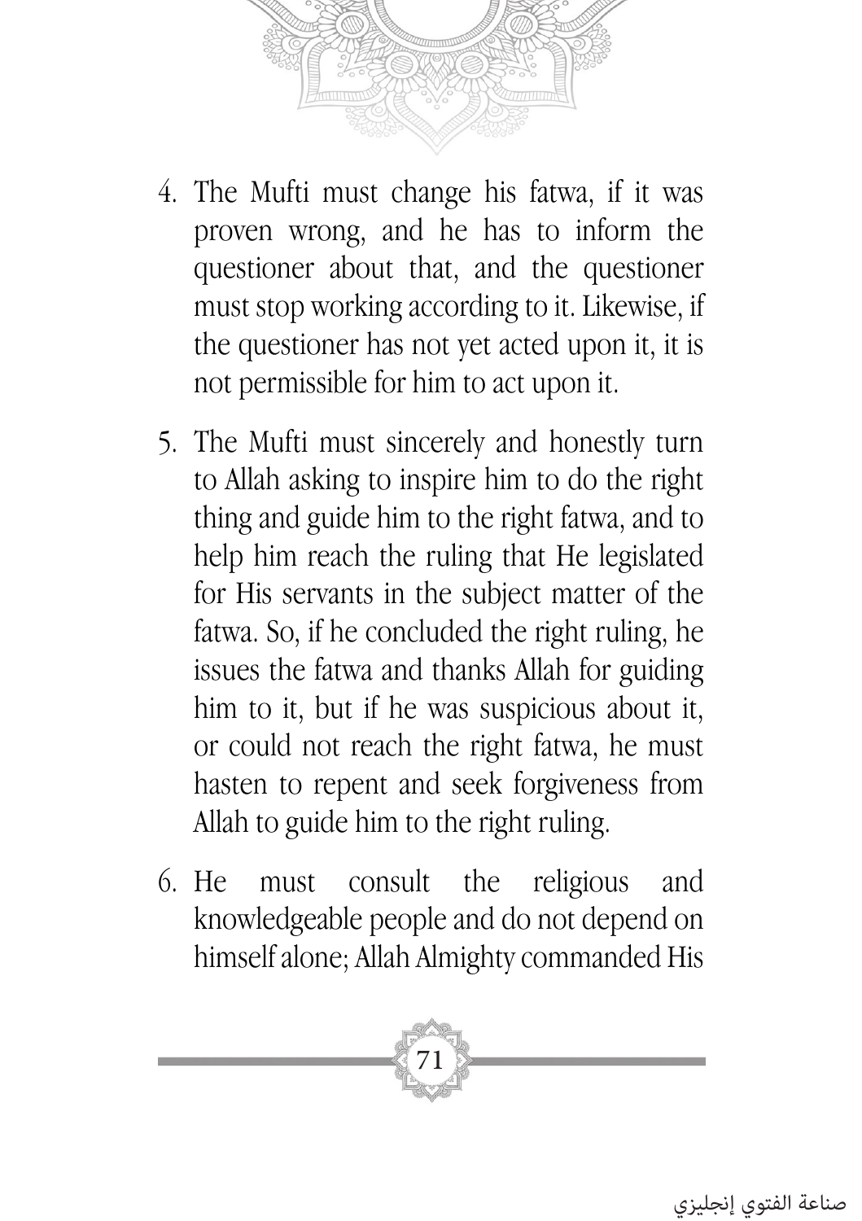4. The Mufti must change his fatwa, if it was proven wrong, and he has to inform the questioner about that, and the questioner must stop working according to it. Likewise, if the questioner has not yet acted upon it, it is not permissible for him to act upon it.

5. The Mufti must sincerely and honestly turn to Allah asking to inspire him to do the right thing and guide him to the right fatwa, and to help him reach the ruling that He legislated for His servants in the subject matter of the fatwa. So, if he concluded the right ruling, he issues the fatwa and thanks Allah for guiding him to it, but if he was suspicious about it, or could not reach the right fatwa, he must hasten to repent and seek forgiveness from Allah to guide him to the right ruling.

6. He must consult the religious and knowledgeable people and do not depend on himself alone; Allah Almighty commanded His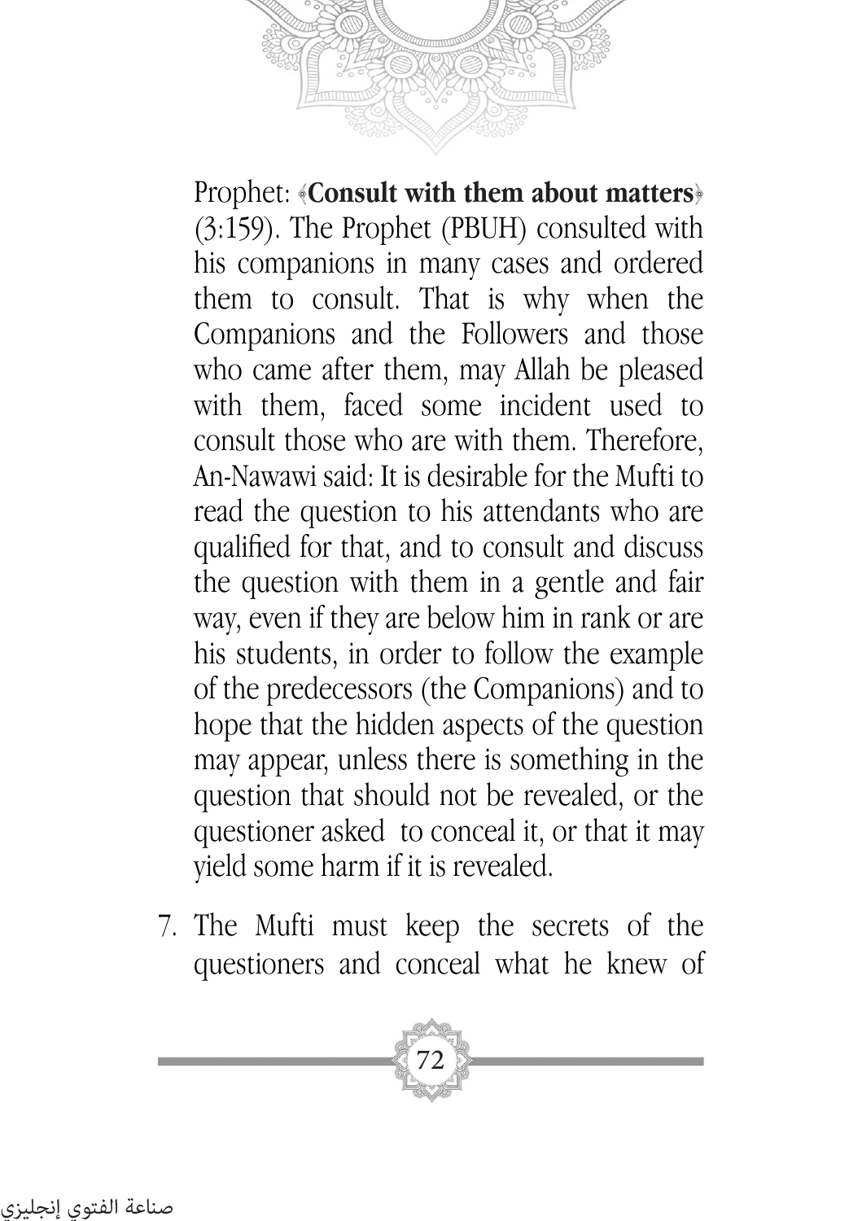Prophet: ﴾**Consult with them about matters**﴿ (3:159). The Prophet (PBUH) consulted with his companions in many cases and ordered them to consult. That is why when the Companions and the Followers and those who came after them, may Allah be pleased with them, faced some incident used to consult those who are with them. Therefore, An-Nawawi said: It is desirable for the Mufti to read the question to his attendants who are qualified for that, and to consult and discuss the question with them in a gentle and fair way, even if they are below him in rank or are his students, in order to follow the example of the predecessors (the Companions) and to hope that the hidden aspects of the question may appear, unless there is something in the question that should not be revealed, or the questioner asked to conceal it, or that it may yield some harm if it is revealed.

7. The Mufti must keep the secrets of the questioners and conceal what he knew of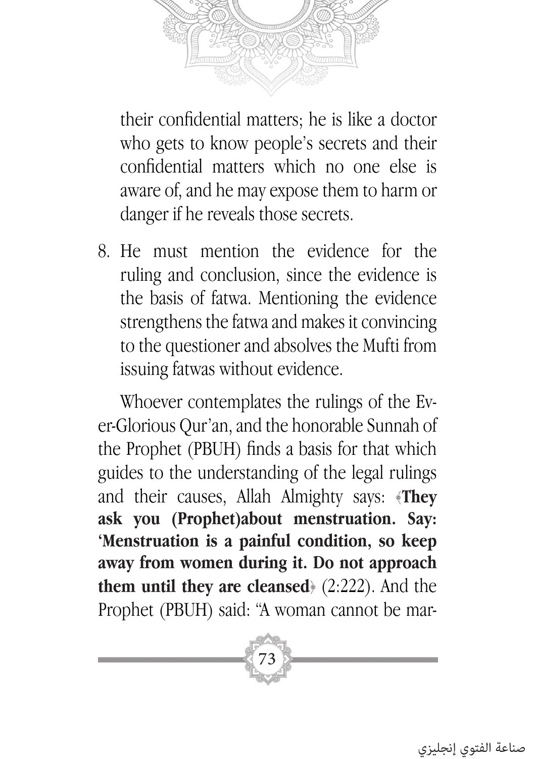their confidential matters; he is like a doctor who gets to know people's secrets and their confidential matters which no one else is aware of, and he may expose them to harm or danger if he reveals those secrets.

8. He must mention the evidence for the ruling and conclusion, since the evidence is the basis of fatwa. Mentioning the evidence strengthens the fatwa and makes it convincing to the questioner and absolves the Mufti from issuing fatwas without evidence.

Whoever contemplates the rulings of the Ever-Glorious Qur'an, and the honorable Sunnah of the Prophet (PBUH) finds a basis for that which guides to the understanding of the legal rulings and their causes, Allah Almighty says: ﴿**They ask you (Prophet)about menstruation. Say: 'Menstruation is a painful condition, so keep away from women during it. Do not approach them until they are cleansed**﴾ (2:222). And the Prophet (PBUH) said: "A woman cannot be mar-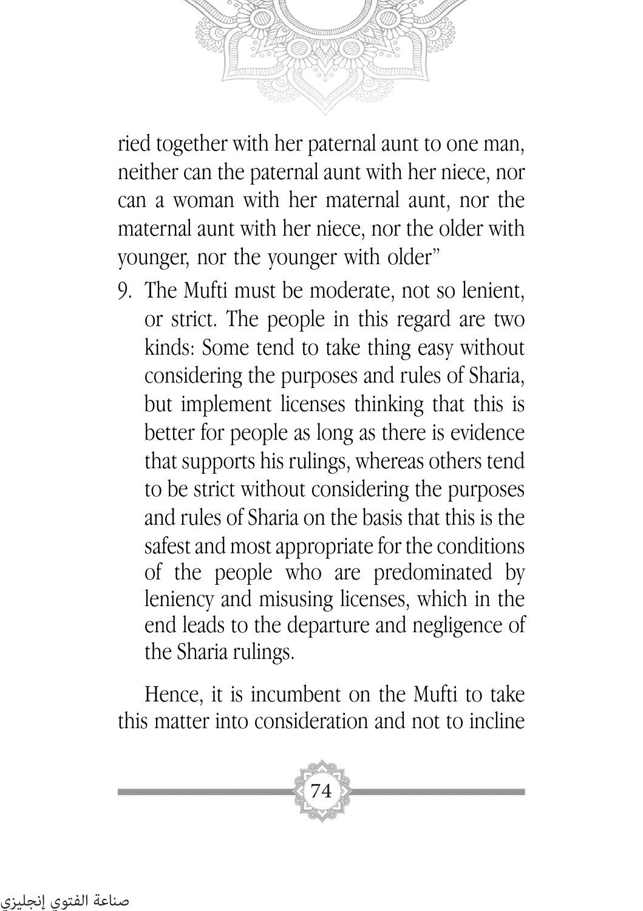ried together with her paternal aunt to one man, neither can the paternal aunt with her niece, nor can a woman with her maternal aunt, nor the maternal aunt with her niece, nor the older with younger, nor the younger with older"

9. The Mufti must be moderate, not so lenient, or strict. The people in this regard are two kinds: Some tend to take thing easy without considering the purposes and rules of Sharia, but implement licenses thinking that this is better for people as long as there is evidence that supports his rulings, whereas others tend to be strict without considering the purposes and rules of Sharia on the basis that this is the safest and most appropriate for the conditions of the people who are predominated by leniency and misusing licenses, which in the end leads to the departure and negligence of the Sharia rulings.

Hence, it is incumbent on the Mufti to take this matter into consideration and not to incline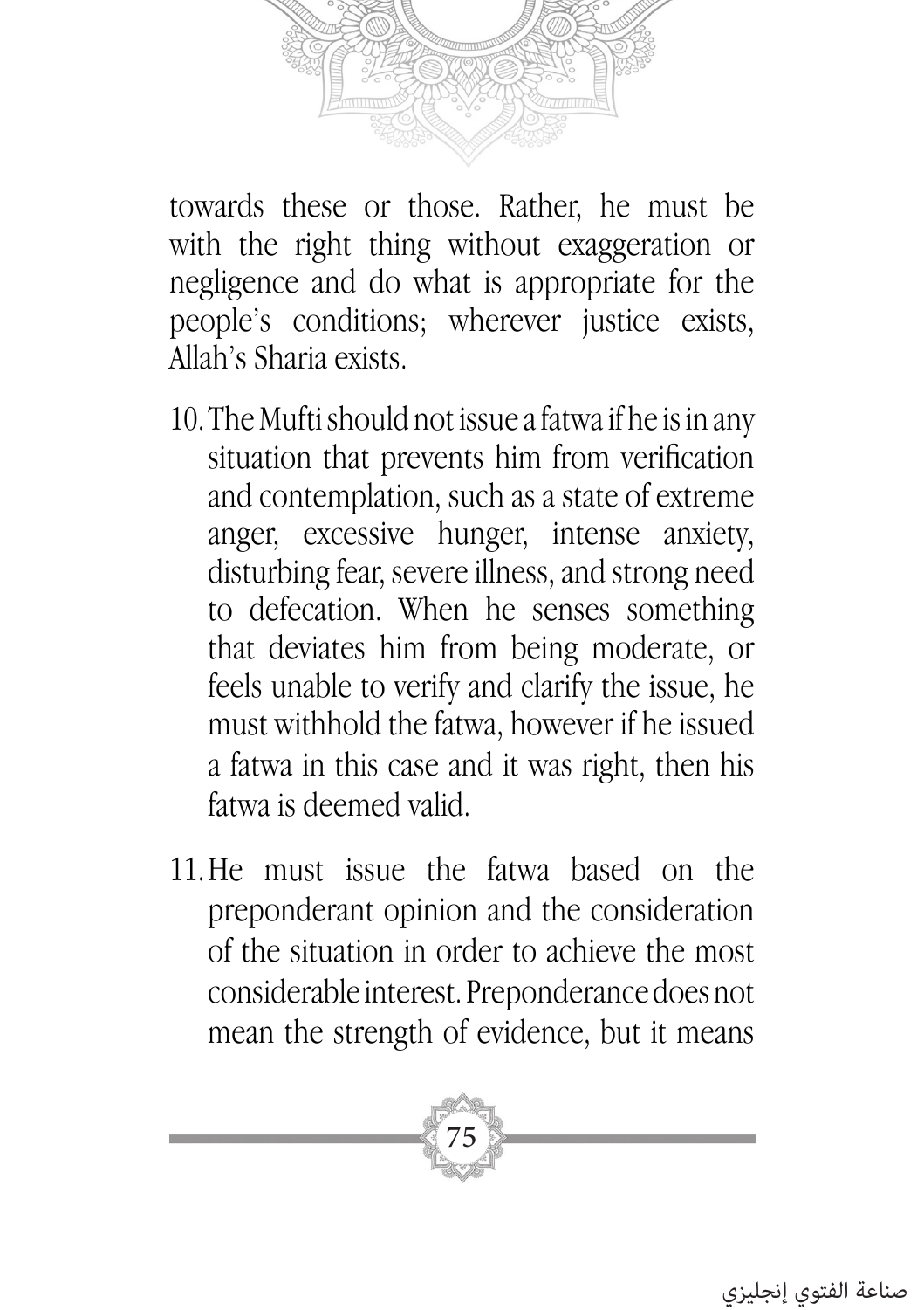towards these or those. Rather, he must be with the right thing without exaggeration or negligence and do what is appropriate for the people's conditions; wherever justice exists, Allah's Sharia exists.

10. The Mufti should not issue a fatwa if he is in any situation that prevents him from verification and contemplation, such as a state of extreme anger, excessive hunger, intense anxiety, disturbing fear, severe illness, and strong need to defecation. When he senses something that deviates him from being moderate, or feels unable to verify and clarify the issue, he must withhold the fatwa, however if he issued a fatwa in this case and it was right, then his fatwa is deemed valid.

11. He must issue the fatwa based on the preponderant opinion and the consideration of the situation in order to achieve the most considerable interest. Preponderance does not mean the strength of evidence, but it means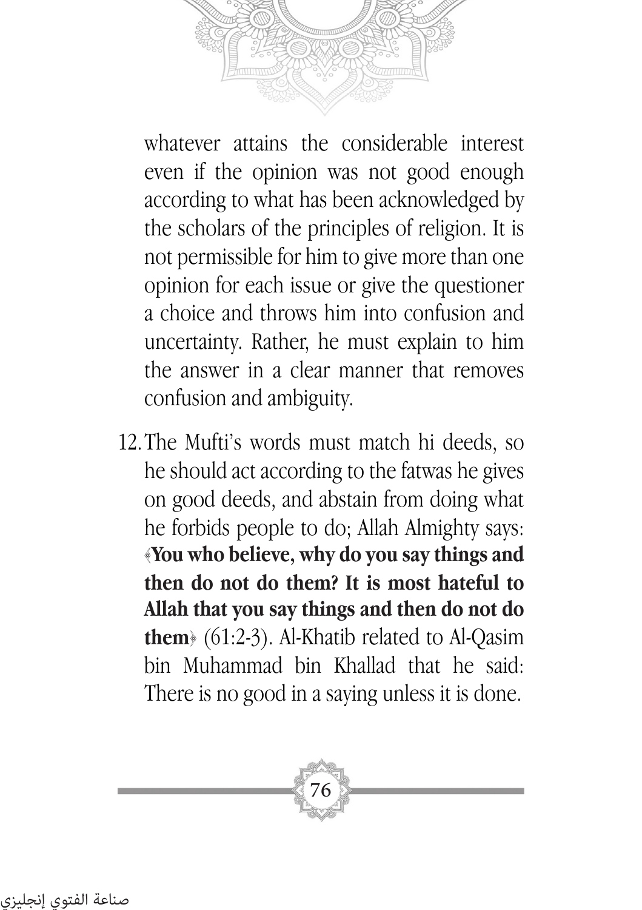whatever attains the considerable interest even if the opinion was not good enough according to what has been acknowledged by the scholars of the principles of religion. It is not permissible for him to give more than one opinion for each issue or give the questioner a choice and throws him into confusion and uncertainty. Rather, he must explain to him the answer in a clear manner that removes confusion and ambiguity.

12. The Mufti's words must match hi deeds, so he should act according to the fatwas he gives on good deeds, and abstain from doing what he forbids people to do; Allah Almighty says: ﴿**You who believe, why do you say things and then do not do them? It is most hateful to Allah that you say things and then do not do them**﴾ (61:2-3). Al-Khatib related to Al-Qasim bin Muhammad bin Khallad that he said: There is no good in a saying unless it is done.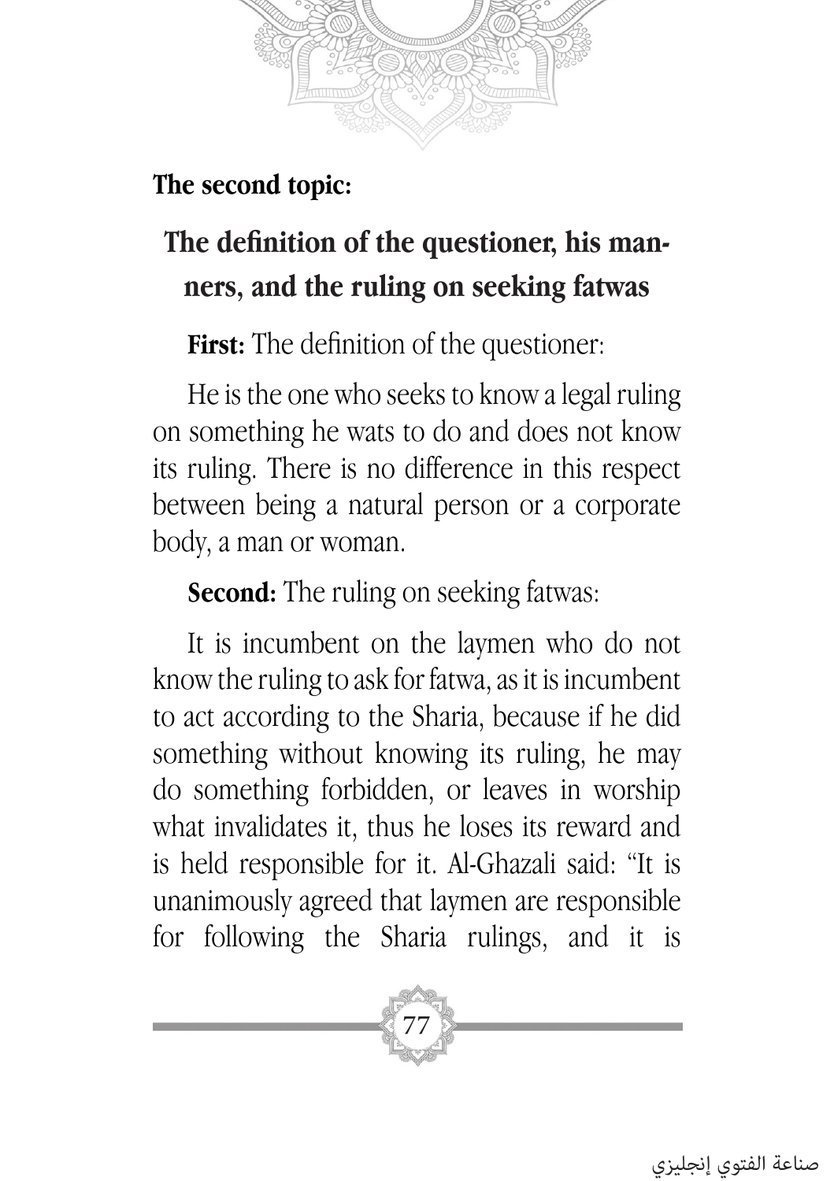**The second topic:**

## The definition of the questioner, his manners, and the ruling on seeking fatwas

**First:** The definition of the questioner:

He is the one who seeks to know a legal ruling on something he wats to do and does not know its ruling. There is no difference in this respect between being a natural person or a corporate body, a man or woman.

**Second:** The ruling on seeking fatwas:

It is incumbent on the laymen who do not know the ruling to ask for fatwa, as it is incumbent to act according to the Sharia, because if he did something without knowing its ruling, he may do something forbidden, or leaves in worship what invalidates it, thus he loses its reward and is held responsible for it. Al-Ghazali said: "It is unanimously agreed that laymen are responsible for following the Sharia rulings, and it is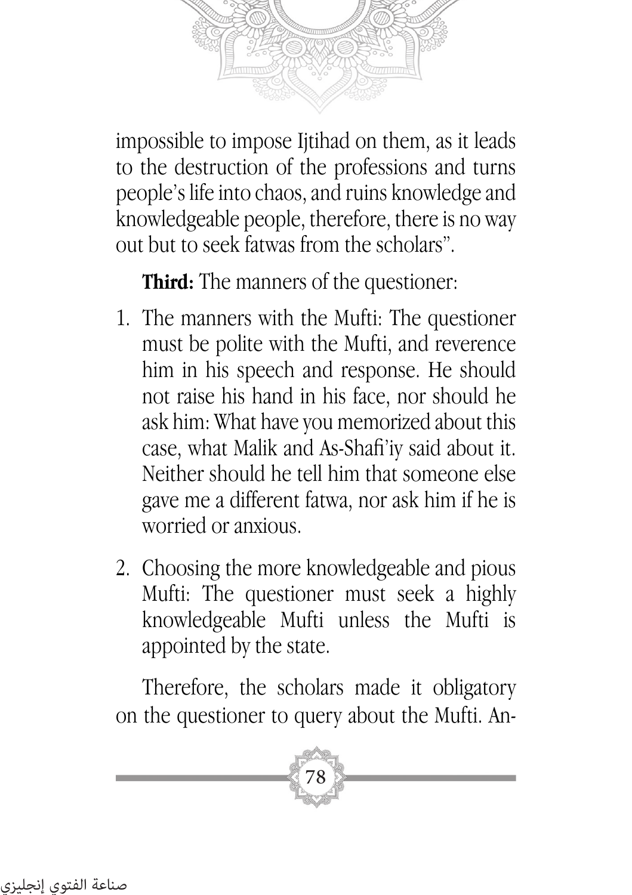impossible to impose Ijtihad on them, as it leads to the destruction of the professions and turns people's life into chaos, and ruins knowledge and knowledgeable people, therefore, there is no way out but to seek fatwas from the scholars".

**Third:** The manners of the questioner:

1. The manners with the Mufti: The questioner must be polite with the Mufti, and reverence him in his speech and response. He should not raise his hand in his face, nor should he ask him: What have you memorized about this case, what Malik and As-Shafi'iy said about it. Neither should he tell him that someone else gave me a different fatwa, nor ask him if he is worried or anxious.
2. Choosing the more knowledgeable and pious Mufti: The questioner must seek a highly knowledgeable Mufti unless the Mufti is appointed by the state.

Therefore, the scholars made it obligatory on the questioner to query about the Mufti. An-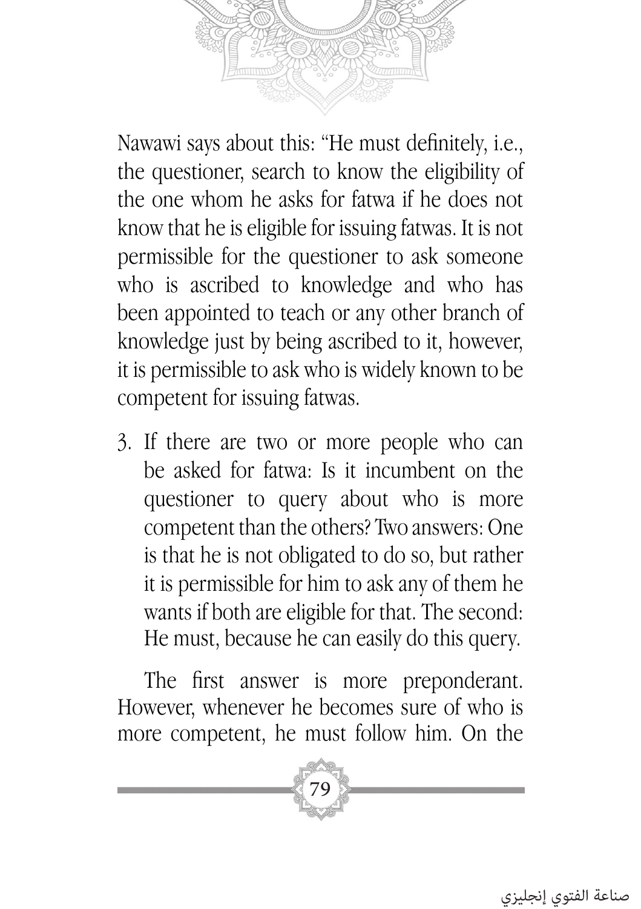Nawawi says about this: "He must definitely, i.e., the questioner, search to know the eligibility of the one whom he asks for fatwa if he does not know that he is eligible for issuing fatwas. It is not permissible for the questioner to ask someone who is ascribed to knowledge and who has been appointed to teach or any other branch of knowledge just by being ascribed to it, however, it is permissible to ask who is widely known to be competent for issuing fatwas.

3. If there are two or more people who can be asked for fatwa: Is it incumbent on the questioner to query about who is more competent than the others? Two answers: One is that he is not obligated to do so, but rather it is permissible for him to ask any of them he wants if both are eligible for that. The second: He must, because he can easily do this query.

 The first answer is more preponderant. However, whenever he becomes sure of who is more competent, he must follow him. On the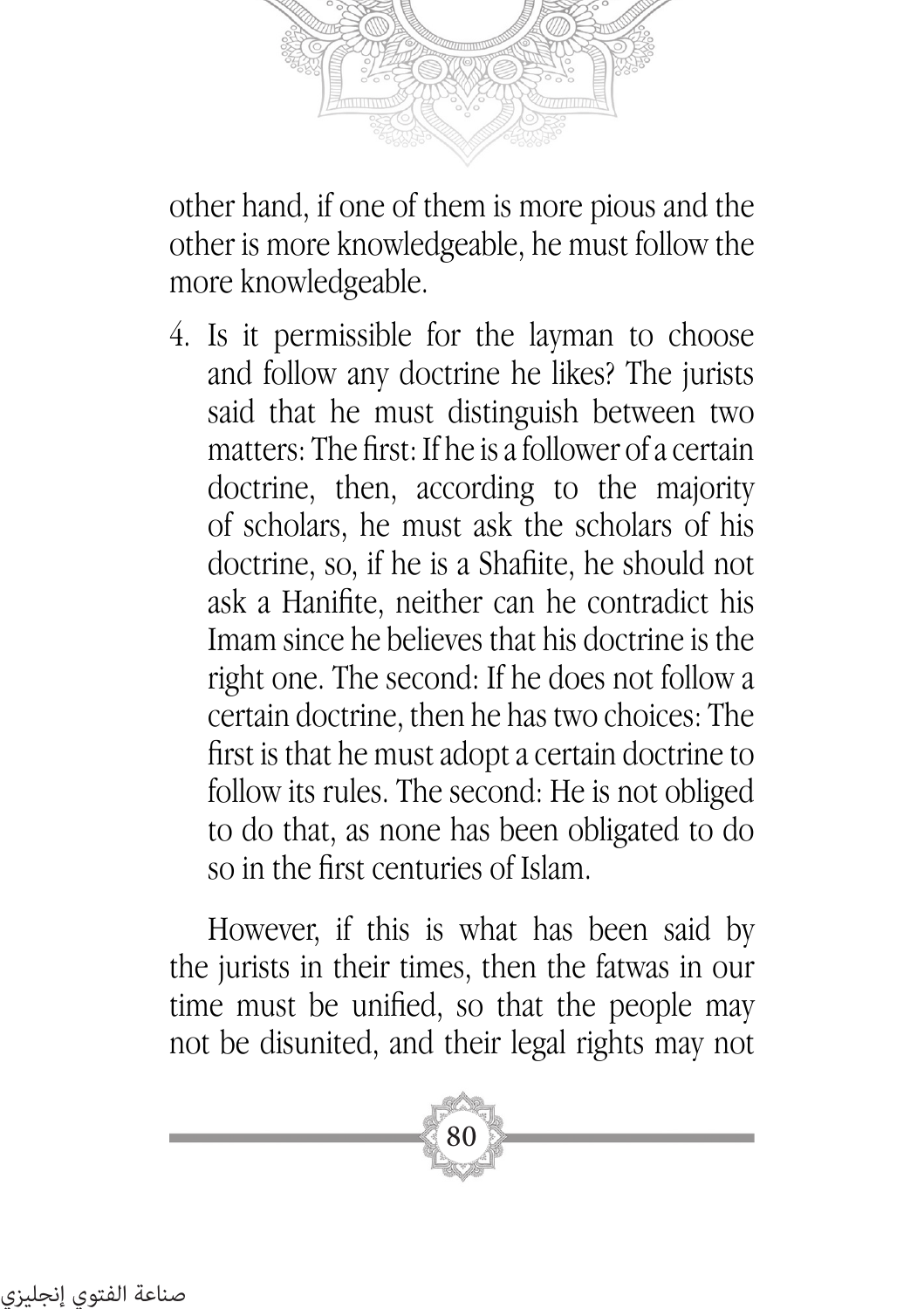other hand, if one of them is more pious and the other is more knowledgeable, he must follow the more knowledgeable.

4. Is it permissible for the layman to choose and follow any doctrine he likes? The jurists said that he must distinguish between two matters: The first: If he is a follower of a certain doctrine, then, according to the majority of scholars, he must ask the scholars of his doctrine, so, if he is a Shafiite, he should not ask a Hanifite, neither can he contradict his Imam since he believes that his doctrine is the right one. The second: If he does not follow a certain doctrine, then he has two choices: The first is that he must adopt a certain doctrine to follow its rules. The second: He is not obliged to do that, as none has been obligated to do so in the first centuries of Islam.

However, if this is what has been said by the jurists in their times, then the fatwas in our time must be unified, so that the people may not be disunited, and their legal rights may not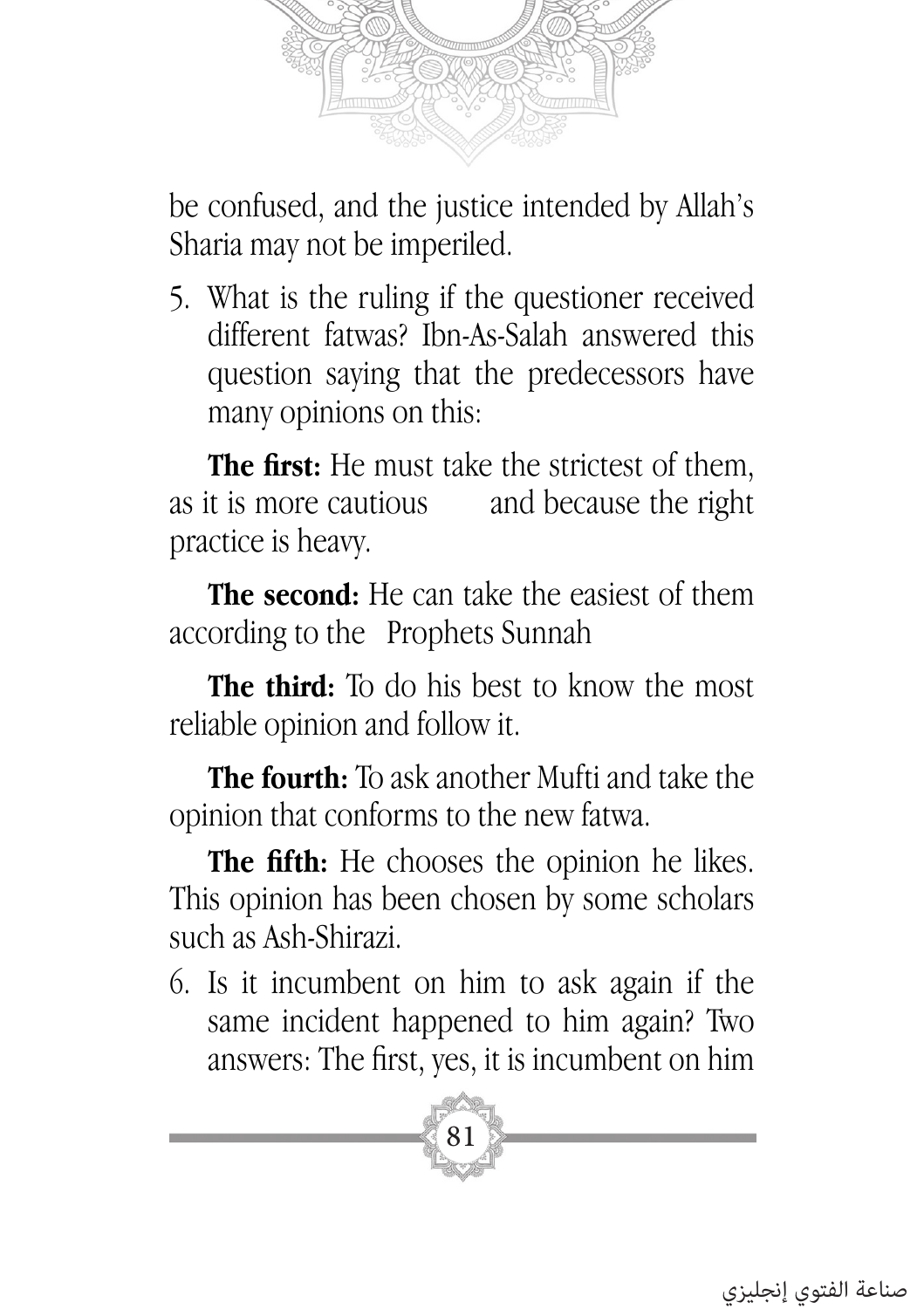be confused, and the justice intended by Allah's Sharia may not be imperiled.

5. What is the ruling if the questioner received different fatwas? Ibn-As-Salah answered this question saying that the predecessors have many opinions on this:

   **The first:** He must take the strictest of them, as it is more cautious and because the right practice is heavy.

   **The second:** He can take the easiest of them according to the Prophets Sunnah

   **The third:** To do his best to know the most reliable opinion and follow it.

   **The fourth:** To ask another Mufti and take the opinion that conforms to the new fatwa.

   **The fifth:** He chooses the opinion he likes. This opinion has been chosen by some scholars such as Ash-Shirazi.

6. Is it incumbent on him to ask again if the same incident happened to him again? Two answers: The first, yes, it is incumbent on him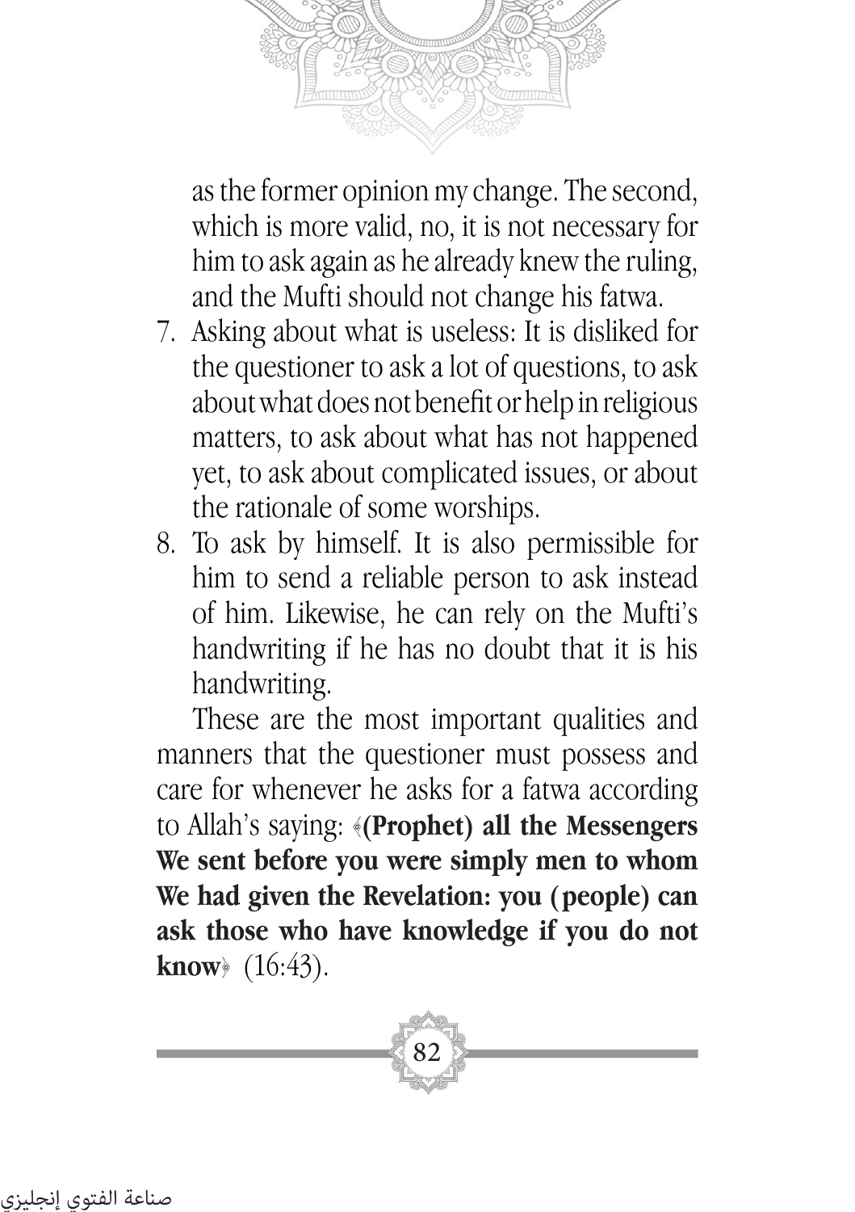as the former opinion my change. The second, which is more valid, no, it is not necessary for him to ask again as he already knew the ruling, and the Mufti should not change his fatwa.

7. Asking about what is useless: It is disliked for the questioner to ask a lot of questions, to ask about what does not benefit or help in religious matters, to ask about what has not happened yet, to ask about complicated issues, or about the rationale of some worships.
8. To ask by himself. It is also permissible for him to send a reliable person to ask instead of him. Likewise, he can rely on the Mufti's handwriting if he has no doubt that it is his handwriting.

These are the most important qualities and manners that the questioner must possess and care for whenever he asks for a fatwa according to Allah's saying: ﴿**(Prophet) all the Messengers We sent before you were simply men to whom We had given the Revelation: you (people) can ask those who have knowledge if you do not know**﴾ (16:43).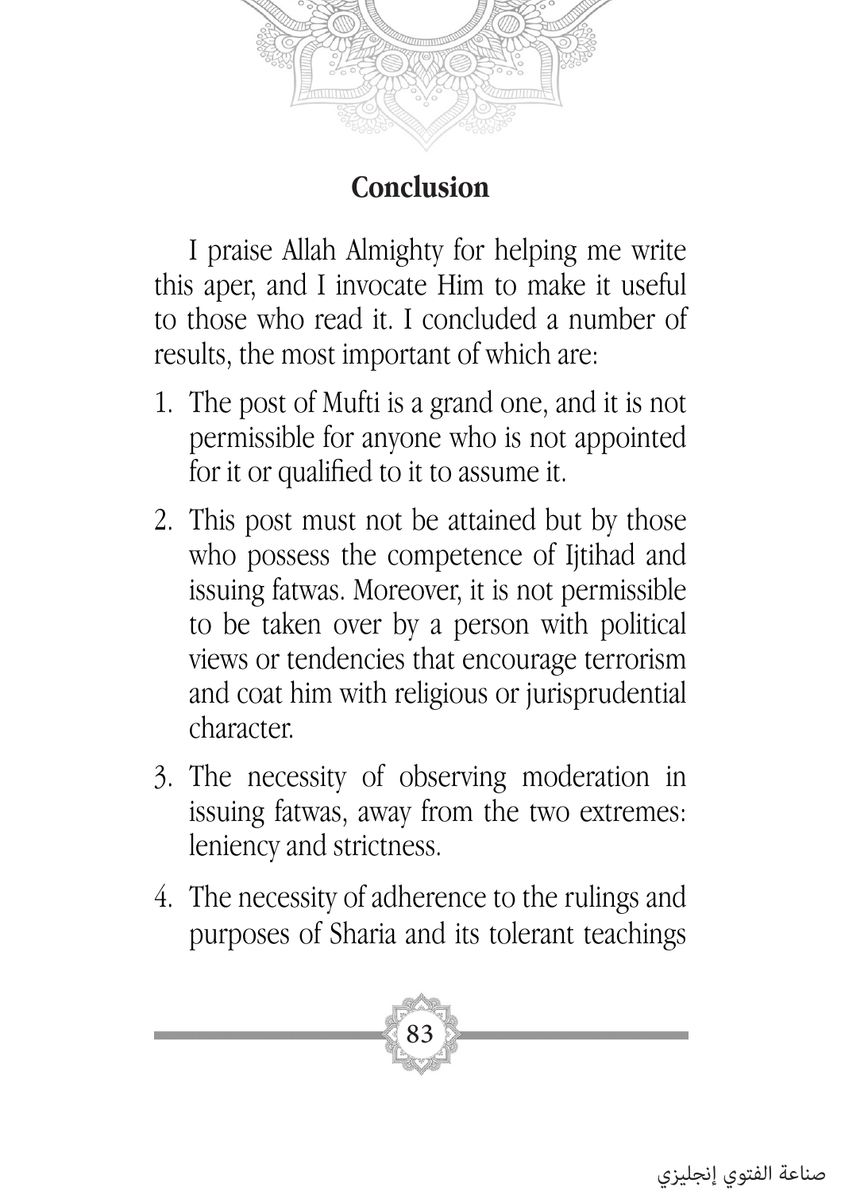## Conclusion

I praise Allah Almighty for helping me write this aper, and I invocate Him to make it useful to those who read it. I concluded a number of results, the most important of which are:

1. The post of Mufti is a grand one, and it is not permissible for anyone who is not appointed for it or qualified to it to assume it.
2. This post must not be attained but by those who possess the competence of Ijtihad and issuing fatwas. Moreover, it is not permissible to be taken over by a person with political views or tendencies that encourage terrorism and coat him with religious or jurisprudential character.
3. The necessity of observing moderation in issuing fatwas, away from the two extremes: leniency and strictness.
4. The necessity of adherence to the rulings and purposes of Sharia and its tolerant teachings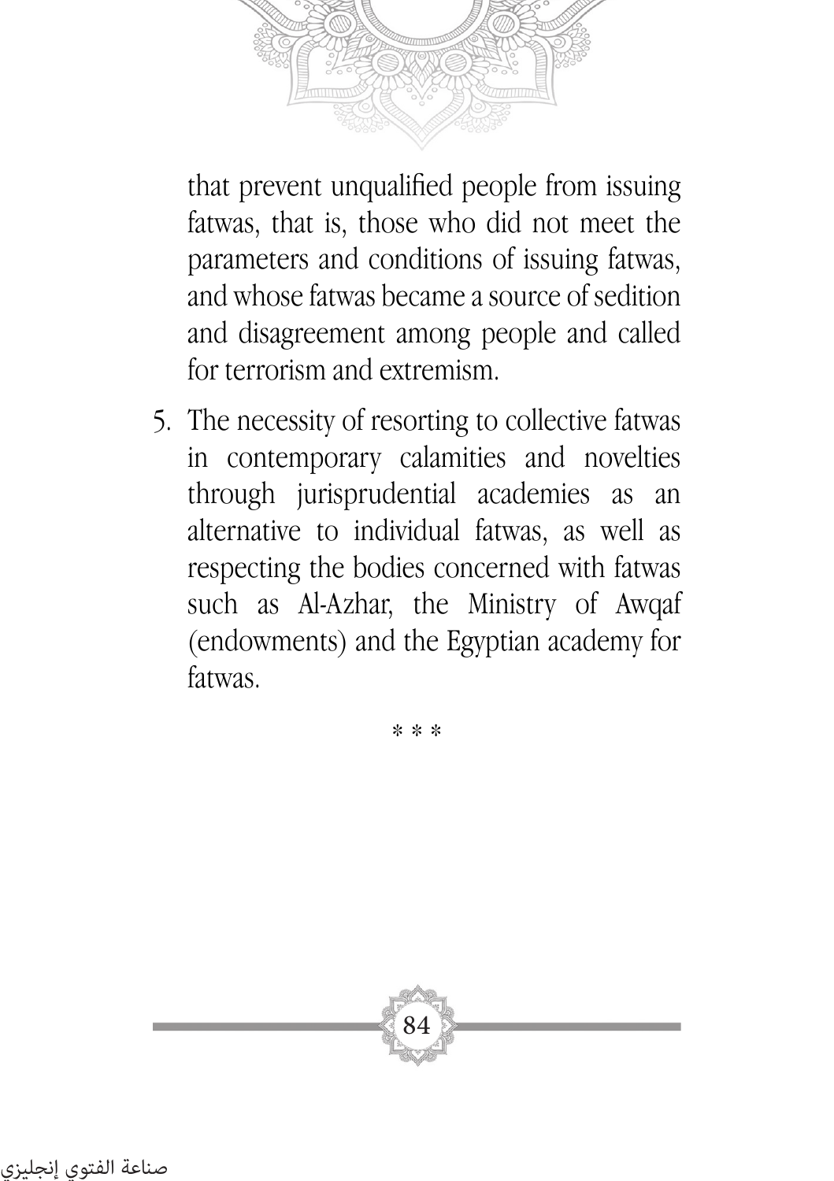that prevent unqualified people from issuing fatwas, that is, those who did not meet the parameters and conditions of issuing fatwas, and whose fatwas became a source of sedition and disagreement among people and called for terrorism and extremism.

5. The necessity of resorting to collective fatwas in contemporary calamities and novelties through jurisprudential academies as an alternative to individual fatwas, as well as respecting the bodies concerned with fatwas such as Al-Azhar, the Ministry of Awqaf (endowments) and the Egyptian academy for fatwas.

* * *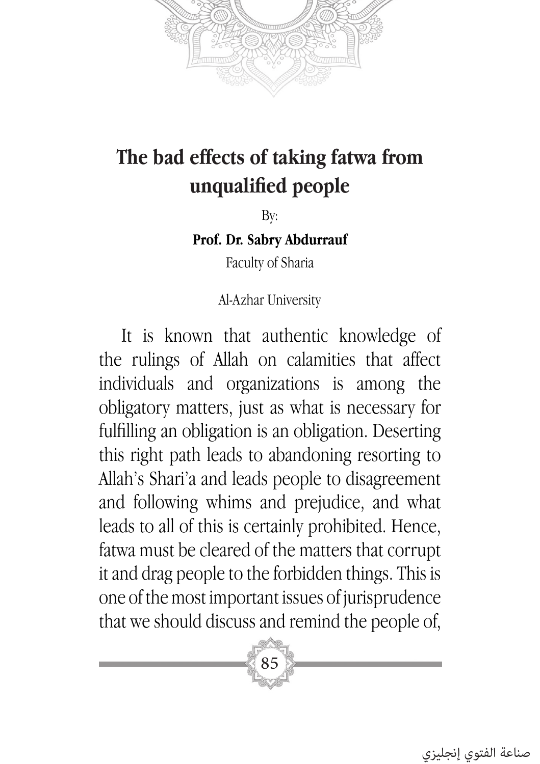# The bad effects of taking fatwa from unqualified people

By:

**Prof. Dr. Sabry Abdurrauf**

Faculty of Sharia

Al-Azhar University

It is known that authentic knowledge of the rulings of Allah on calamities that affect individuals and organizations is among the obligatory matters, just as what is necessary for fulfilling an obligation is an obligation. Deserting this right path leads to abandoning resorting to Allah's Shari'a and leads people to disagreement and following whims and prejudice, and what leads to all of this is certainly prohibited. Hence, fatwa must be cleared of the matters that corrupt it and drag people to the forbidden things. This is one of the most important issues of jurisprudence that we should discuss and remind the people of,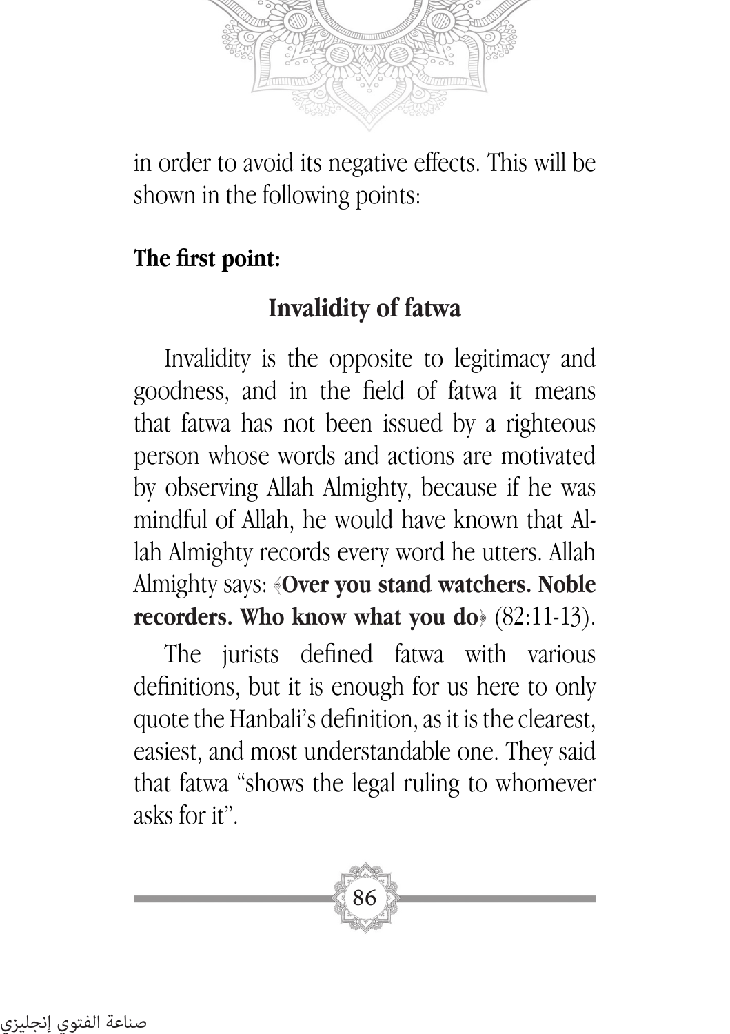in order to avoid its negative effects. This will be shown in the following points:

**The first point:**

## Invalidity of fatwa

Invalidity is the opposite to legitimacy and goodness, and in the field of fatwa it means that fatwa has not been issued by a righteous person whose words and actions are motivated by observing Allah Almighty, because if he was mindful of Allah, he would have known that Allah Almighty records every word he utters. Allah Almighty says: ﴿**Over you stand watchers. Noble recorders. Who know what you do**﴾ (82:11-13).

The jurists defined fatwa with various definitions, but it is enough for us here to only quote the Hanbali's definition, as it is the clearest, easiest, and most understandable one. They said that fatwa "shows the legal ruling to whomever asks for it".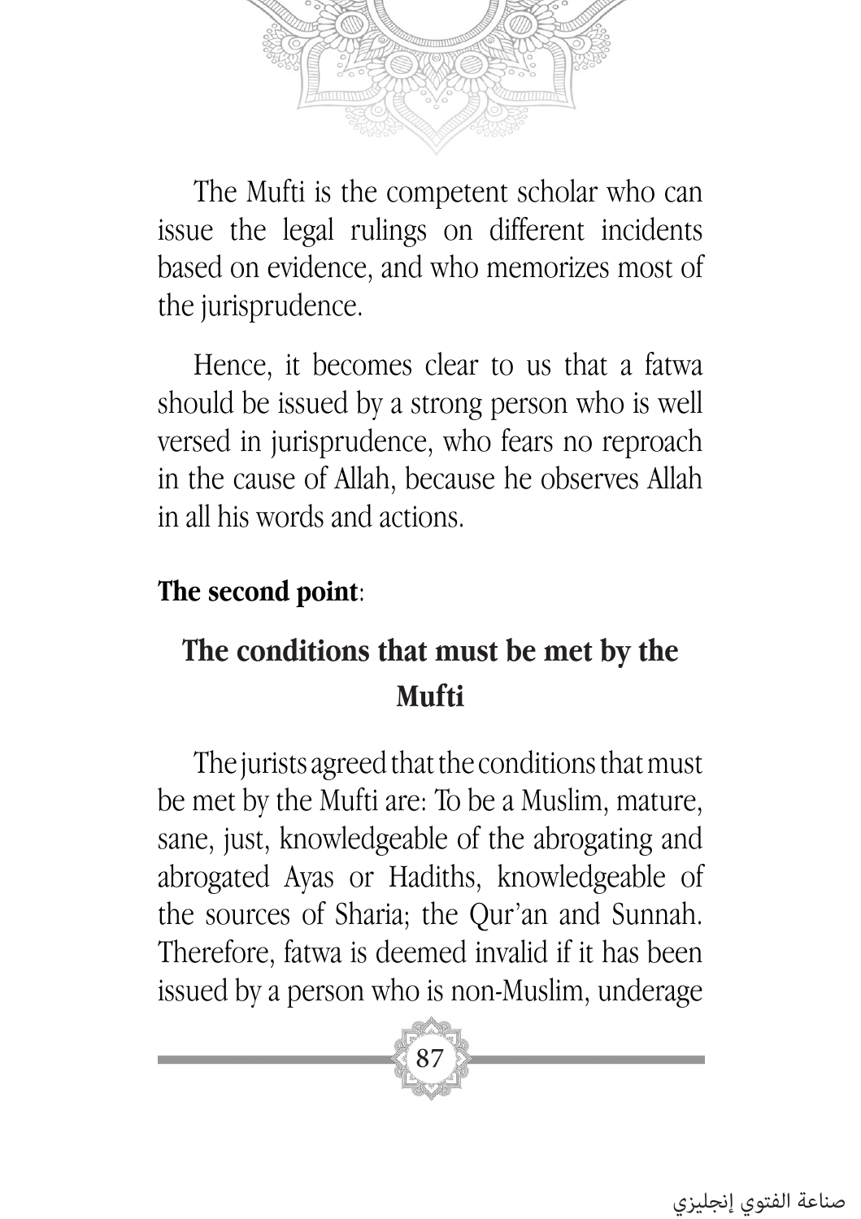The Mufti is the competent scholar who can issue the legal rulings on different incidents based on evidence, and who memorizes most of the jurisprudence.

Hence, it becomes clear to us that a fatwa should be issued by a strong person who is well versed in jurisprudence, who fears no reproach in the cause of Allah, because he observes Allah in all his words and actions.

**The second point**:

## The conditions that must be met by the Mufti

The jurists agreed that the conditions that must be met by the Mufti are: To be a Muslim, mature, sane, just, knowledgeable of the abrogating and abrogated Ayas or Hadiths, knowledgeable of the sources of Sharia; the Qur'an and Sunnah. Therefore, fatwa is deemed invalid if it has been issued by a person who is non-Muslim, underage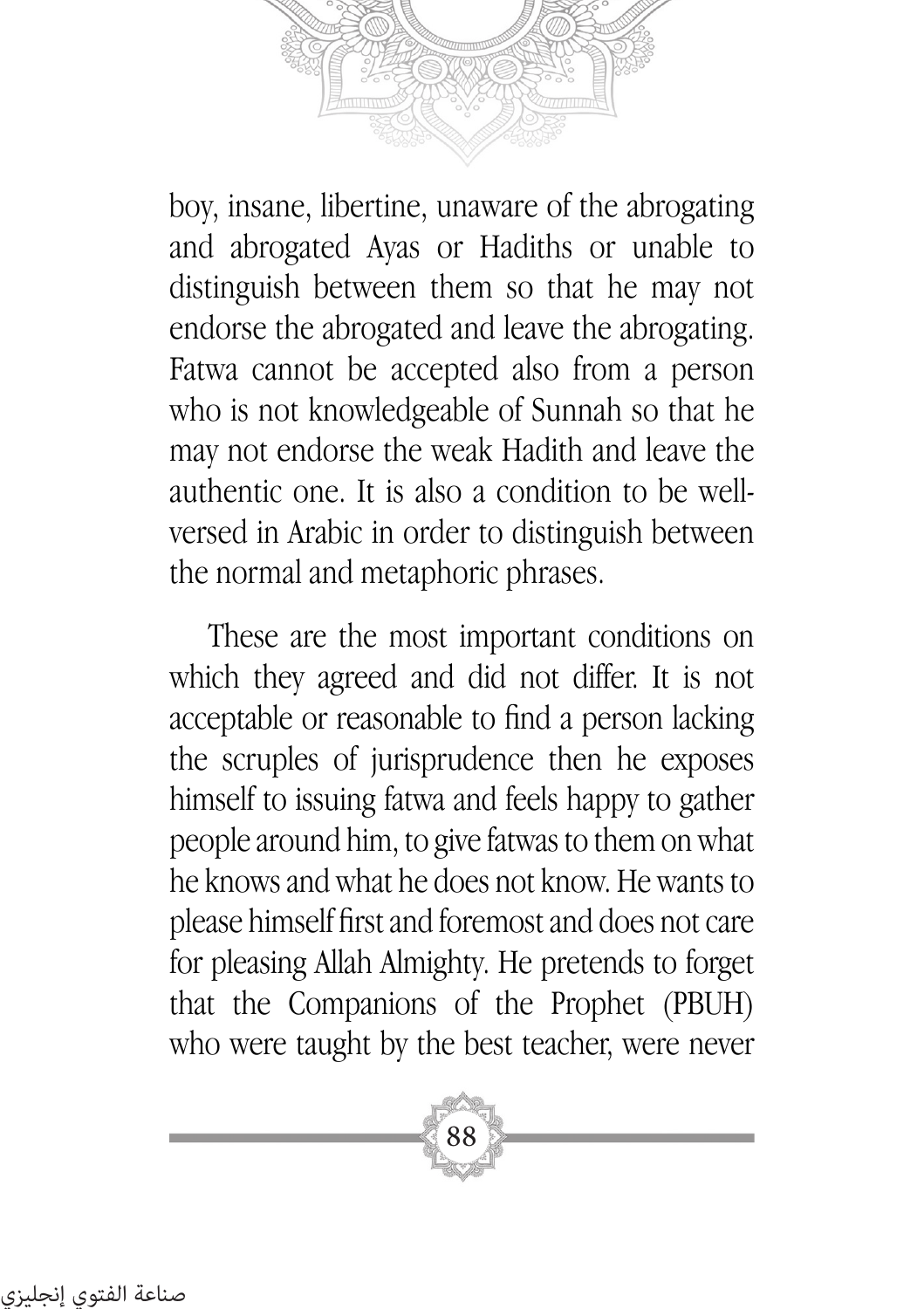boy, insane, libertine, unaware of the abrogating and abrogated Ayas or Hadiths or unable to distinguish between them so that he may not endorse the abrogated and leave the abrogating. Fatwa cannot be accepted also from a person who is not knowledgeable of Sunnah so that he may not endorse the weak Hadith and leave the authentic one. It is also a condition to be well-versed in Arabic in order to distinguish between the normal and metaphoric phrases.

These are the most important conditions on which they agreed and did not differ. It is not acceptable or reasonable to find a person lacking the scruples of jurisprudence then he exposes himself to issuing fatwa and feels happy to gather people around him, to give fatwas to them on what he knows and what he does not know. He wants to please himself first and foremost and does not care for pleasing Allah Almighty. He pretends to forget that the Companions of the Prophet (PBUH) who were taught by the best teacher, were never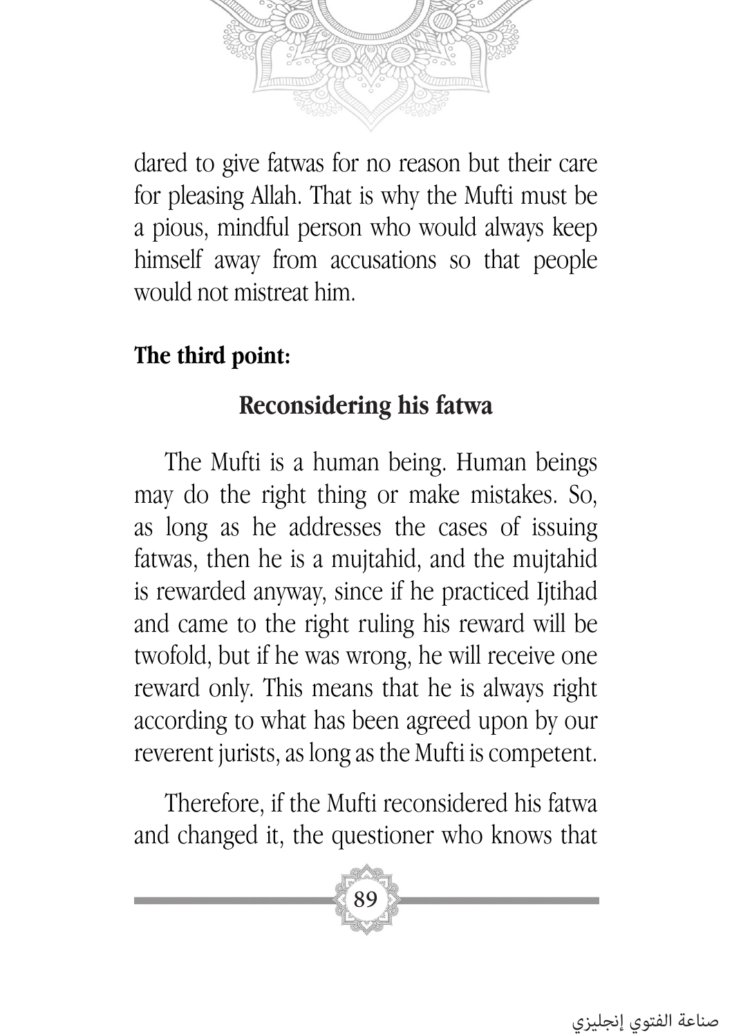dared to give fatwas for no reason but their care for pleasing Allah. That is why the Mufti must be a pious, mindful person who would always keep himself away from accusations so that people would not mistreat him.

**The third point:**

## Reconsidering his fatwa

The Mufti is a human being. Human beings may do the right thing or make mistakes. So, as long as he addresses the cases of issuing fatwas, then he is a mujtahid, and the mujtahid is rewarded anyway, since if he practiced Ijtihad and came to the right ruling his reward will be twofold, but if he was wrong, he will receive one reward only. This means that he is always right according to what has been agreed upon by our reverent jurists, as long as the Mufti is competent.

Therefore, if the Mufti reconsidered his fatwa and changed it, the questioner who knows that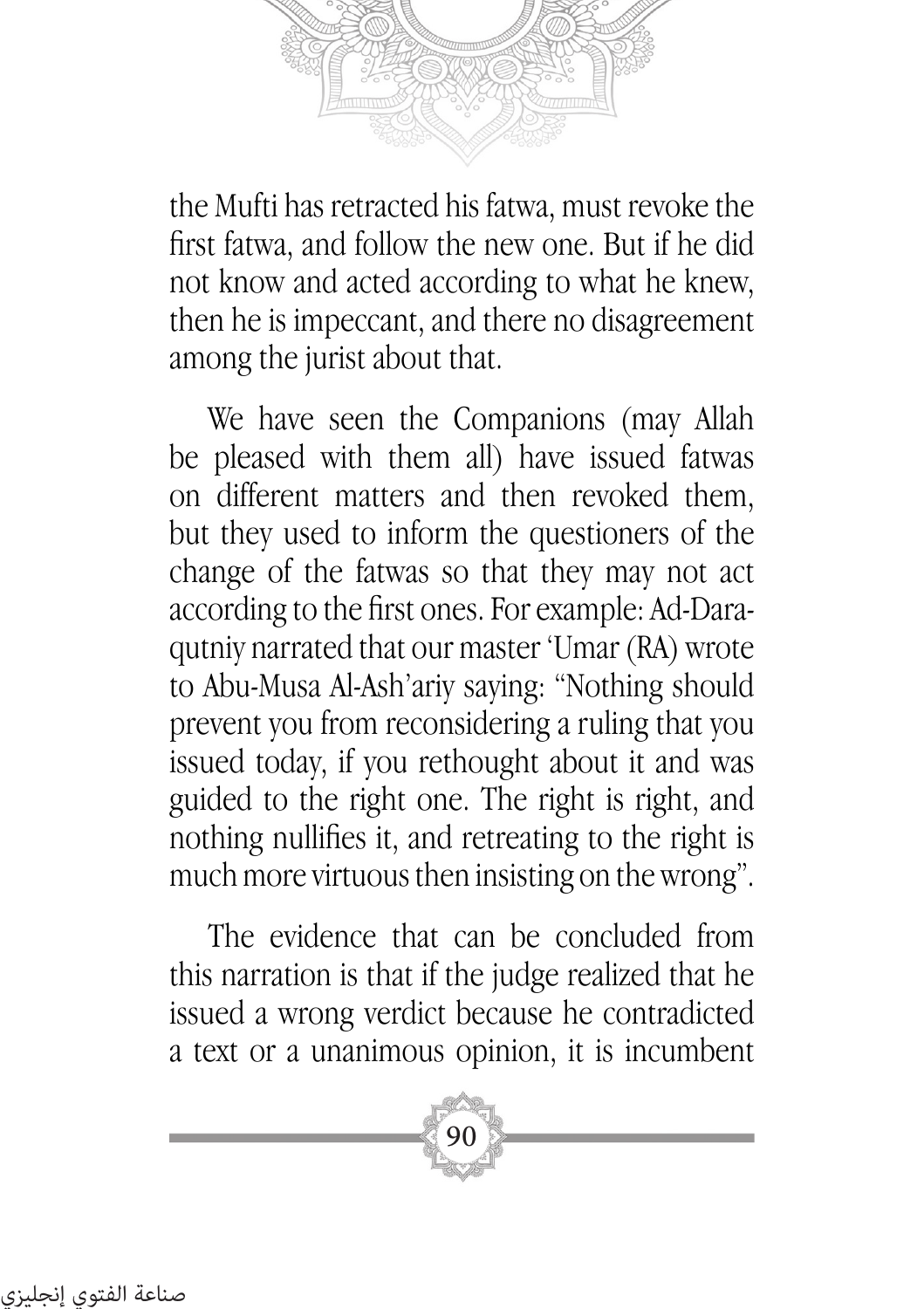the Mufti has retracted his fatwa, must revoke the first fatwa, and follow the new one. But if he did not know and acted according to what he knew, then he is impeccant, and there no disagreement among the jurist about that.

We have seen the Companions (may Allah be pleased with them all) have issued fatwas on different matters and then revoked them, but they used to inform the questioners of the change of the fatwas so that they may not act according to the first ones. For example: Ad-Daraqutniy narrated that our master 'Umar (RA) wrote to Abu-Musa Al-Ash'ariy saying: "Nothing should prevent you from reconsidering a ruling that you issued today, if you rethought about it and was guided to the right one. The right is right, and nothing nullifies it, and retreating to the right is much more virtuous then insisting on the wrong".

The evidence that can be concluded from this narration is that if the judge realized that he issued a wrong verdict because he contradicted a text or a unanimous opinion, it is incumbent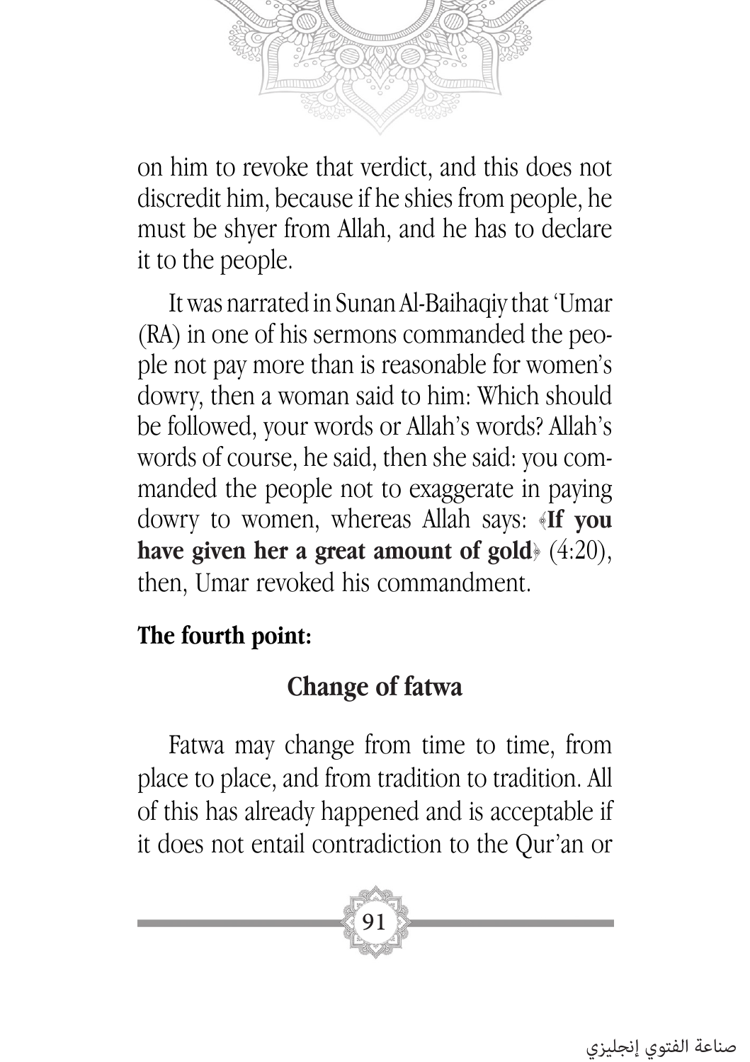on him to revoke that verdict, and this does not discredit him, because if he shies from people, he must be shyer from Allah, and he has to declare it to the people.

It was narrated in Sunan Al-Baihaqiy that 'Umar (RA) in one of his sermons commanded the people not pay more than is reasonable for women's dowry, then a woman said to him: Which should be followed, your words or Allah's words? Allah's words of course, he said, then she said: you commanded the people not to exaggerate in paying dowry to women, whereas Allah says: ﴿**If you have given her a great amount of gold**﴾ (4:20), then, Umar revoked his commandment.

**The fourth point:**

## Change of fatwa

Fatwa may change from time to time, from place to place, and from tradition to tradition. All of this has already happened and is acceptable if it does not entail contradiction to the Qur'an or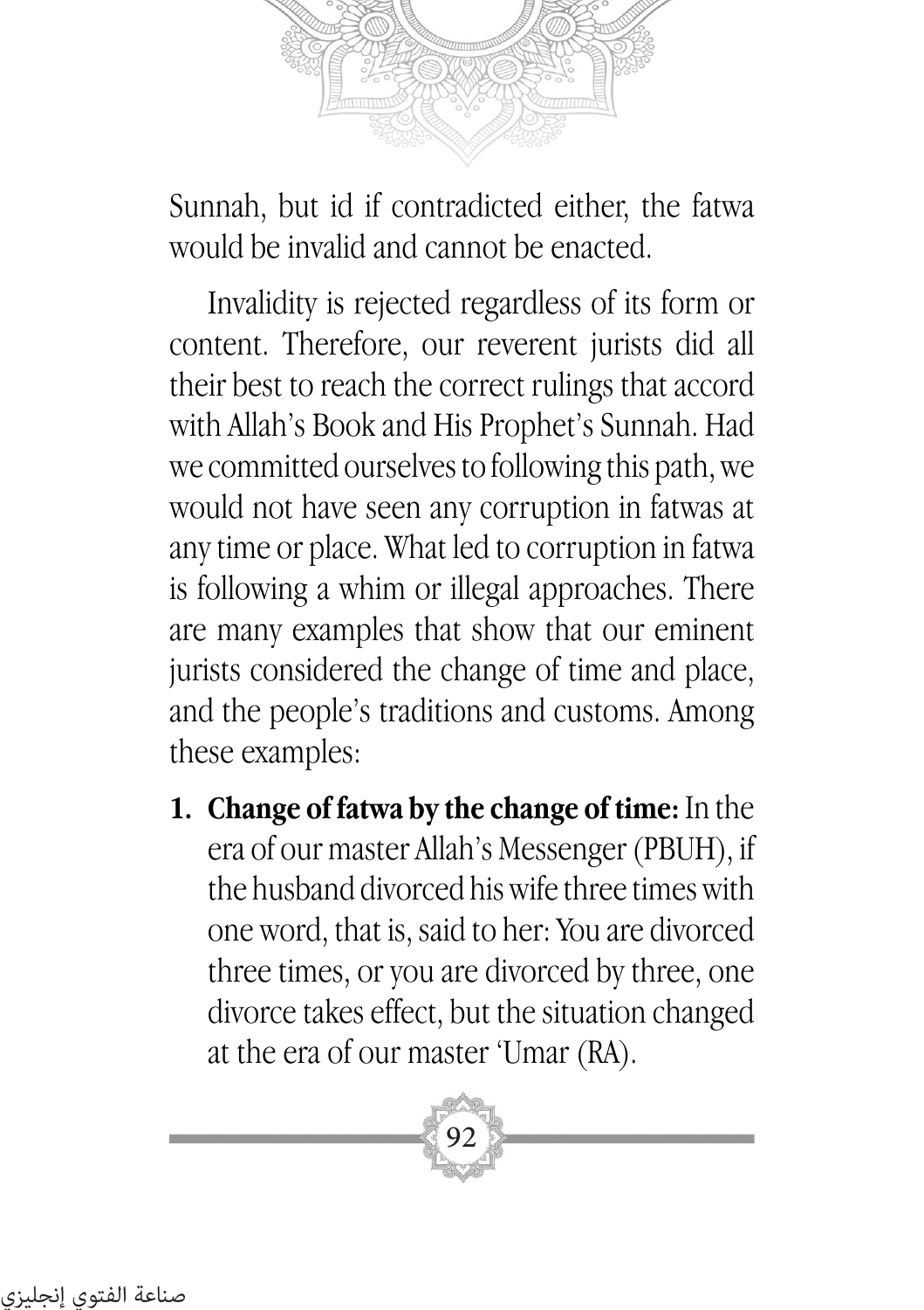Sunnah, but id if contradicted either, the fatwa would be invalid and cannot be enacted.

Invalidity is rejected regardless of its form or content. Therefore, our reverent jurists did all their best to reach the correct rulings that accord with Allah's Book and His Prophet's Sunnah. Had we committed ourselves to following this path, we would not have seen any corruption in fatwas at any time or place. What led to corruption in fatwa is following a whim or illegal approaches. There are many examples that show that our eminent jurists considered the change of time and place, and the people's traditions and customs. Among these examples:

1. **Change of fatwa by the change of time:** In the era of our master Allah's Messenger (PBUH), if the husband divorced his wife three times with one word, that is, said to her: You are divorced three times, or you are divorced by three, one divorce takes effect, but the situation changed at the era of our master 'Umar (RA).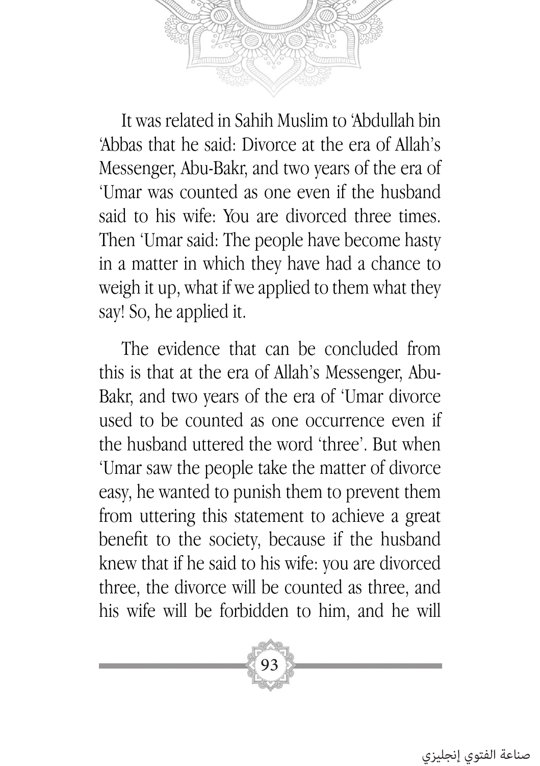It was related in Sahih Muslim to 'Abdullah bin 'Abbas that he said: Divorce at the era of Allah's Messenger, Abu-Bakr, and two years of the era of 'Umar was counted as one even if the husband said to his wife: You are divorced three times. Then 'Umar said: The people have become hasty in a matter in which they have had a chance to weigh it up, what if we applied to them what they say! So, he applied it.

The evidence that can be concluded from this is that at the era of Allah's Messenger, Abu-Bakr, and two years of the era of 'Umar divorce used to be counted as one occurrence even if the husband uttered the word 'three'. But when 'Umar saw the people take the matter of divorce easy, he wanted to punish them to prevent them from uttering this statement to achieve a great benefit to the society, because if the husband knew that if he said to his wife: you are divorced three, the divorce will be counted as three, and his wife will be forbidden to him, and he will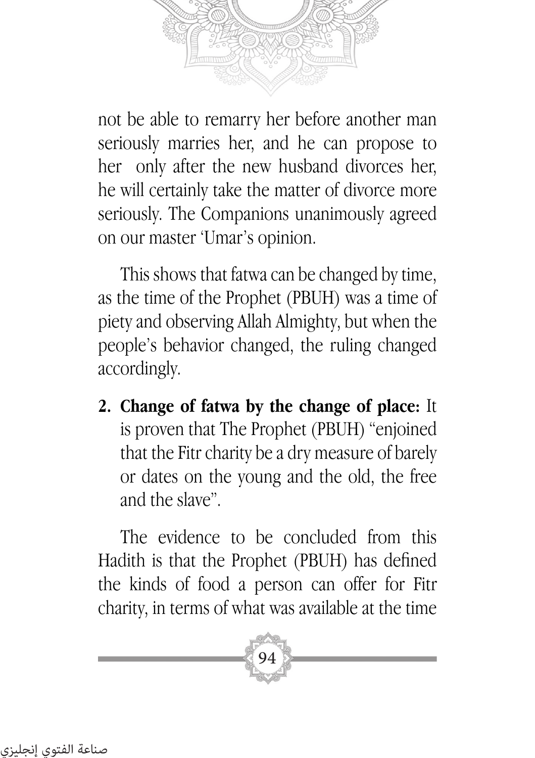not be able to remarry her before another man seriously marries her, and he can propose to her only after the new husband divorces her, he will certainly take the matter of divorce more seriously. The Companions unanimously agreed on our master 'Umar's opinion.

This shows that fatwa can be changed by time, as the time of the Prophet (PBUH) was a time of piety and observing Allah Almighty, but when the people's behavior changed, the ruling changed accordingly.

2. **Change of fatwa by the change of place:** It is proven that The Prophet (PBUH) "enjoined that the Fitr charity be a dry measure of barely or dates on the young and the old, the free and the slave".

The evidence to be concluded from this Hadith is that the Prophet (PBUH) has defined the kinds of food a person can offer for Fitr charity, in terms of what was available at the time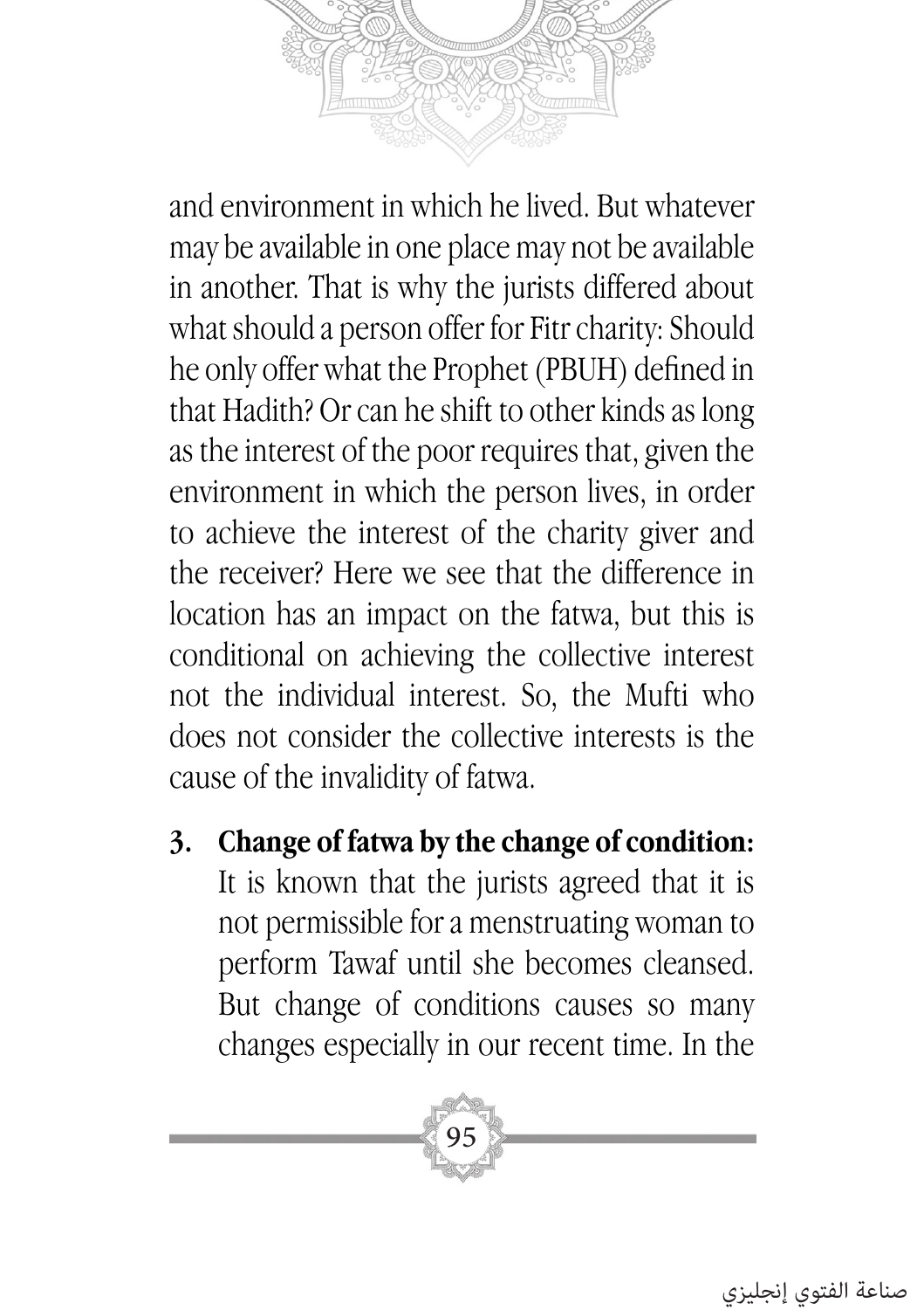and environment in which he lived. But whatever may be available in one place may not be available in another. That is why the jurists differed about what should a person offer for Fitr charity: Should he only offer what the Prophet (PBUH) defined in that Hadith? Or can he shift to other kinds as long as the interest of the poor requires that, given the environment in which the person lives, in order to achieve the interest of the charity giver and the receiver? Here we see that the difference in location has an impact on the fatwa, but this is conditional on achieving the collective interest not the individual interest. So, the Mufti who does not consider the collective interests is the cause of the invalidity of fatwa.

3. **Change of fatwa by the change of condition:** It is known that the jurists agreed that it is not permissible for a menstruating woman to perform Tawaf until she becomes cleansed. But change of conditions causes so many changes especially in our recent time. In the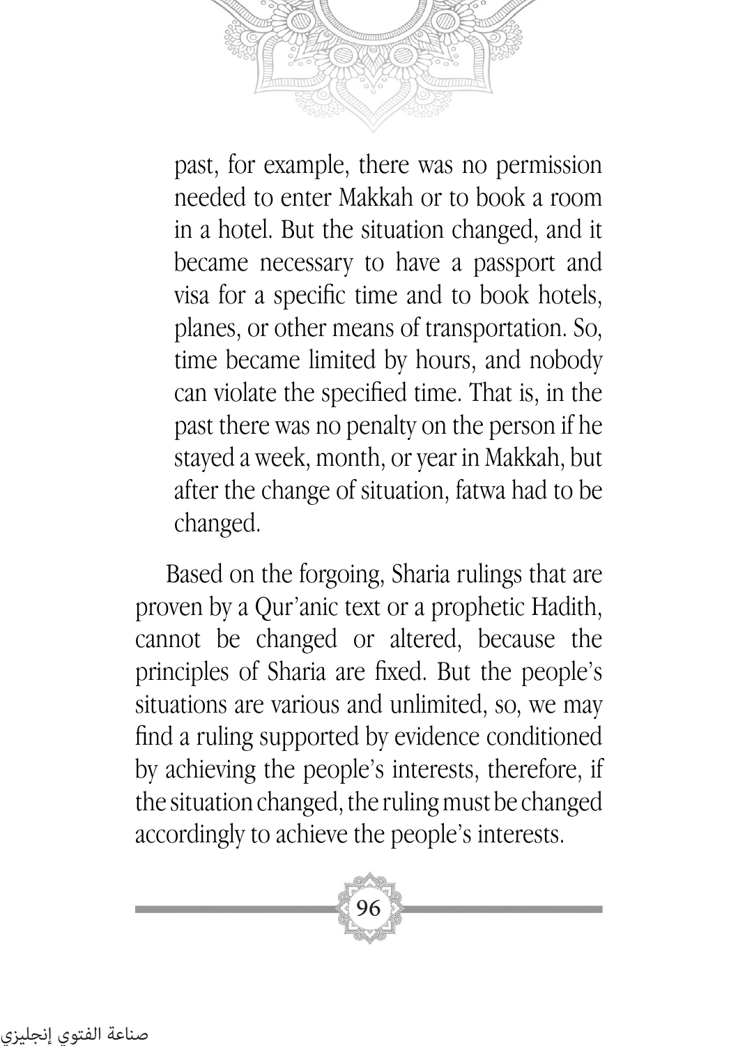past, for example, there was no permission needed to enter Makkah or to book a room in a hotel. But the situation changed, and it became necessary to have a passport and visa for a specific time and to book hotels, planes, or other means of transportation. So, time became limited by hours, and nobody can violate the specified time. That is, in the past there was no penalty on the person if he stayed a week, month, or year in Makkah, but after the change of situation, fatwa had to be changed.

Based on the forgoing, Sharia rulings that are proven by a Qur'anic text or a prophetic Hadith, cannot be changed or altered, because the principles of Sharia are fixed. But the people's situations are various and unlimited, so, we may find a ruling supported by evidence conditioned by achieving the people's interests, therefore, if the situation changed, the ruling must be changed accordingly to achieve the people's interests.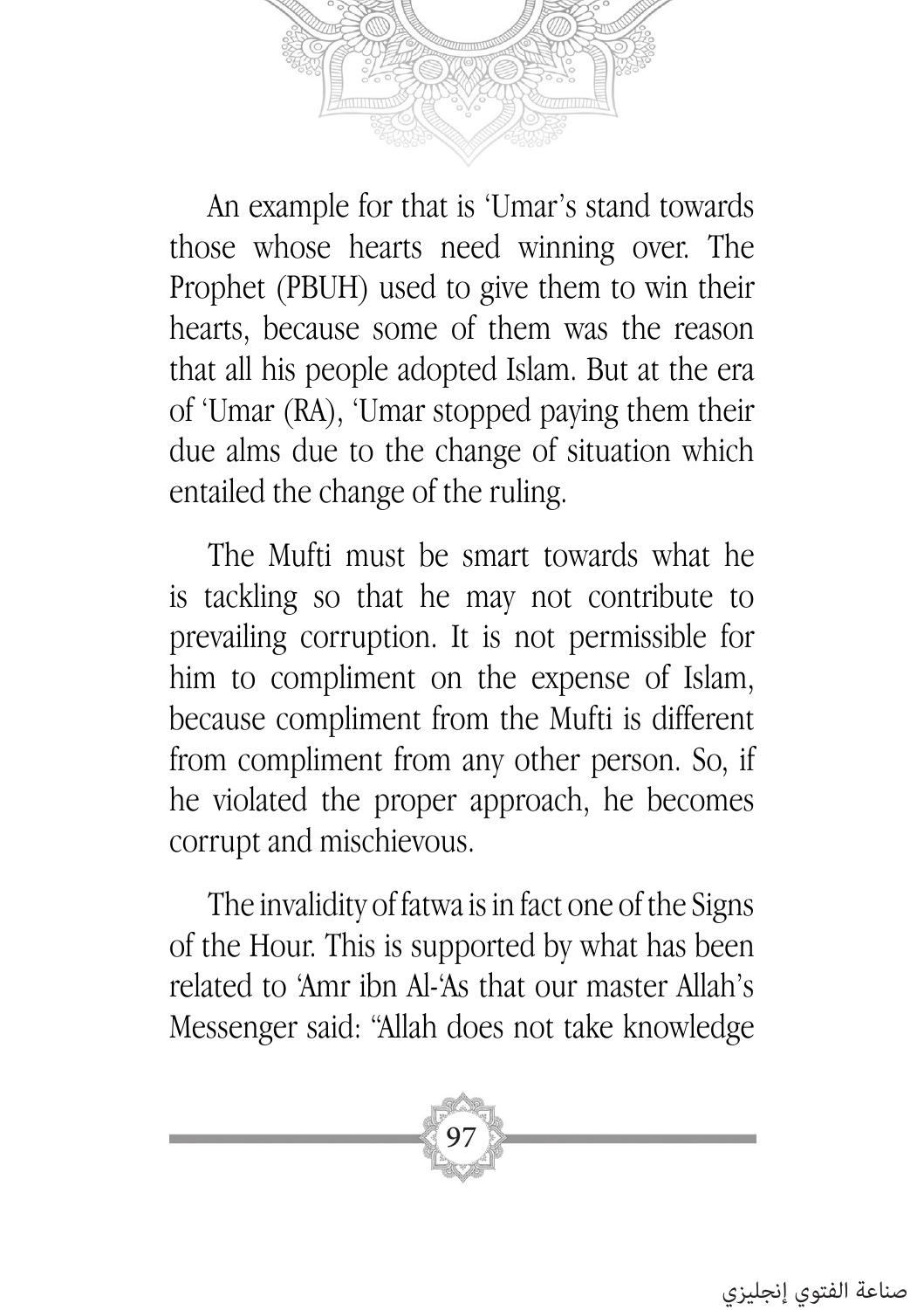An example for that is 'Umar's stand towards those whose hearts need winning over. The Prophet (PBUH) used to give them to win their hearts, because some of them was the reason that all his people adopted Islam. But at the era of 'Umar (RA), 'Umar stopped paying them their due alms due to the change of situation which entailed the change of the ruling.

The Mufti must be smart towards what he is tackling so that he may not contribute to prevailing corruption. It is not permissible for him to compliment on the expense of Islam, because compliment from the Mufti is different from compliment from any other person. So, if he violated the proper approach, he becomes corrupt and mischievous.

The invalidity of fatwa is in fact one of the Signs of the Hour. This is supported by what has been related to 'Amr ibn Al-'As that our master Allah's Messenger said: "Allah does not take knowledge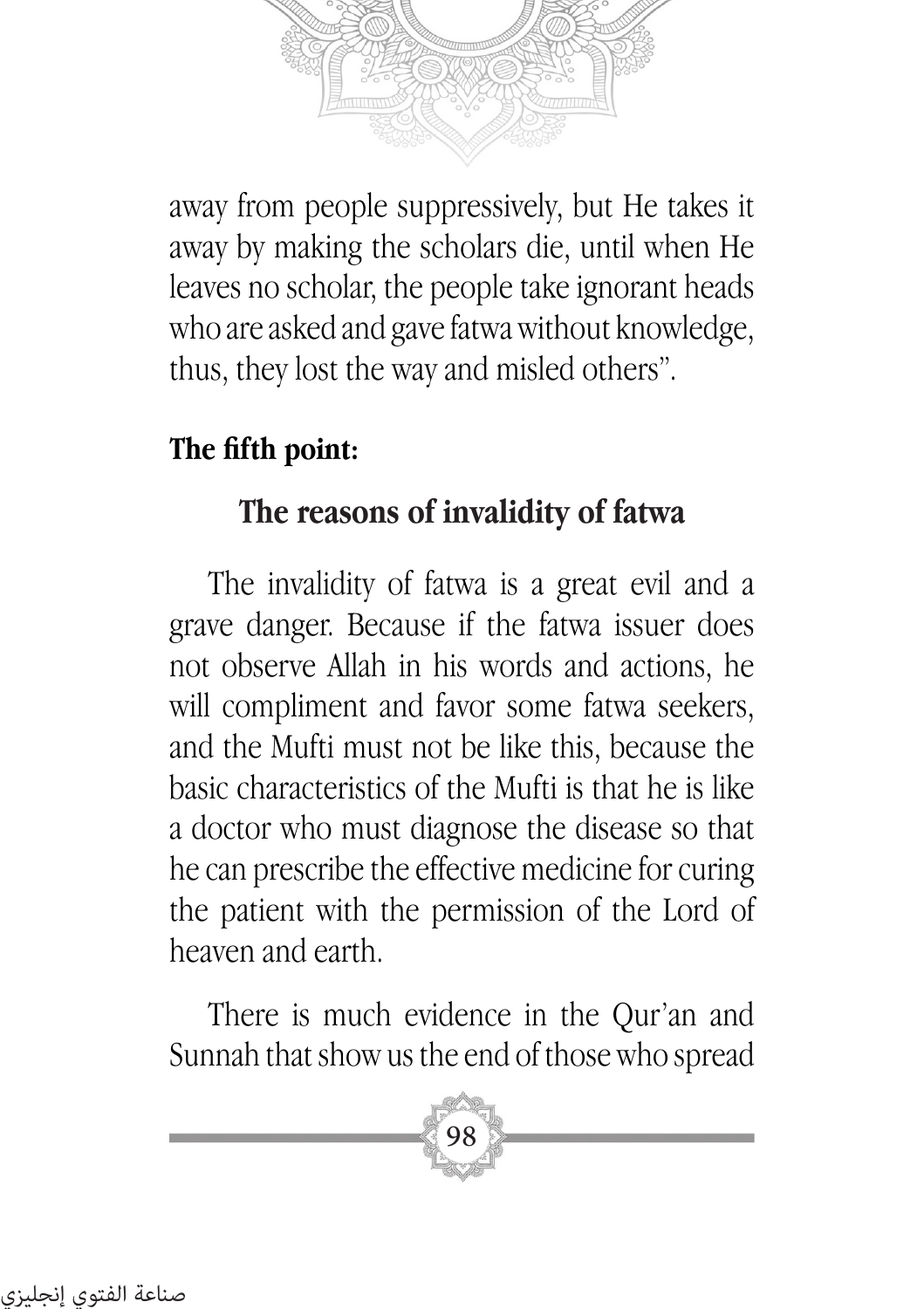away from people suppressively, but He takes it away by making the scholars die, until when He leaves no scholar, the people take ignorant heads who are asked and gave fatwa without knowledge, thus, they lost the way and misled others".

**The fifth point:**

## The reasons of invalidity of fatwa

The invalidity of fatwa is a great evil and a grave danger. Because if the fatwa issuer does not observe Allah in his words and actions, he will compliment and favor some fatwa seekers, and the Mufti must not be like this, because the basic characteristics of the Mufti is that he is like a doctor who must diagnose the disease so that he can prescribe the effective medicine for curing the patient with the permission of the Lord of heaven and earth.

There is much evidence in the Qur'an and Sunnah that show us the end of those who spread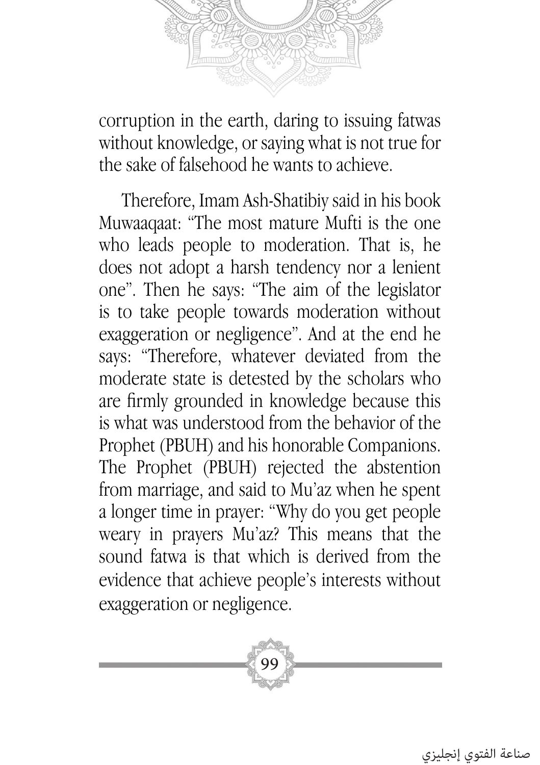corruption in the earth, daring to issuing fatwas without knowledge, or saying what is not true for the sake of falsehood he wants to achieve.

Therefore, Imam Ash-Shatibiy said in his book Muwaaqaat: "The most mature Mufti is the one who leads people to moderation. That is, he does not adopt a harsh tendency nor a lenient one". Then he says: "The aim of the legislator is to take people towards moderation without exaggeration or negligence". And at the end he says: "Therefore, whatever deviated from the moderate state is detested by the scholars who are firmly grounded in knowledge because this is what was understood from the behavior of the Prophet (PBUH) and his honorable Companions. The Prophet (PBUH) rejected the abstention from marriage, and said to Mu'az when he spent a longer time in prayer: "Why do you get people weary in prayers Mu'az? This means that the sound fatwa is that which is derived from the evidence that achieve people's interests without exaggeration or negligence.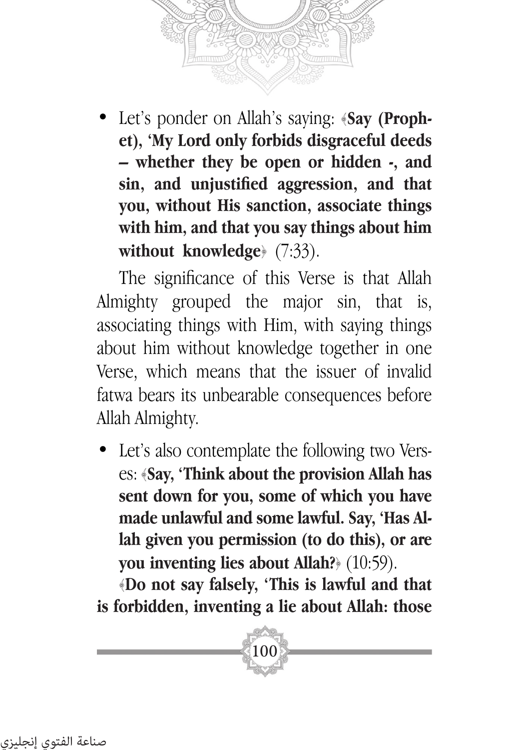- Let's ponder on Allah's saying: ﴿**Say (Prophet), 'My Lord only forbids disgraceful deeds – whether they be open or hidden -, and sin, and unjustified aggression, and that you, without His sanction, associate things with him, and that you say things about him without knowledge**﴾ (7:33).

The significance of this Verse is that Allah Almighty grouped the major sin, that is, associating things with Him, with saying things about him without knowledge together in one Verse, which means that the issuer of invalid fatwa bears its unbearable consequences before Allah Almighty.

- Let's also contemplate the following two Verses: ﴿**Say, 'Think about the provision Allah has sent down for you, some of which you have made unlawful and some lawful. Say, 'Has Allah given you permission (to do this), or are you inventing lies about Allah?**﴾ (10:59).

﴿**Do not say falsely, 'This is lawful and that is forbidden, inventing a lie about Allah: those**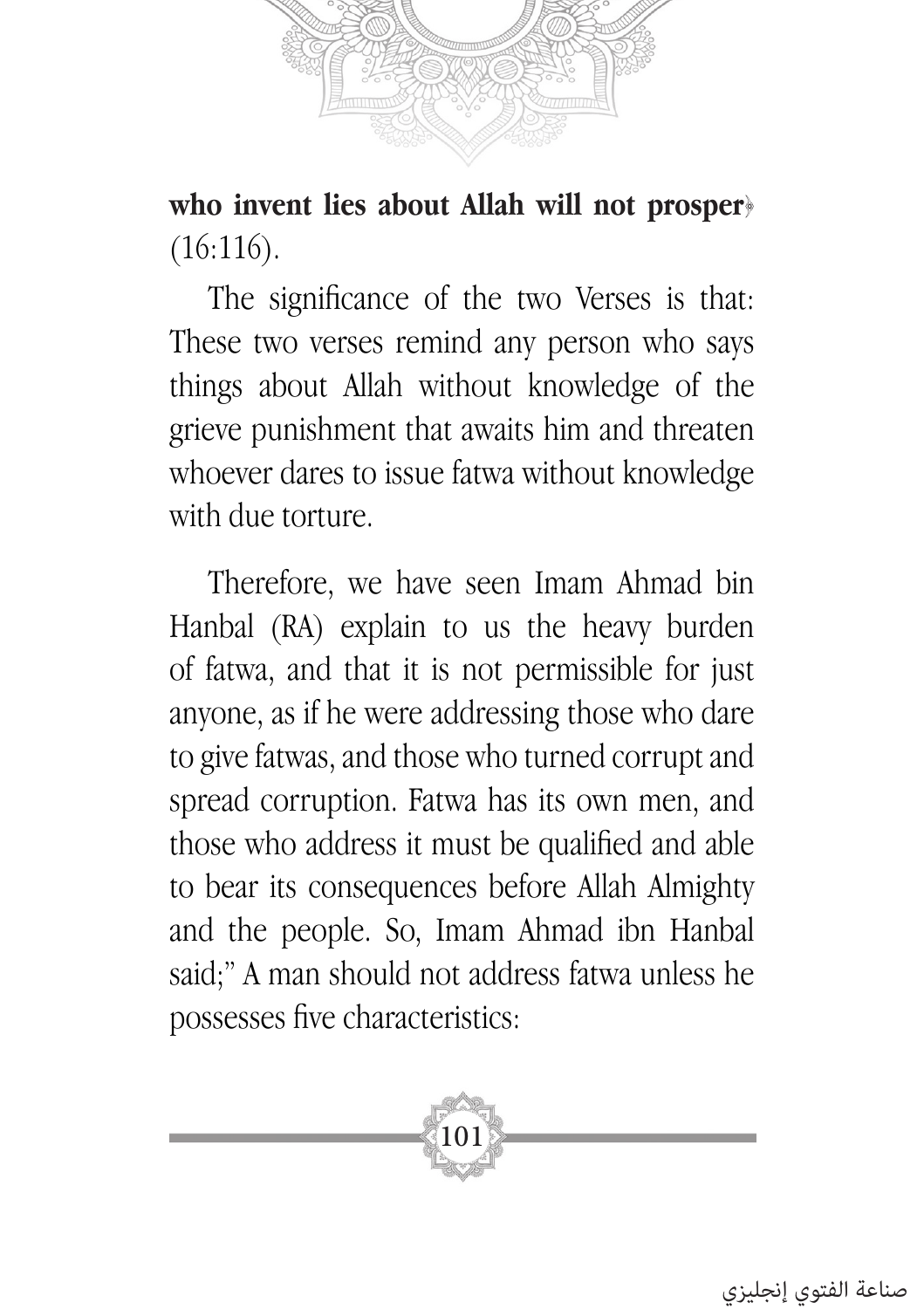**who invent lies about Allah will not prosper**﴾ (16:116).

The significance of the two Verses is that: These two verses remind any person who says things about Allah without knowledge of the grieve punishment that awaits him and threaten whoever dares to issue fatwa without knowledge with due torture.

Therefore, we have seen Imam Ahmad bin Hanbal (RA) explain to us the heavy burden of fatwa, and that it is not permissible for just anyone, as if he were addressing those who dare to give fatwas, and those who turned corrupt and spread corruption. Fatwa has its own men, and those who address it must be qualified and able to bear its consequences before Allah Almighty and the people. So, Imam Ahmad ibn Hanbal said;" A man should not address fatwa unless he possesses five characteristics: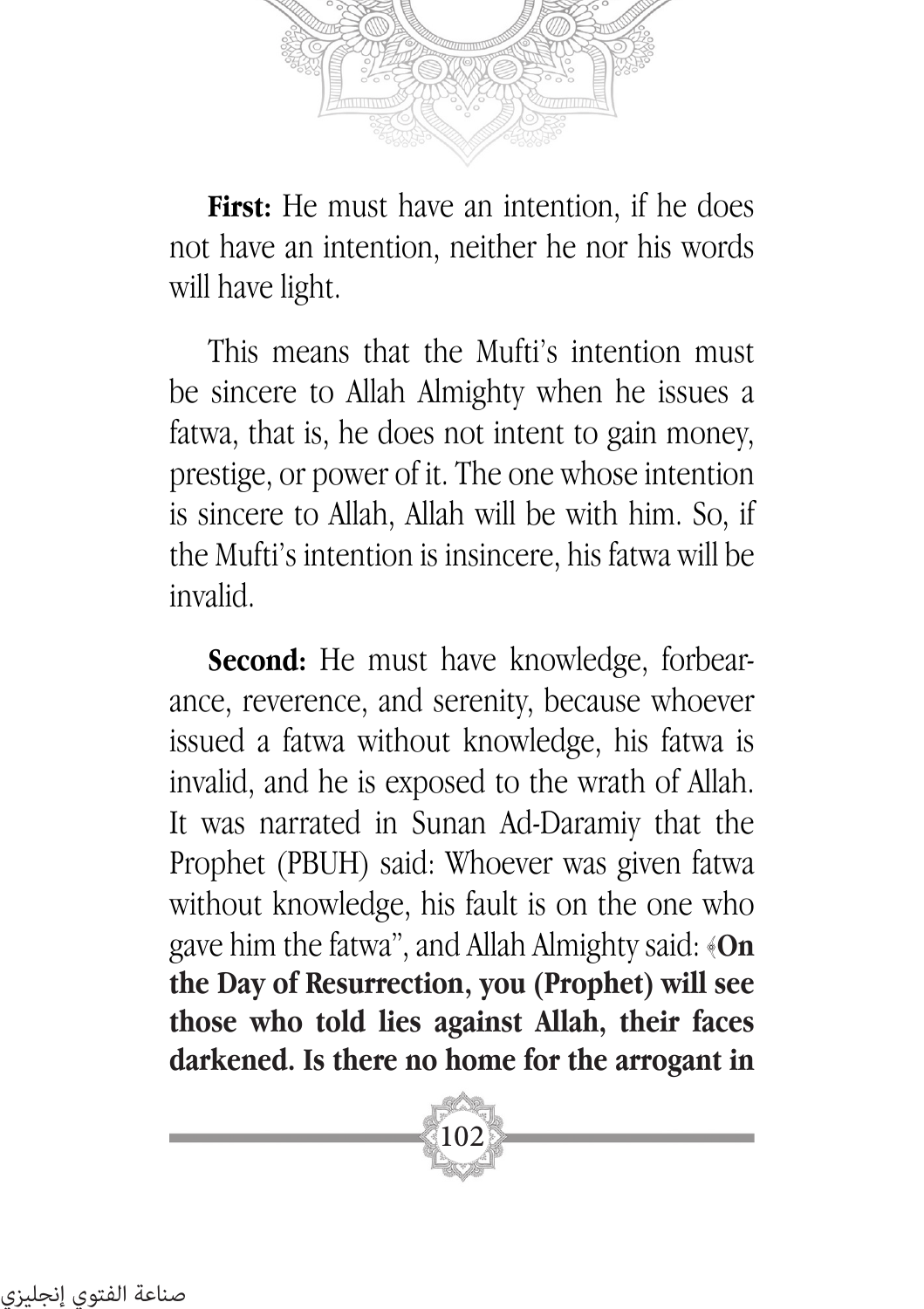**First:** He must have an intention, if he does not have an intention, neither he nor his words will have light.

This means that the Mufti's intention must be sincere to Allah Almighty when he issues a fatwa, that is, he does not intent to gain money, prestige, or power of it. The one whose intention is sincere to Allah, Allah will be with him. So, if the Mufti's intention is insincere, his fatwa will be invalid.

**Second:** He must have knowledge, forbearance, reverence, and serenity, because whoever issued a fatwa without knowledge, his fatwa is invalid, and he is exposed to the wrath of Allah. It was narrated in Sunan Ad-Daramiy that the Prophet (PBUH) said: Whoever was given fatwa without knowledge, his fault is on the one who gave him the fatwa", and Allah Almighty said: ﴿**On the Day of Resurrection, you (Prophet) will see those who told lies against Allah, their faces darkened. Is there no home for the arrogant in**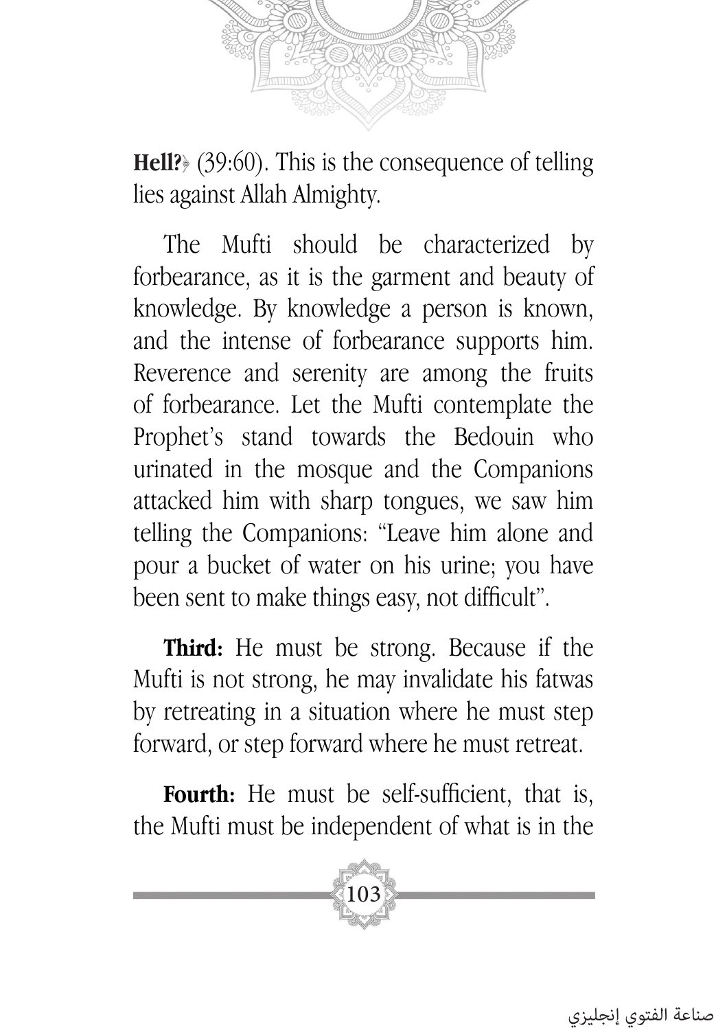**Hell?**﴾ (39:60). This is the consequence of telling lies against Allah Almighty.

The Mufti should be characterized by forbearance, as it is the garment and beauty of knowledge. By knowledge a person is known, and the intense of forbearance supports him. Reverence and serenity are among the fruits of forbearance. Let the Mufti contemplate the Prophet's stand towards the Bedouin who urinated in the mosque and the Companions attacked him with sharp tongues, we saw him telling the Companions: "Leave him alone and pour a bucket of water on his urine; you have been sent to make things easy, not difficult".

**Third:** He must be strong. Because if the Mufti is not strong, he may invalidate his fatwas by retreating in a situation where he must step forward, or step forward where he must retreat.

**Fourth:** He must be self-sufficient, that is, the Mufti must be independent of what is in the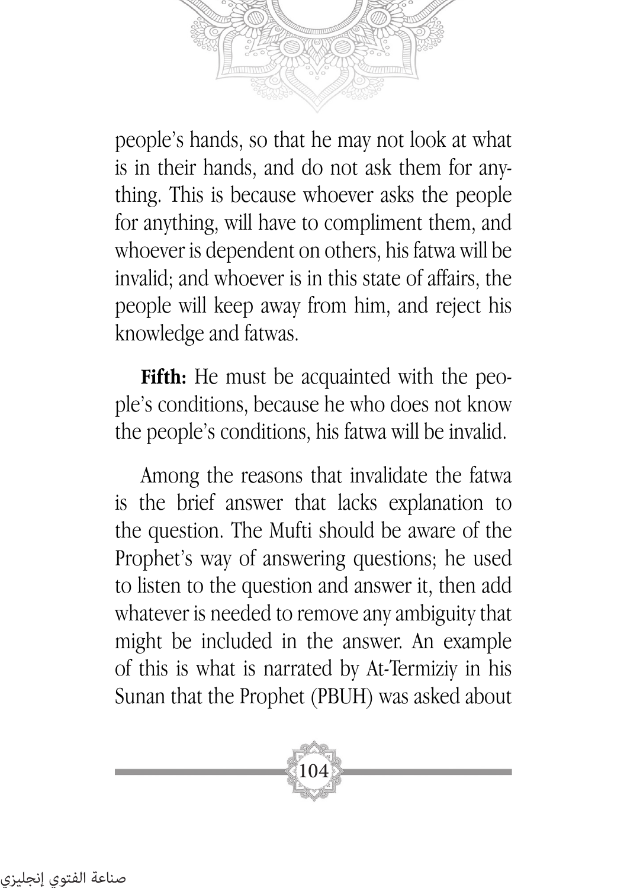people's hands, so that he may not look at what is in their hands, and do not ask them for anything. This is because whoever asks the people for anything, will have to compliment them, and whoever is dependent on others, his fatwa will be invalid; and whoever is in this state of affairs, the people will keep away from him, and reject his knowledge and fatwas.

**Fifth:** He must be acquainted with the people's conditions, because he who does not know the people's conditions, his fatwa will be invalid.

Among the reasons that invalidate the fatwa is the brief answer that lacks explanation to the question. The Mufti should be aware of the Prophet's way of answering questions; he used to listen to the question and answer it, then add whatever is needed to remove any ambiguity that might be included in the answer. An example of this is what is narrated by At-Termiziy in his Sunan that the Prophet (PBUH) was asked about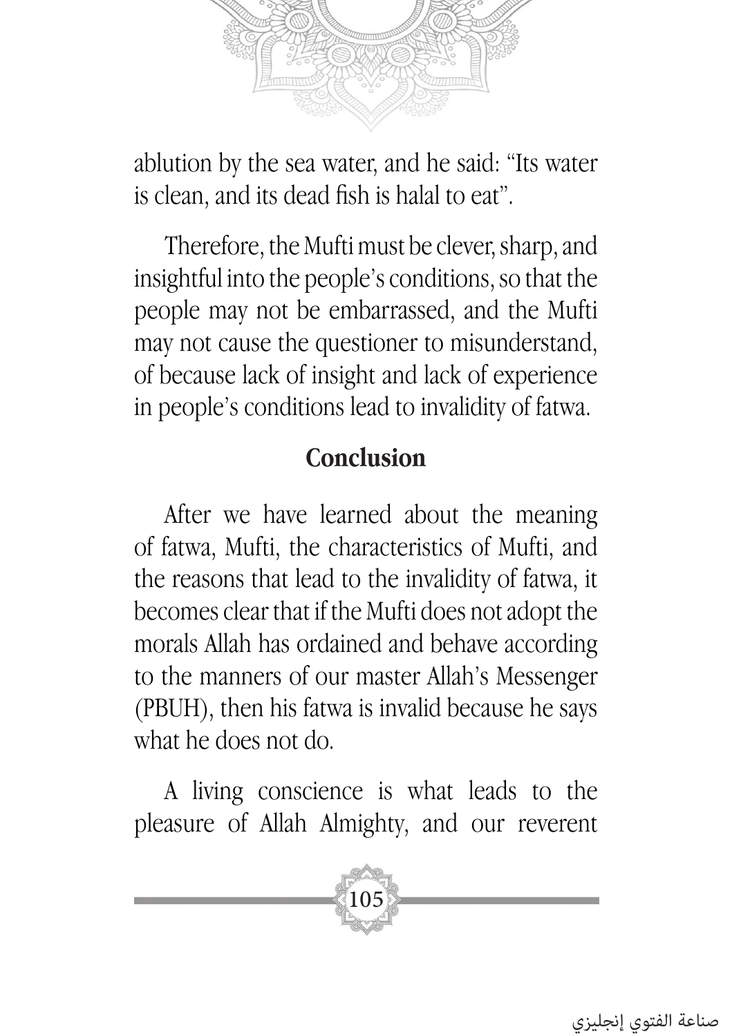ablution by the sea water, and he said: "Its water is clean, and its dead fish is halal to eat".

Therefore, the Mufti must be clever, sharp, and insightful into the people's conditions, so that the people may not be embarrassed, and the Mufti may not cause the questioner to misunderstand, of because lack of insight and lack of experience in people's conditions lead to invalidity of fatwa.

## Conclusion

After we have learned about the meaning of fatwa, Mufti, the characteristics of Mufti, and the reasons that lead to the invalidity of fatwa, it becomes clear that if the Mufti does not adopt the morals Allah has ordained and behave according to the manners of our master Allah's Messenger (PBUH), then his fatwa is invalid because he says what he does not do.

A living conscience is what leads to the pleasure of Allah Almighty, and our reverent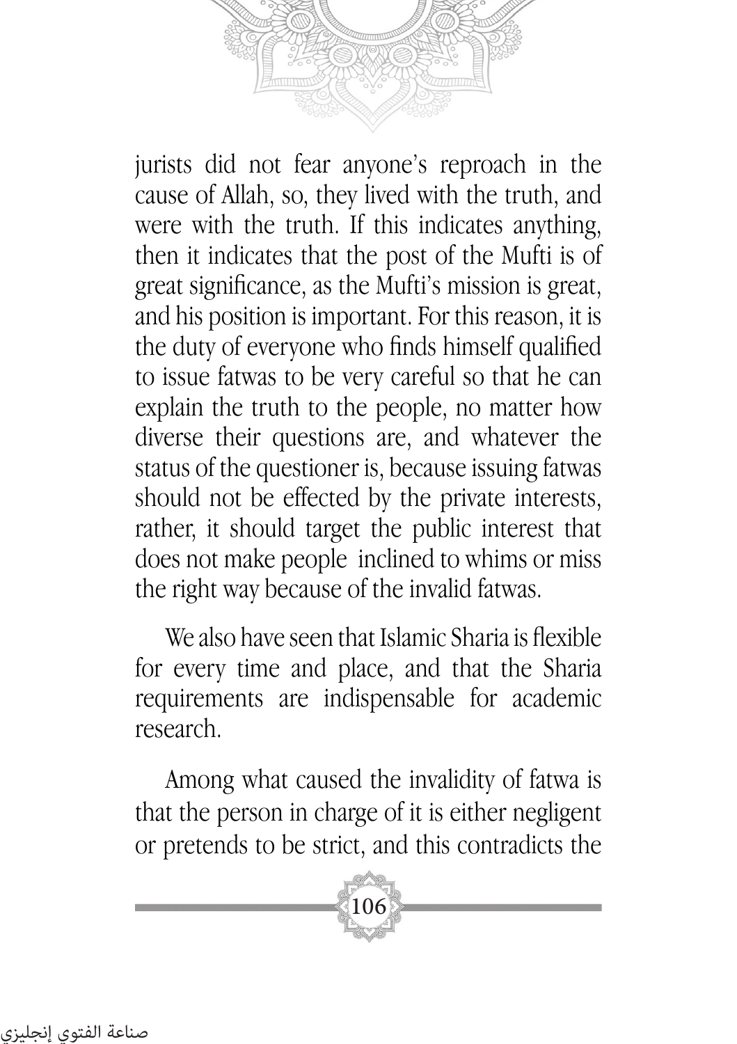jurists did not fear anyone's reproach in the cause of Allah, so, they lived with the truth, and were with the truth. If this indicates anything, then it indicates that the post of the Mufti is of great significance, as the Mufti's mission is great, and his position is important. For this reason, it is the duty of everyone who finds himself qualified to issue fatwas to be very careful so that he can explain the truth to the people, no matter how diverse their questions are, and whatever the status of the questioner is, because issuing fatwas should not be effected by the private interests, rather, it should target the public interest that does not make people  inclined to whims or miss the right way because of the invalid fatwas.

We also have seen that Islamic Sharia is flexible for every time and place, and that the Sharia requirements are indispensable for academic research.

Among what caused the invalidity of fatwa is that the person in charge of it is either negligent or pretends to be strict, and this contradicts the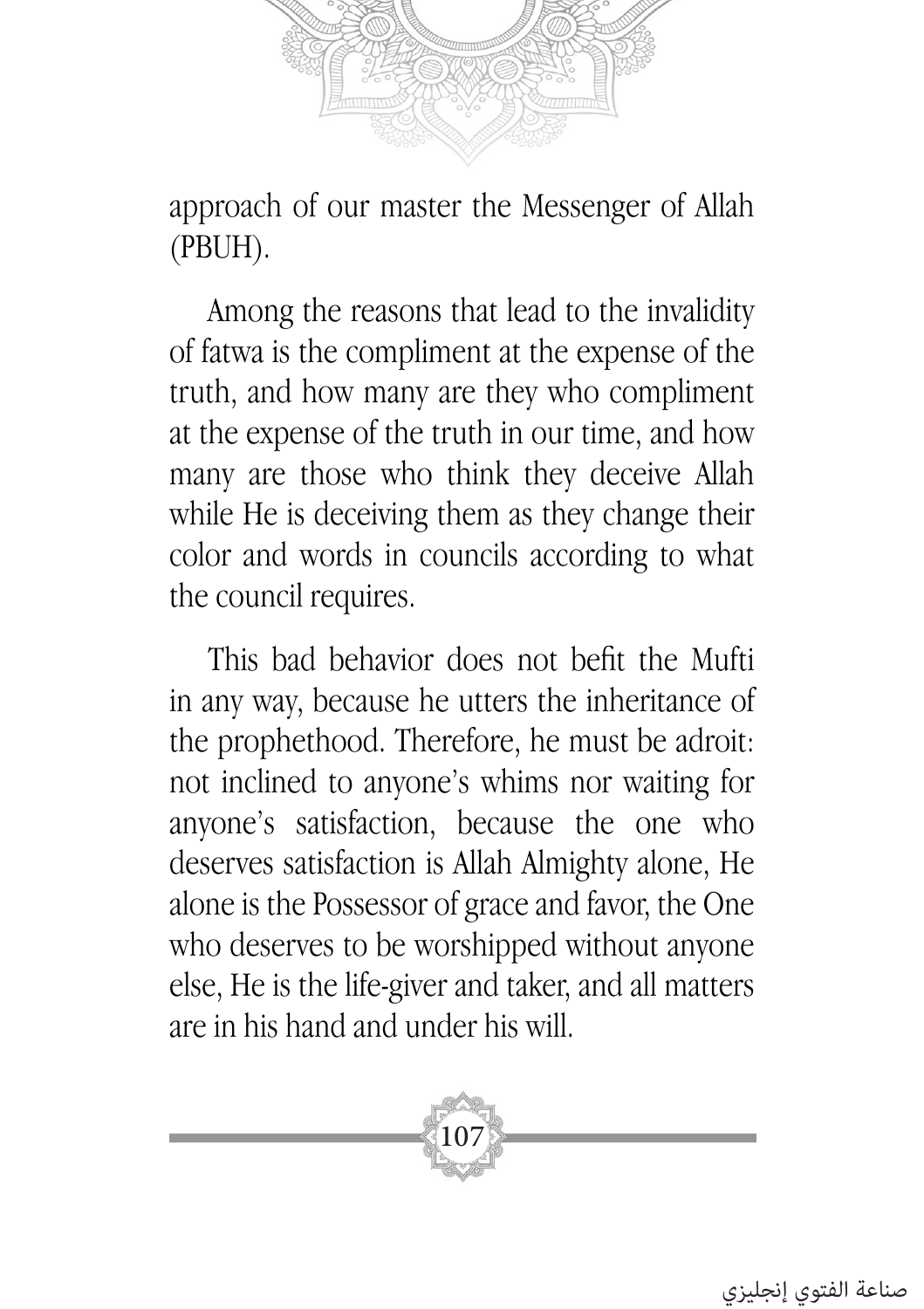approach of our master the Messenger of Allah (PBUH).

Among the reasons that lead to the invalidity of fatwa is the compliment at the expense of the truth, and how many are they who compliment at the expense of the truth in our time, and how many are those who think they deceive Allah while He is deceiving them as they change their color and words in councils according to what the council requires.

This bad behavior does not befit the Mufti in any way, because he utters the inheritance of the prophethood. Therefore, he must be adroit: not inclined to anyone's whims nor waiting for anyone's satisfaction, because the one who deserves satisfaction is Allah Almighty alone, He alone is the Possessor of grace and favor, the One who deserves to be worshipped without anyone else, He is the life-giver and taker, and all matters are in his hand and under his will.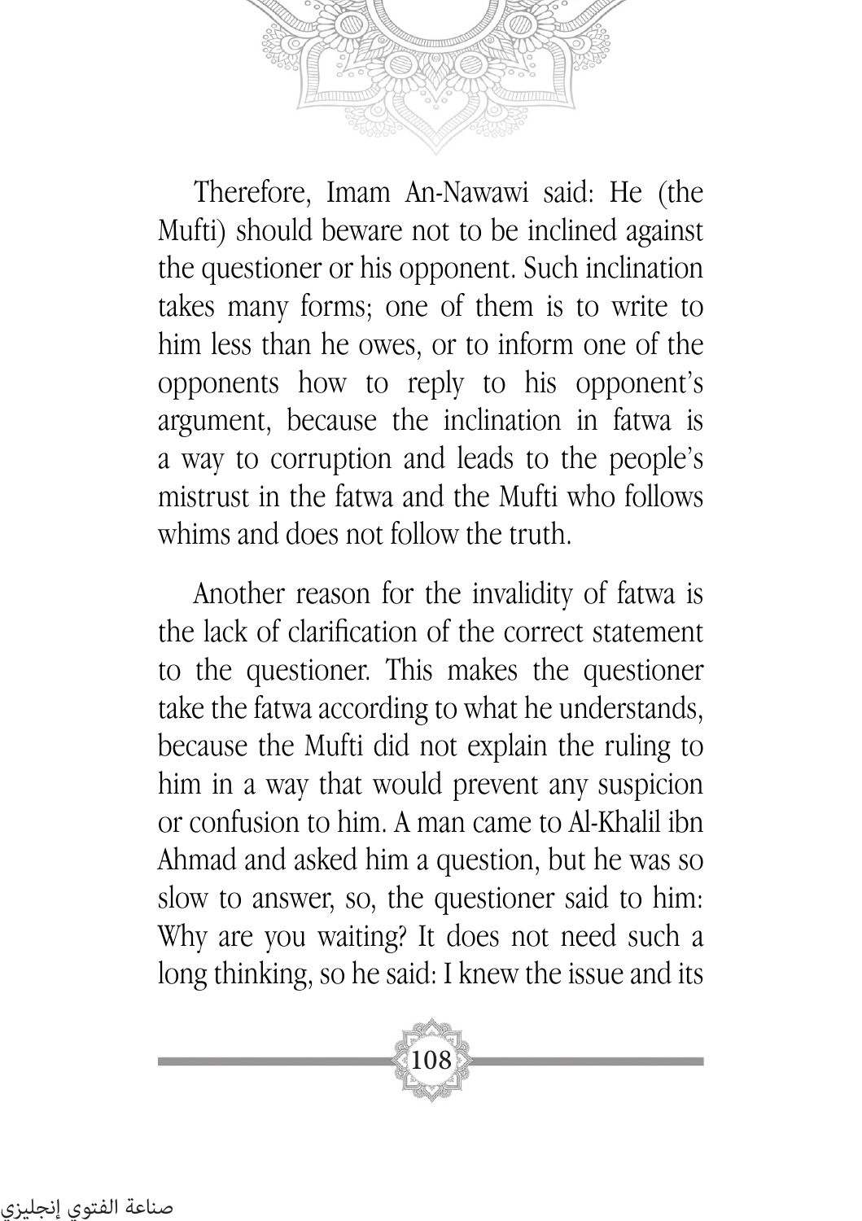Therefore, Imam An-Nawawi said: He (the Mufti) should beware not to be inclined against the questioner or his opponent. Such inclination takes many forms; one of them is to write to him less than he owes, or to inform one of the opponents how to reply to his opponent's argument, because the inclination in fatwa is a way to corruption and leads to the people's mistrust in the fatwa and the Mufti who follows whims and does not follow the truth.

Another reason for the invalidity of fatwa is the lack of clarification of the correct statement to the questioner. This makes the questioner take the fatwa according to what he understands, because the Mufti did not explain the ruling to him in a way that would prevent any suspicion or confusion to him. A man came to Al-Khalil ibn Ahmad and asked him a question, but he was so slow to answer, so, the questioner said to him: Why are you waiting? It does not need such a long thinking, so he said: I knew the issue and its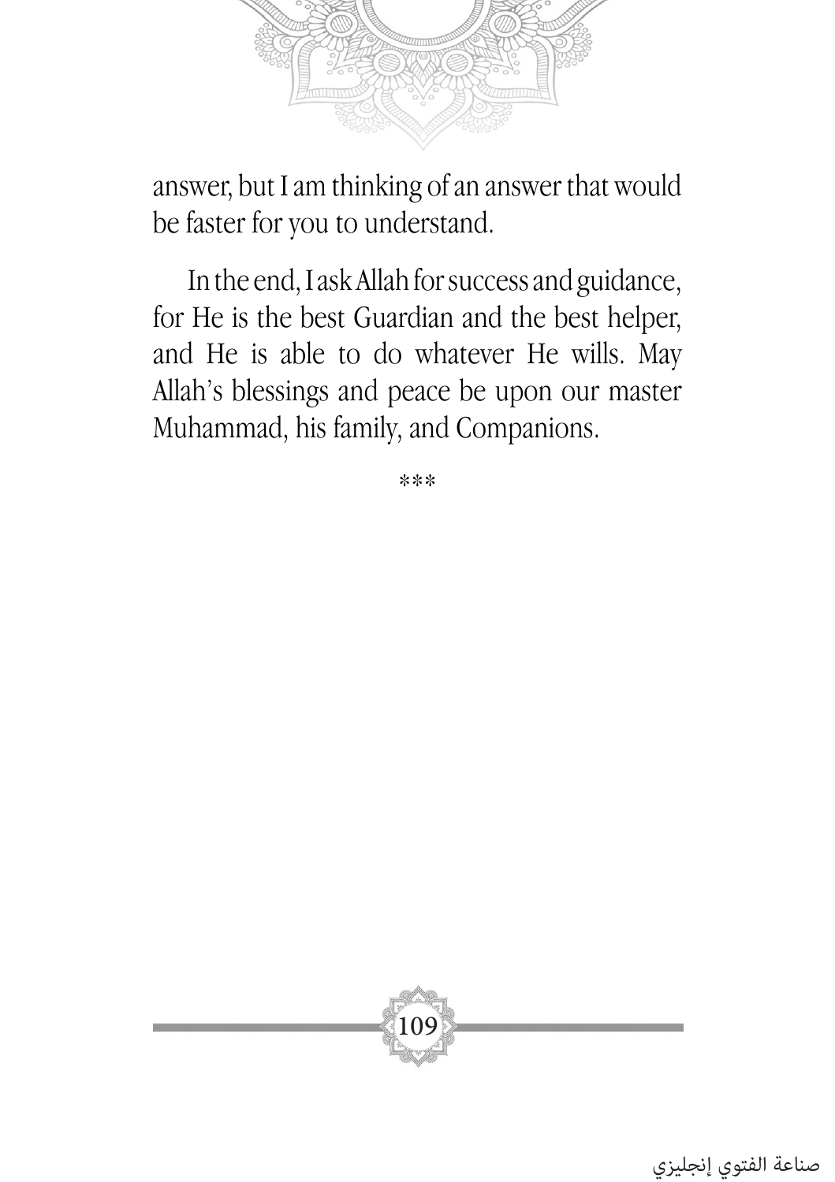answer, but I am thinking of an answer that would be faster for you to understand.

In the end, I ask Allah for success and guidance, for He is the best Guardian and the best helper, and He is able to do whatever He wills. May Allah's blessings and peace be upon our master Muhammad, his family, and Companions.

***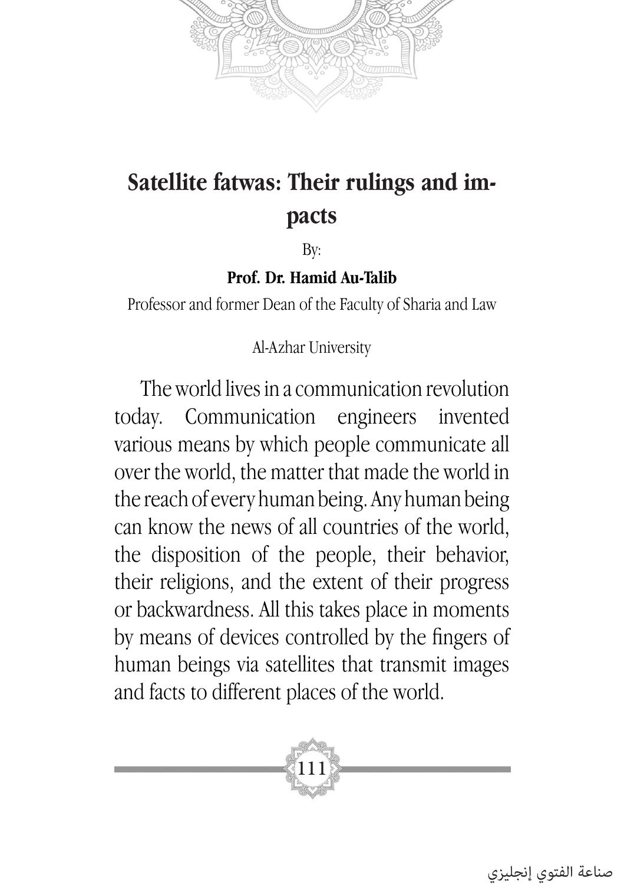# Satellite fatwas: Their rulings and impacts

By:

**Prof. Dr. Hamid Au-Talib**

Professor and former Dean of the Faculty of Sharia and Law

Al-Azhar University

The world lives in a communication revolution today. Communication engineers invented various means by which people communicate all over the world, the matter that made the world in the reach of every human being. Any human being can know the news of all countries of the world, the disposition of the people, their behavior, their religions, and the extent of their progress or backwardness. All this takes place in moments by means of devices controlled by the fingers of human beings via satellites that transmit images and facts to different places of the world.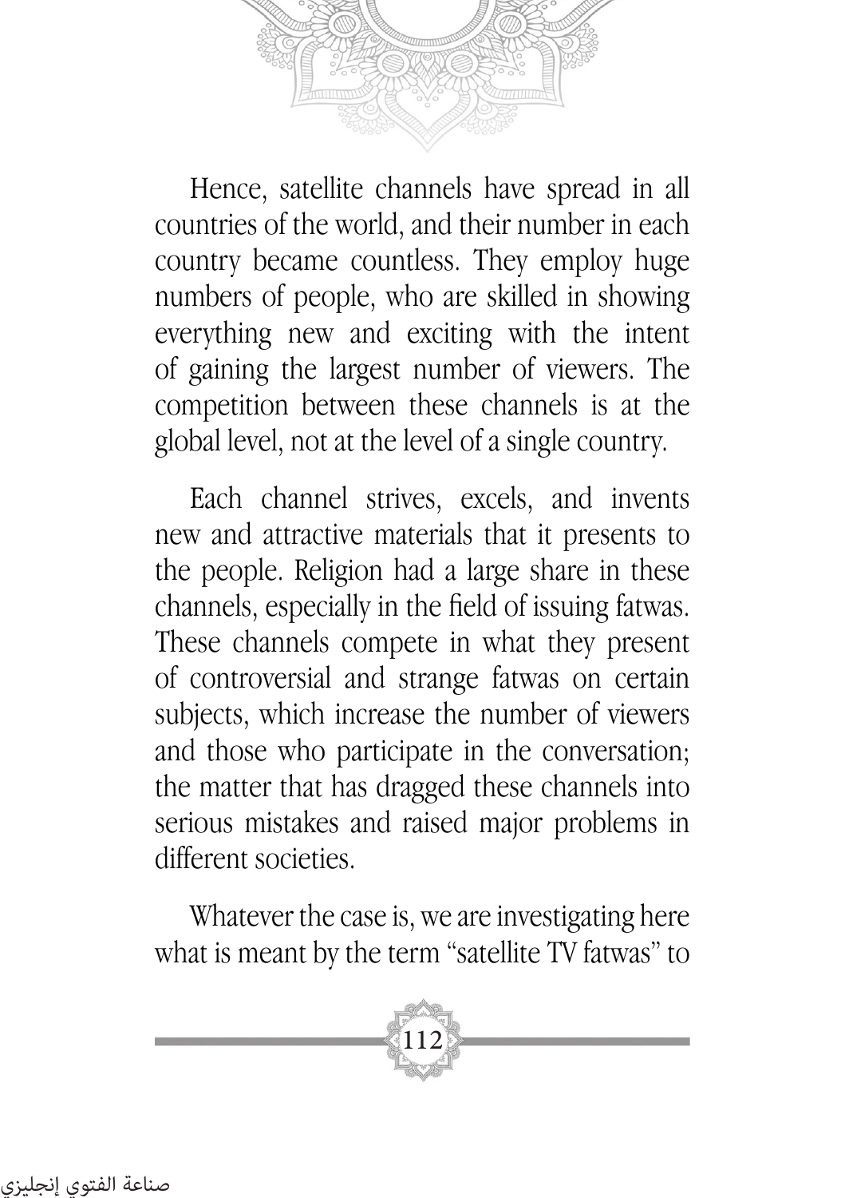Hence, satellite channels have spread in all countries of the world, and their number in each country became countless. They employ huge numbers of people, who are skilled in showing everything new and exciting with the intent of gaining the largest number of viewers. The competition between these channels is at the global level, not at the level of a single country.

Each channel strives, excels, and invents new and attractive materials that it presents to the people. Religion had a large share in these channels, especially in the field of issuing fatwas. These channels compete in what they present of controversial and strange fatwas on certain subjects, which increase the number of viewers and those who participate in the conversation; the matter that has dragged these channels into serious mistakes and raised major problems in different societies.

Whatever the case is, we are investigating here what is meant by the term "satellite TV fatwas" to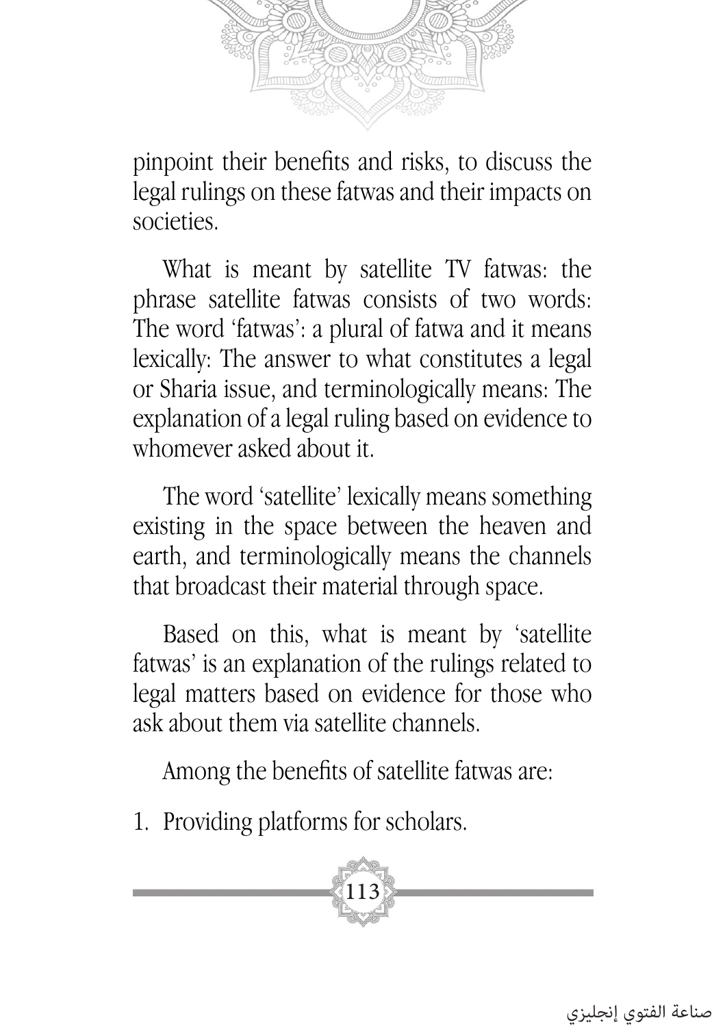pinpoint their benefits and risks, to discuss the legal rulings on these fatwas and their impacts on societies.

What is meant by satellite TV fatwas: the phrase satellite fatwas consists of two words: The word 'fatwas': a plural of fatwa and it means lexically: The answer to what constitutes a legal or Sharia issue, and terminologically means: The explanation of a legal ruling based on evidence to whomever asked about it.

The word 'satellite' lexically means something existing in the space between the heaven and earth, and terminologically means the channels that broadcast their material through space.

Based on this, what is meant by 'satellite fatwas' is an explanation of the rulings related to legal matters based on evidence for those who ask about them via satellite channels.

Among the benefits of satellite fatwas are:

1. Providing platforms for scholars.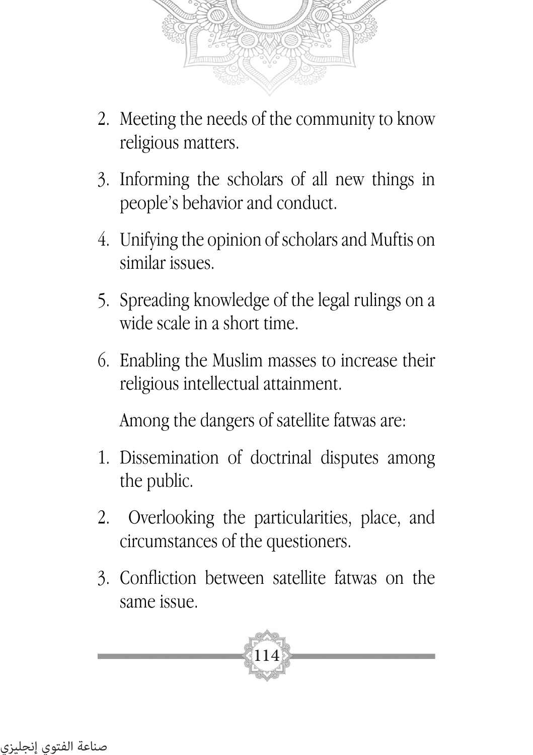2. Meeting the needs of the community to know religious matters.
3. Informing the scholars of all new things in people's behavior and conduct.
4. Unifying the opinion of scholars and Muftis on similar issues.
5. Spreading knowledge of the legal rulings on a wide scale in a short time.
6. Enabling the Muslim masses to increase their religious intellectual attainment.

Among the dangers of satellite fatwas are:

1. Dissemination of doctrinal disputes among the public.
2. Overlooking the particularities, place, and circumstances of the questioners.
3. Confliction between satellite fatwas on the same issue.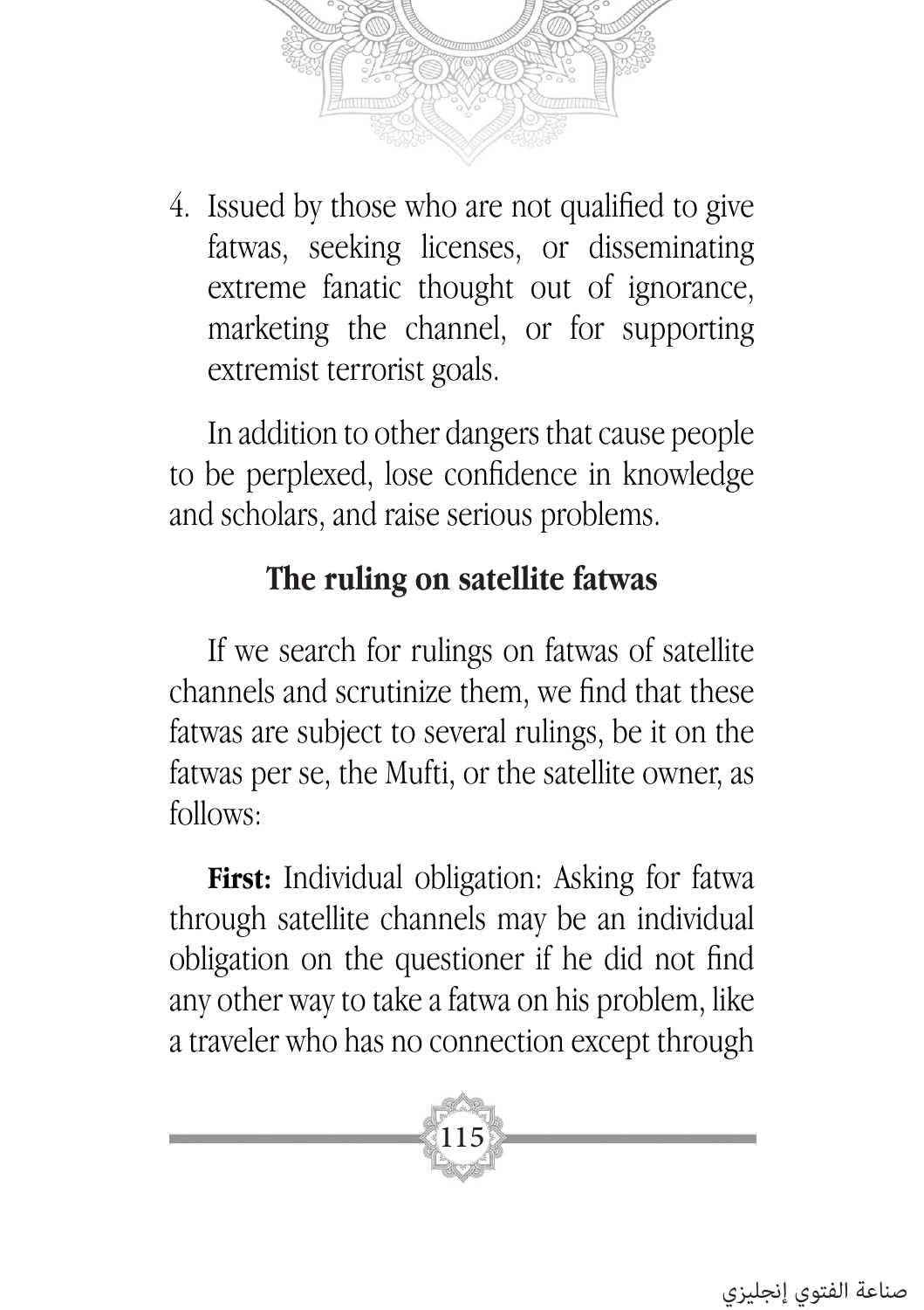4. Issued by those who are not qualified to give fatwas, seeking licenses, or disseminating extreme fanatic thought out of ignorance, marketing the channel, or for supporting extremist terrorist goals.

In addition to other dangers that cause people to be perplexed, lose confidence in knowledge and scholars, and raise serious problems.

### The ruling on satellite fatwas

If we search for rulings on fatwas of satellite channels and scrutinize them, we find that these fatwas are subject to several rulings, be it on the fatwas per se, the Mufti, or the satellite owner, as follows:

**First:** Individual obligation: Asking for fatwa through satellite channels may be an individual obligation on the questioner if he did not find any other way to take a fatwa on his problem, like a traveler who has no connection except through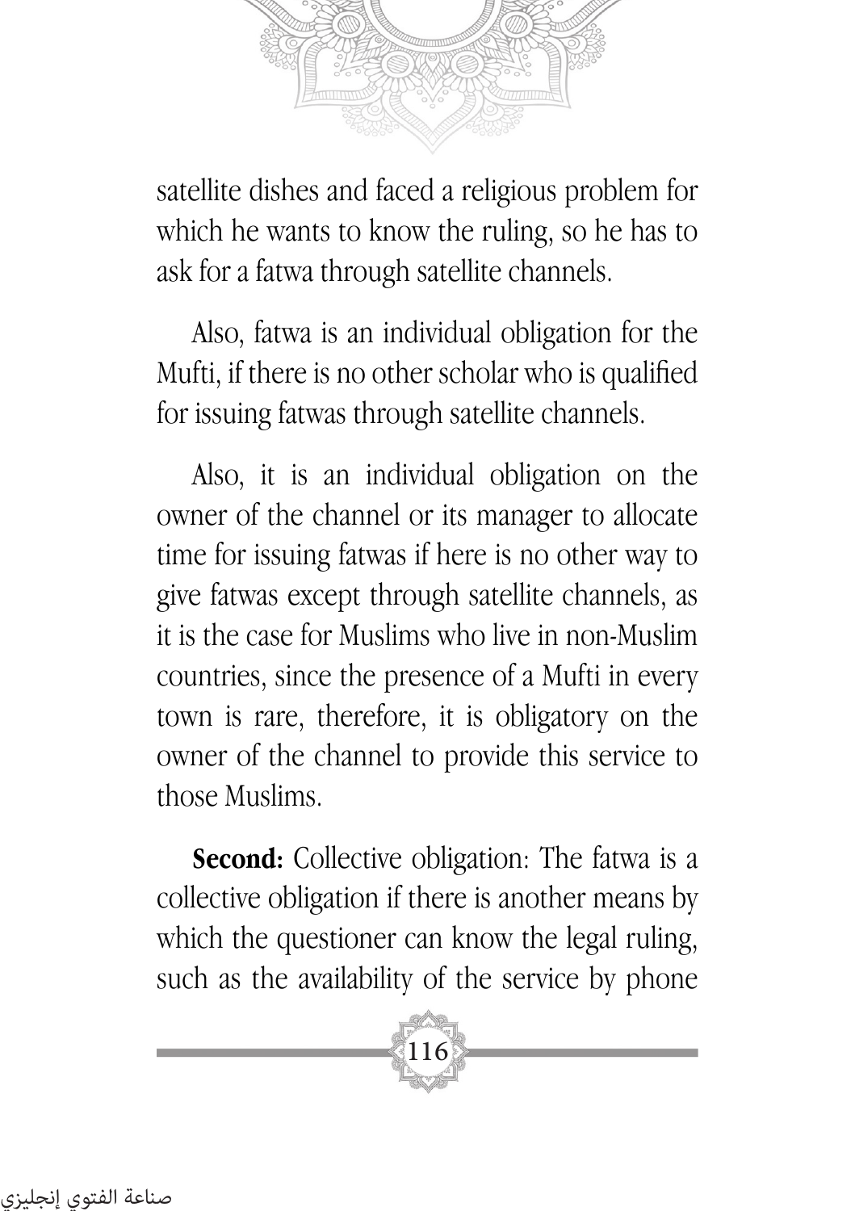satellite dishes and faced a religious problem for which he wants to know the ruling, so he has to ask for a fatwa through satellite channels.

Also, fatwa is an individual obligation for the Mufti, if there is no other scholar who is qualified for issuing fatwas through satellite channels.

Also, it is an individual obligation on the owner of the channel or its manager to allocate time for issuing fatwas if here is no other way to give fatwas except through satellite channels, as it is the case for Muslims who live in non-Muslim countries, since the presence of a Mufti in every town is rare, therefore, it is obligatory on the owner of the channel to provide this service to those Muslims.

**Second:** Collective obligation: The fatwa is a collective obligation if there is another means by which the questioner can know the legal ruling, such as the availability of the service by phone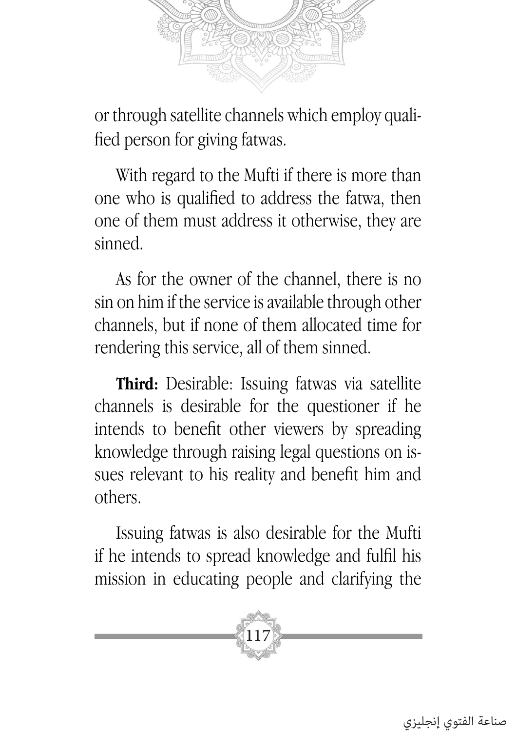or through satellite channels which employ qualified person for giving fatwas.

With regard to the Mufti if there is more than one who is qualified to address the fatwa, then one of them must address it otherwise, they are sinned.

As for the owner of the channel, there is no sin on him if the service is available through other channels, but if none of them allocated time for rendering this service, all of them sinned.

**Third:** Desirable: Issuing fatwas via satellite channels is desirable for the questioner if he intends to benefit other viewers by spreading knowledge through raising legal questions on issues relevant to his reality and benefit him and others.

Issuing fatwas is also desirable for the Mufti if he intends to spread knowledge and fulfil his mission in educating people and clarifying the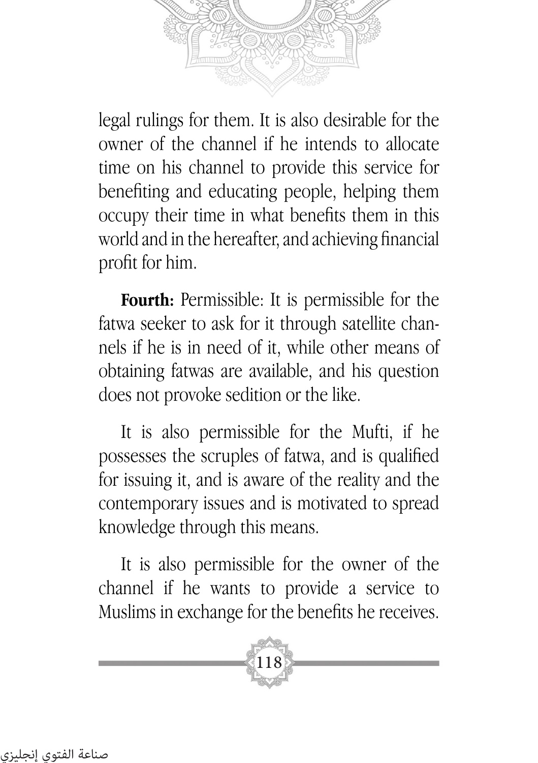legal rulings for them. It is also desirable for the owner of the channel if he intends to allocate time on his channel to provide this service for benefiting and educating people, helping them occupy their time in what benefits them in this world and in the hereafter, and achieving financial profit for him.

**Fourth:** Permissible: It is permissible for the fatwa seeker to ask for it through satellite channels if he is in need of it, while other means of obtaining fatwas are available, and his question does not provoke sedition or the like.

It is also permissible for the Mufti, if he possesses the scruples of fatwa, and is qualified for issuing it, and is aware of the reality and the contemporary issues and is motivated to spread knowledge through this means.

It is also permissible for the owner of the channel if he wants to provide a service to Muslims in exchange for the benefits he receives.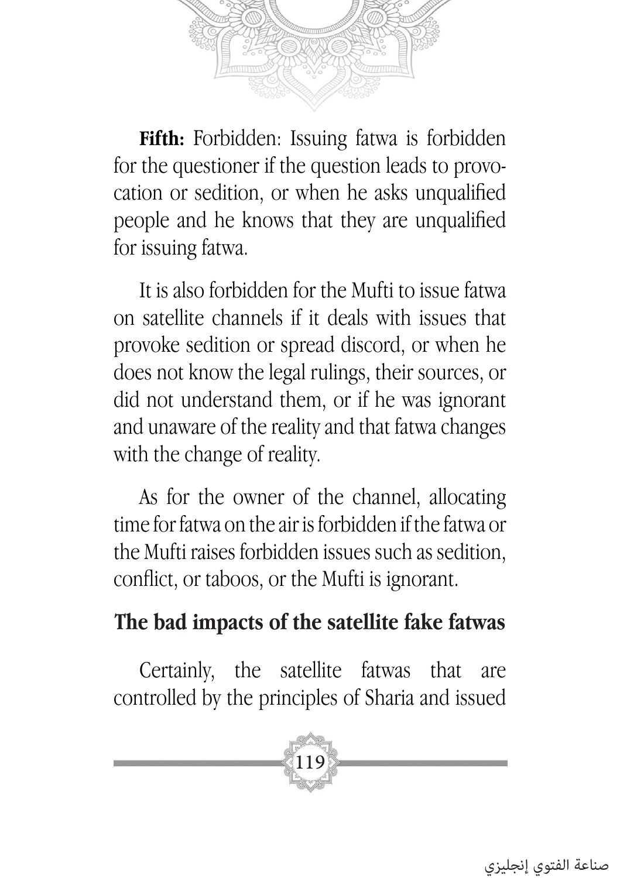**Fifth:** Forbidden: Issuing fatwa is forbidden for the questioner if the question leads to provocation or sedition, or when he asks unqualified people and he knows that they are unqualified for issuing fatwa.

It is also forbidden for the Mufti to issue fatwa on satellite channels if it deals with issues that provoke sedition or spread discord, or when he does not know the legal rulings, their sources, or did not understand them, or if he was ignorant and unaware of the reality and that fatwa changes with the change of reality.

As for the owner of the channel, allocating time for fatwa on the air is forbidden if the fatwa or the Mufti raises forbidden issues such as sedition, conflict, or taboos, or the Mufti is ignorant.

## The bad impacts of the satellite fake fatwas

Certainly, the satellite fatwas that are controlled by the principles of Sharia and issued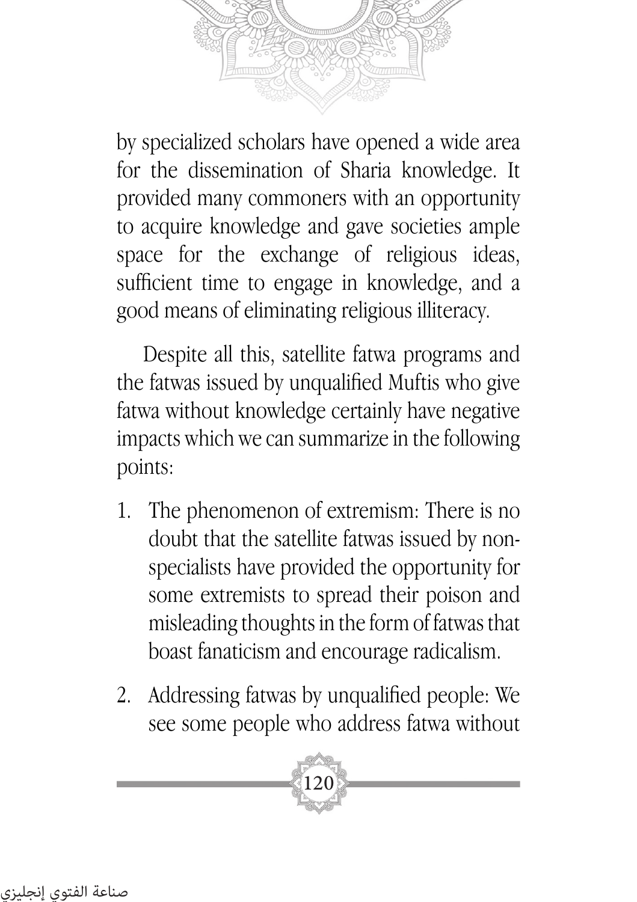by specialized scholars have opened a wide area for the dissemination of Sharia knowledge. It provided many commoners with an opportunity to acquire knowledge and gave societies ample space for the exchange of religious ideas, sufficient time to engage in knowledge, and a good means of eliminating religious illiteracy.

Despite all this, satellite fatwa programs and the fatwas issued by unqualified Muftis who give fatwa without knowledge certainly have negative impacts which we can summarize in the following points:

1. The phenomenon of extremism: There is no doubt that the satellite fatwas issued by non-specialists have provided the opportunity for some extremists to spread their poison and misleading thoughts in the form of fatwas that boast fanaticism and encourage radicalism.

2. Addressing fatwas by unqualified people: We see some people who address fatwa without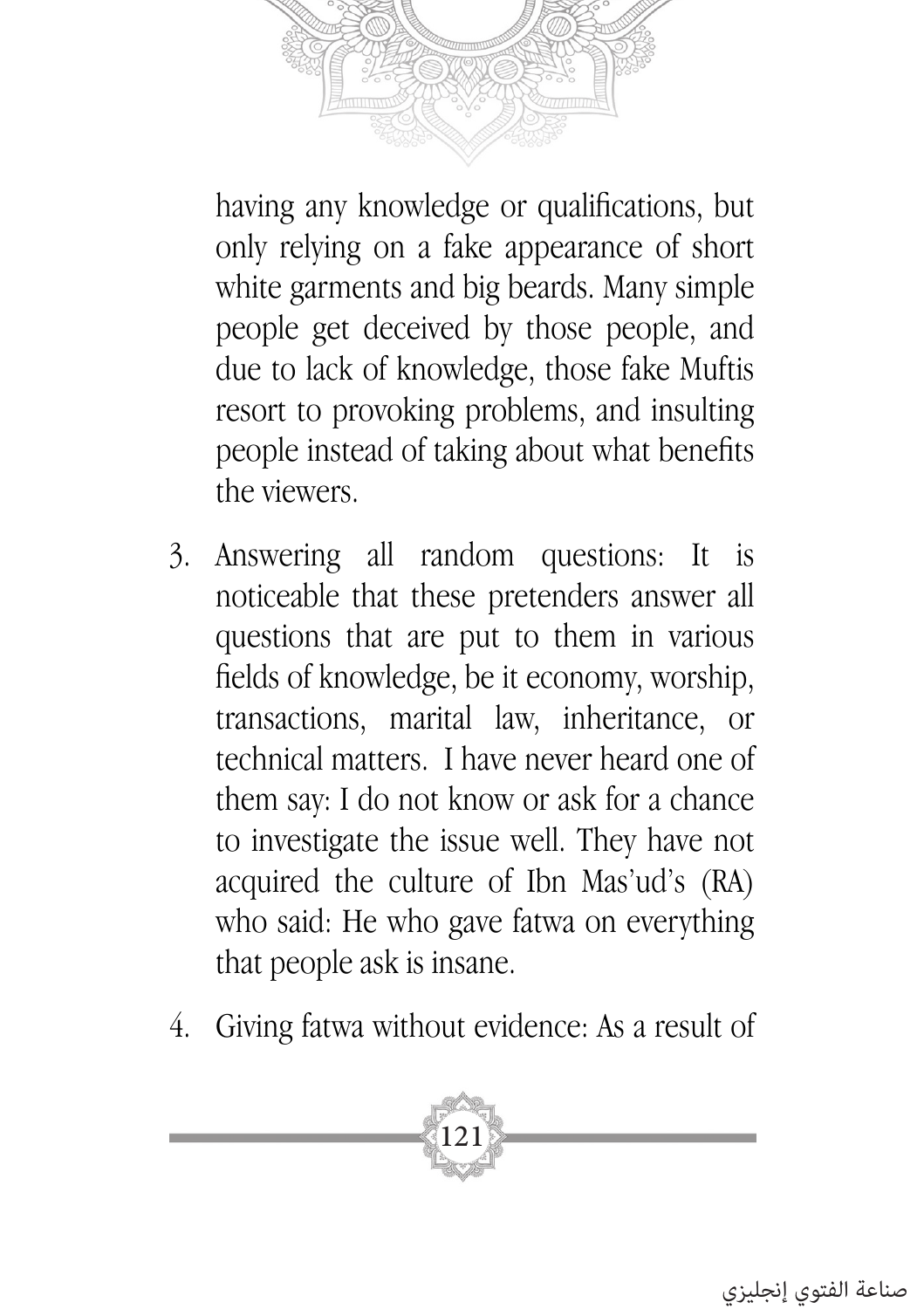having any knowledge or qualifications, but only relying on a fake appearance of short white garments and big beards. Many simple people get deceived by those people, and due to lack of knowledge, those fake Muftis resort to provoking problems, and insulting people instead of taking about what benefits the viewers.

3. Answering all random questions: It is noticeable that these pretenders answer all questions that are put to them in various fields of knowledge, be it economy, worship, transactions, marital law, inheritance, or technical matters. I have never heard one of them say: I do not know or ask for a chance to investigate the issue well. They have not acquired the culture of Ibn Mas'ud's (RA) who said: He who gave fatwa on everything that people ask is insane.

4. Giving fatwa without evidence: As a result of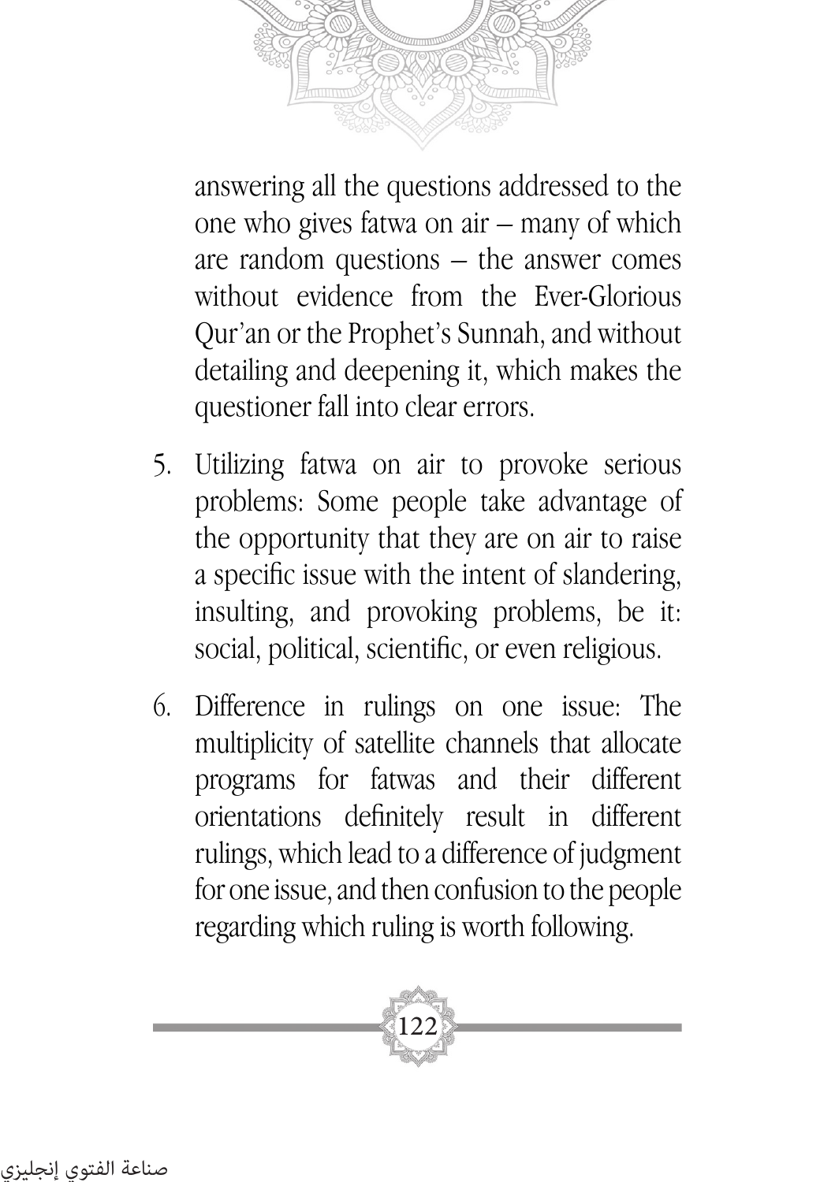answering all the questions addressed to the one who gives fatwa on air – many of which are random questions – the answer comes without evidence from the Ever-Glorious Qur'an or the Prophet's Sunnah, and without detailing and deepening it, which makes the questioner fall into clear errors.

5. Utilizing fatwa on air to provoke serious problems: Some people take advantage of the opportunity that they are on air to raise a specific issue with the intent of slandering, insulting, and provoking problems, be it: social, political, scientific, or even religious.

6. Difference in rulings on one issue: The multiplicity of satellite channels that allocate programs for fatwas and their different orientations definitely result in different rulings, which lead to a difference of judgment for one issue, and then confusion to the people regarding which ruling is worth following.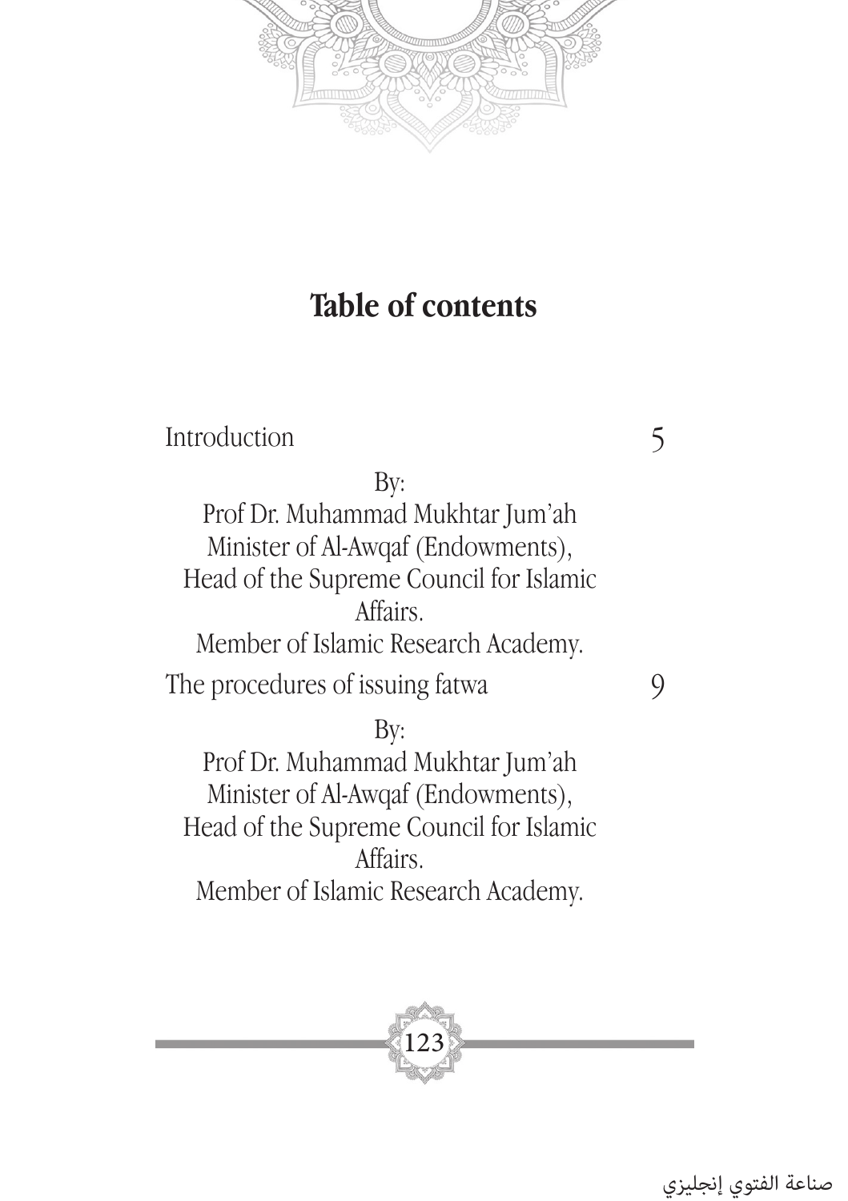# Table of contents

| | |
|---|---|
| Introduction | 5 |
| By:<br>Prof Dr. Muhammad Mukhtar Jum'ah<br>Minister of Al-Awqaf (Endowments),<br>Head of the Supreme Council for Islamic Affairs.<br>Member of Islamic Research Academy. | |
| The procedures of issuing fatwa | 9 |
| By:<br>Prof Dr. Muhammad Mukhtar Jum'ah<br>Minister of Al-Awqaf (Endowments),<br>Head of the Supreme Council for Islamic Affairs.<br>Member of Islamic Research Academy. | |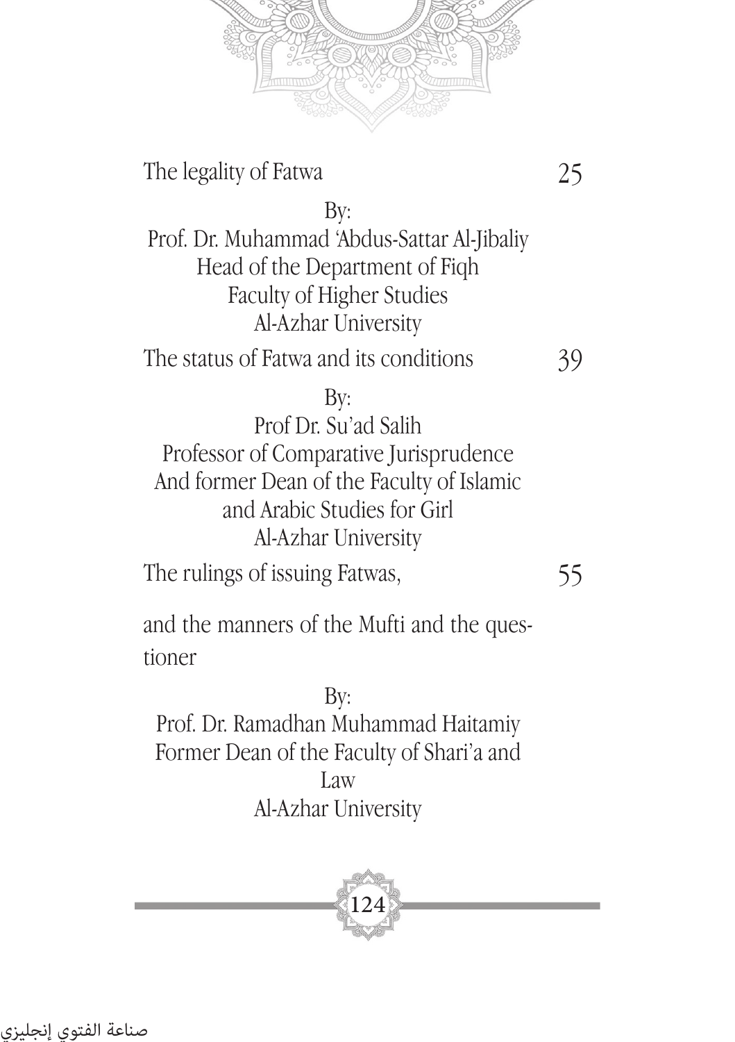The legality of Fatwa 25

By:
Prof. Dr. Muhammad 'Abdus-Sattar Al-Jibaliy
Head of the Department of Fiqh
Faculty of Higher Studies
Al-Azhar University

The status of Fatwa and its conditions 39

By:
Prof Dr. Su'ad Salih
Professor of Comparative Jurisprudence
And former Dean of the Faculty of Islamic and Arabic Studies for Girl
Al-Azhar University

The rulings of issuing Fatwas, 55

and the manners of the Mufti and the questioner

By:
Prof. Dr. Ramadhan Muhammad Haitamiy
Former Dean of the Faculty of Shari'a and Law
Al-Azhar University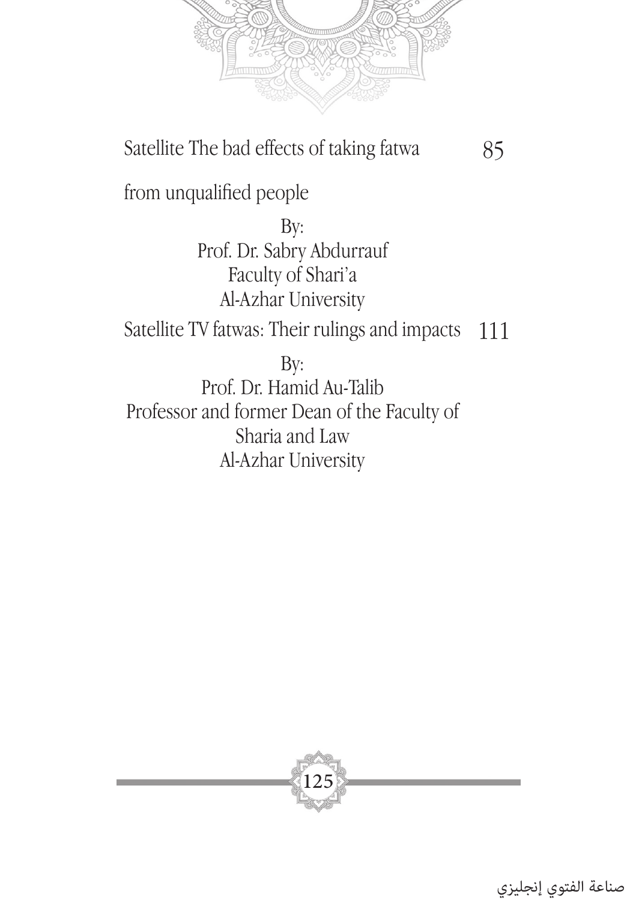Satellite The bad effects of taking fatwa from unqualified people 85

By:
Prof. Dr. Sabry Abdurrauf
Faculty of Shari'a
Al-Azhar University

Satellite TV fatwas: Their rulings and impacts 111

By:
Prof. Dr. Hamid Au-Talib
Professor and former Dean of the Faculty of Sharia and Law
Al-Azhar University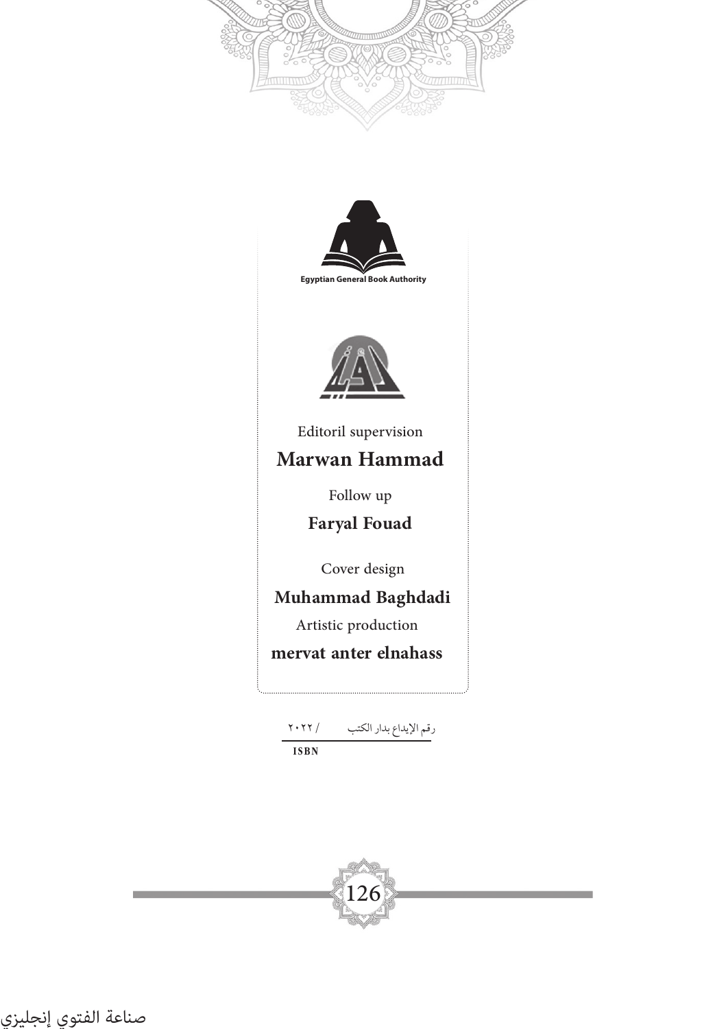Egyptian General Book Authority

Editoril supervision

**Marwan Hammad**

Follow up

**Faryal Fouad**

Cover design

**Muhammad Baghdadi**

Artistic production

**mervat anter elnahass**

رقم الإيداع بدار الكتب / ٢٠٢٢

**ISBN**